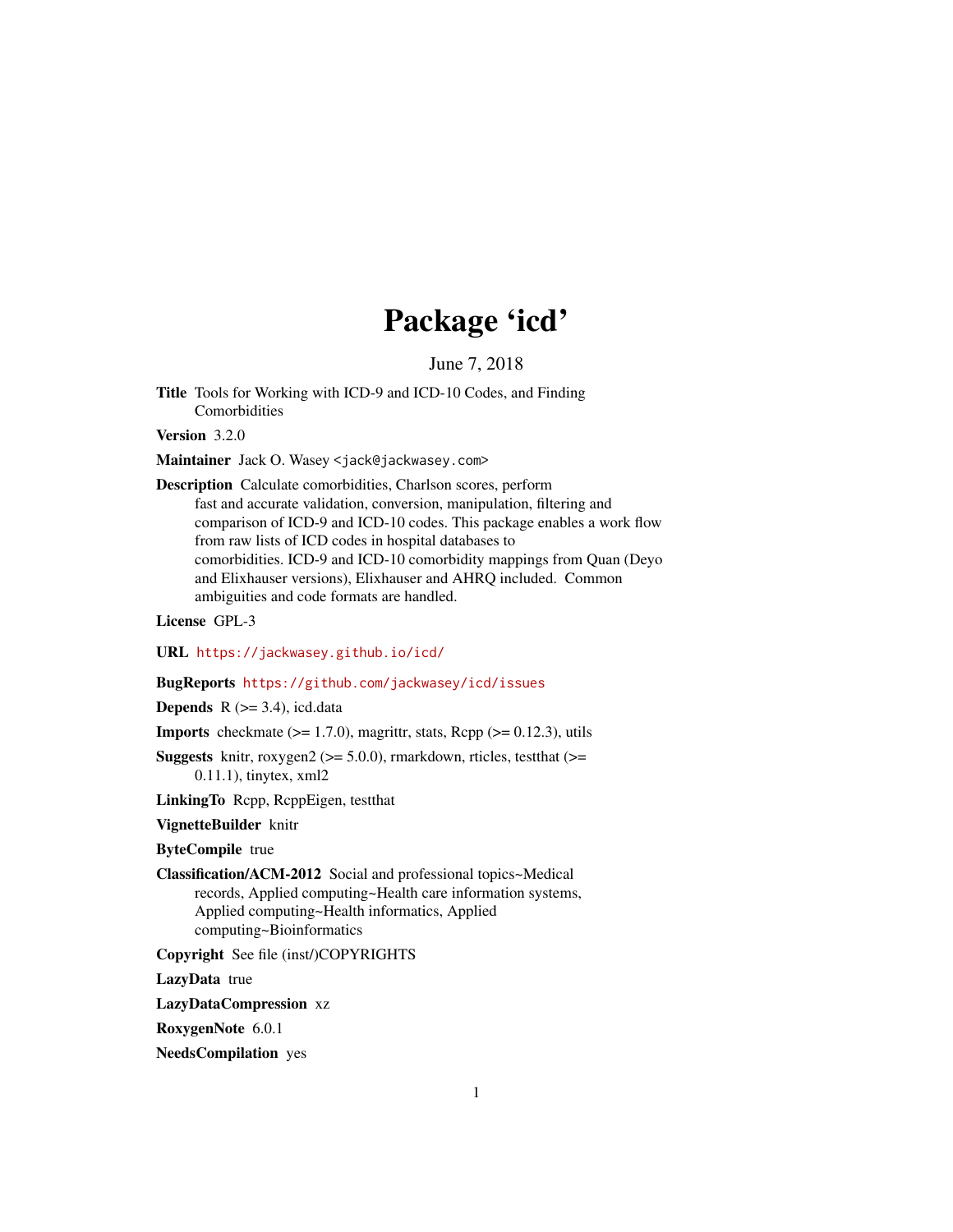# Package 'icd'

June 7, 2018

**Title** Tools for Working with ICD-9 and ICD-10 Codes, and Finding Comorbidities

**Version** 3.2.0

**Maintainer** Jack O. Wasey <jack@jackwasey.com>

**Description** Calculate comorbidities, Charlson scores, perform fast and accurate validation, conversion, manipulation, filtering and comparison of ICD-9 and ICD-10 codes. This package enables a work flow from raw lists of ICD codes in hospital databases to comorbidities. ICD-9 and ICD-10 comorbidity mappings from Quan (Deyo and Elixhauser versions), Elixhauser and AHRQ included. Common ambiguities and code formats are handled.

**License** GPL-3

**URL** https://jackwasey.github.io/icd/

**BugReports** https://github.com/jackwasey/icd/issues

**Depends** R (>= 3.4), icd.data

**Imports** checkmate (>= 1.7.0), magrittr, stats, Rcpp (>= 0.12.3), utils

**Suggests** knitr, roxygen2 (>= 5.0.0), rmarkdown, rticles, testthat (>= 0.11.1), tinytex, xml2

**LinkingTo** Rcpp, RcppEigen, testthat

**VignetteBuilder** knitr

**ByteCompile** true

**Classification/ACM-2012** Social and professional topics~Medical records, Applied computing~Health care information systems, Applied computing~Health informatics, Applied computing~Bioinformatics

**Copyright** See file (inst/)COPYRIGHTS

**LazyData** true

**LazyDataCompression** xz

**RoxygenNote** 6.0.1

**NeedsCompilation** yes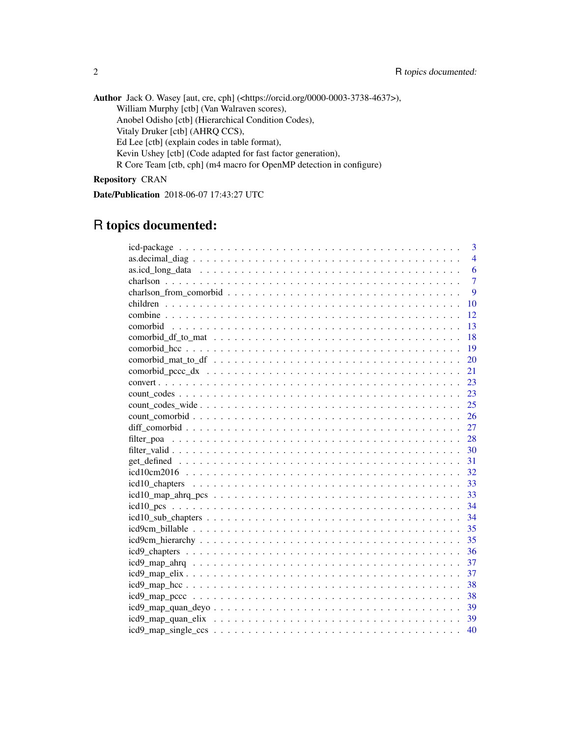**Author** Jack O. Wasey [aut, cre, cph] (<https://orcid.org/0000-0003-3738-4637>),
William Murphy [ctb] (Van Walraven scores),
Anobel Odisho [ctb] (Hierarchical Condition Codes),
Vitaly Druker [ctb] (AHRQ CCS),
Ed Lee [ctb] (explain codes in table format),
Kevin Ushey [ctb] (Code adapted for fast factor generation),
R Core Team [ctb, cph] (m4 macro for OpenMP detection in configure)

**Repository** CRAN

**Date/Publication** 2018-06-07 17:43:27 UTC

# R topics documented:

| | |
|---|---|
| icd-package | 3 |
| as.decimal_diag | 4 |
| as.icd_long_data | 6 |
| charlson | 7 |
| charlson_from_comorbid | 9 |
| children | 10 |
| combine | 12 |
| comorbid | 13 |
| comorbid_df_to_mat | 18 |
| comorbid_hcc | 19 |
| comorbid_mat_to_df | 20 |
| comorbid_pccc_dx | 21 |
| convert | 23 |
| count_codes | 23 |
| count_codes_wide | 25 |
| count_comorbid | 26 |
| diff_comorbid | 27 |
| filter_poa | 28 |
| filter_valid | 30 |
| get_defined | 31 |
| icd10cm2016 | 32 |
| icd10_chapters | 33 |
| icd10_map_ahrq_pcs | 33 |
| icd10_pcs | 34 |
| icd10_sub_chapters | 34 |
| icd9cm_billable | 35 |
| icd9cm_hierarchy | 35 |
| icd9_chapters | 36 |
| icd9_map_ahrq | 37 |
| icd9_map_elix | 37 |
| icd9_map_hcc | 38 |
| icd9_map_pccc | 38 |
| icd9_map_quan_deyo | 39 |
| icd9_map_quan_elix | 39 |
| icd9_map_single_ccs | 40 |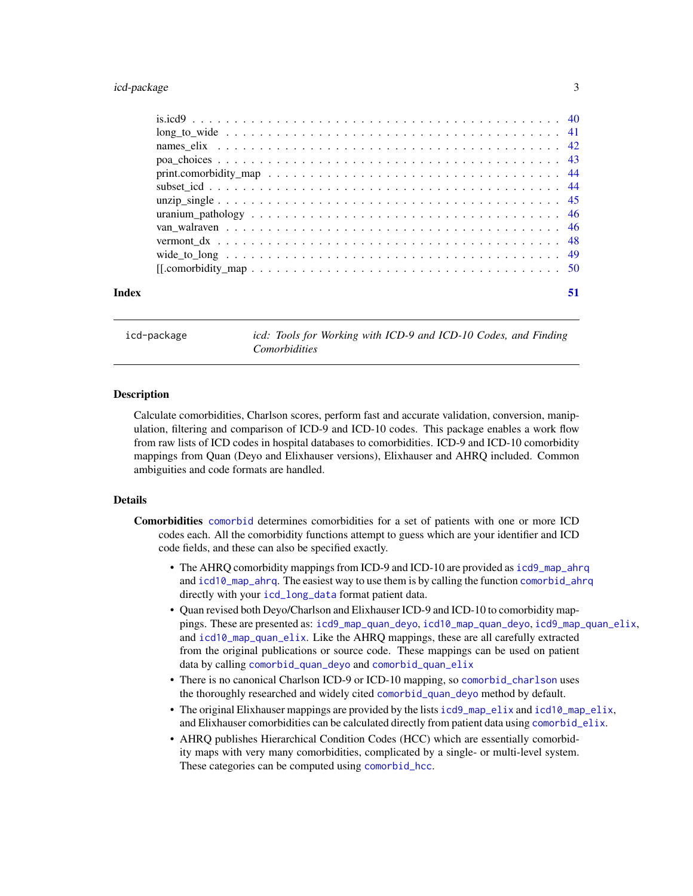is.icd9 . . . . . . . . . . . . . . . . . . . . . . . . . . . . . . . . . . . . . . . . 40
long_to_wide . . . . . . . . . . . . . . . . . . . . . . . . . . . . . . . . . . . . . . 41
names_elix . . . . . . . . . . . . . . . . . . . . . . . . . . . . . . . . . . . . . . . 42
poa_choices . . . . . . . . . . . . . . . . . . . . . . . . . . . . . . . . . . . . . . . 43
print.comorbidity_map . . . . . . . . . . . . . . . . . . . . . . . . . . . . . . . . . 44
subset_icd . . . . . . . . . . . . . . . . . . . . . . . . . . . . . . . . . . . . . . . 44
unzip_single . . . . . . . . . . . . . . . . . . . . . . . . . . . . . . . . . . . . . . 45
uranium_pathology . . . . . . . . . . . . . . . . . . . . . . . . . . . . . . . . . . . 46
van_walraven . . . . . . . . . . . . . . . . . . . . . . . . . . . . . . . . . . . . . . 46
vermont_dx . . . . . . . . . . . . . . . . . . . . . . . . . . . . . . . . . . . . . . . 48
wide_to_long . . . . . . . . . . . . . . . . . . . . . . . . . . . . . . . . . . . . . . 49
[[.comorbidity_map . . . . . . . . . . . . . . . . . . . . . . . . . . . . . . . . . . . 50

**Index** **51**

---

`icd-package` *icd: Tools for Working with ICD-9 and ICD-10 Codes, and Finding Comorbidities*

---

## Description

Calculate comorbidities, Charlson scores, perform fast and accurate validation, conversion, manipulation, filtering and comparison of ICD-9 and ICD-10 codes. This package enables a work flow from raw lists of ICD codes in hospital databases to comorbidities. ICD-9 and ICD-10 comorbidity mappings from Quan (Deyo and Elixhauser versions), Elixhauser and AHRQ included. Common ambiguities and code formats are handled.

## Details

**Comorbidities** `comorbid` determines comorbidities for a set of patients with one or more ICD codes each. All the comorbidity functions attempt to guess which are your identifier and ICD code fields, and these can also be specified exactly.

- The AHRQ comorbidity mappings from ICD-9 and ICD-10 are provided as `icd9_map_ahrq` and `icd10_map_ahrq`. The easiest way to use them is by calling the function `comorbid_ahrq` directly with your `icd_long_data` format patient data.
- Quan revised both Deyo/Charlson and Elixhauser ICD-9 and ICD-10 to comorbidity mappings. These are presented as: `icd9_map_quan_deyo`, `icd10_map_quan_deyo`, `icd9_map_quan_elix`, and `icd10_map_quan_elix`. Like the AHRQ mappings, these are all carefully extracted from the original publications or source code. These mappings can be used on patient data by calling `comorbid_quan_deyo` and `comorbid_quan_elix`
- There is no canonical Charlson ICD-9 or ICD-10 mapping, so `comorbid_charlson` uses the thoroughly researched and widely cited `comorbid_quan_deyo` method by default.
- The original Elixhauser mappings are provided by the lists `icd9_map_elix` and `icd10_map_elix`, and Elixhauser comorbidities can be calculated directly from patient data using `comorbid_elix`.
- AHRQ publishes Hierarchical Condition Codes (HCC) which are essentially comorbidity maps with very many comorbidities, complicated by a single- or multi-level system. These categories can be computed using `comorbid_hcc`.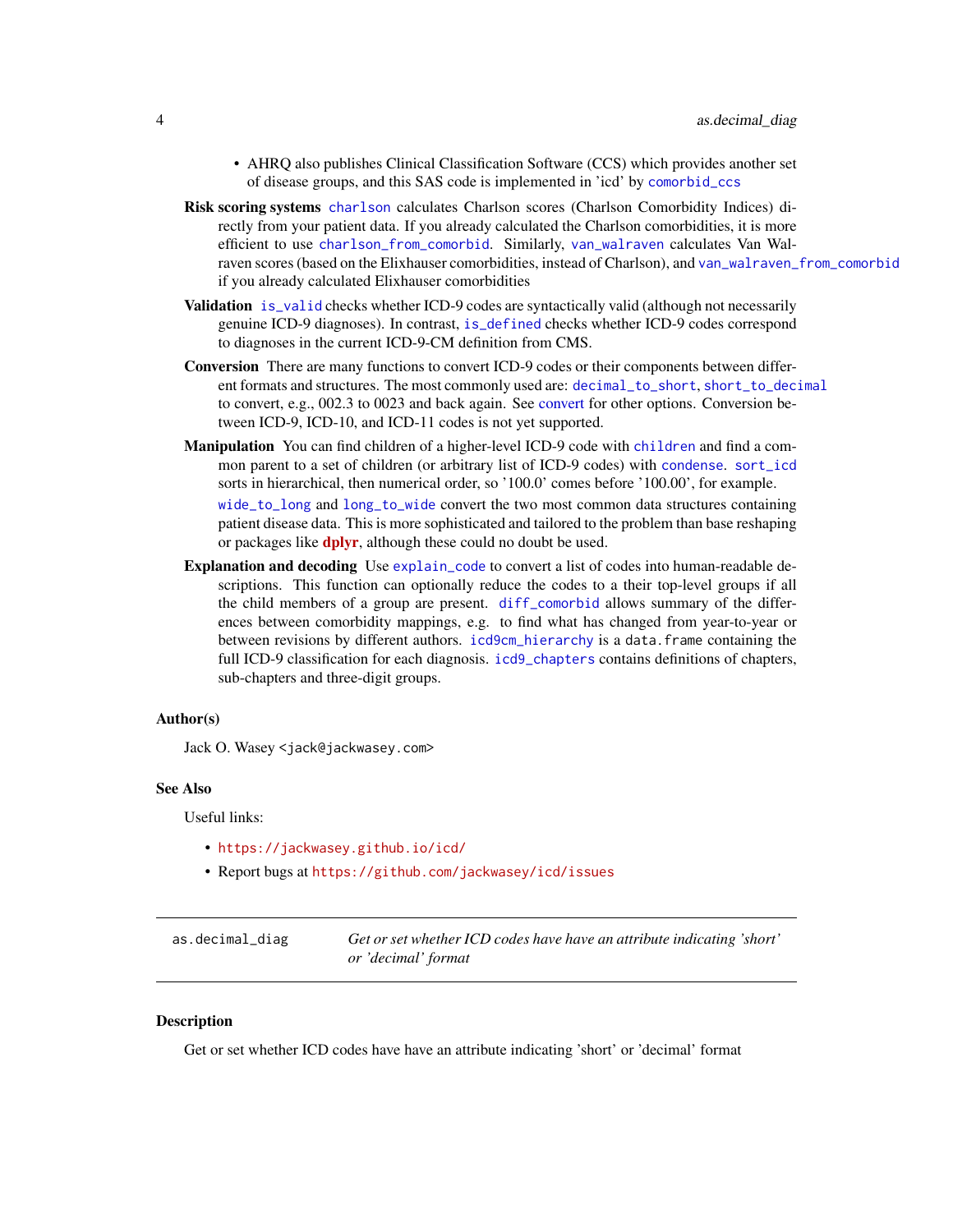- AHRQ also publishes Clinical Classification Software (CCS) which provides another set of disease groups, and this SAS code is implemented in 'icd' by `comorbid_ccs`

**Risk scoring systems** `charlson` calculates Charlson scores (Charlson Comorbidity Indices) directly from your patient data. If you already calculated the Charlson comorbidities, it is more efficient to use `charlson_from_comorbid`. Similarly, `van_walraven` calculates Van Walraven scores (based on the Elixhauser comorbidities, instead of Charlson), and `van_walraven_from_comorbid` if you already calculated Elixhauser comorbidities

**Validation** `is_valid` checks whether ICD-9 codes are syntactically valid (although not necessarily genuine ICD-9 diagnoses). In contrast, `is_defined` checks whether ICD-9 codes correspond to diagnoses in the current ICD-9-CM definition from CMS.

**Conversion** There are many functions to convert ICD-9 codes or their components between different formats and structures. The most commonly used are: `decimal_to_short`, `short_to_decimal` to convert, e.g., 002.3 to 0023 and back again. See convert for other options. Conversion between ICD-9, ICD-10, and ICD-11 codes is not yet supported.

**Manipulation** You can find children of a higher-level ICD-9 code with `children` and find a common parent to a set of children (or arbitrary list of ICD-9 codes) with `condense`. `sort_icd` sorts in hierarchical, then numerical order, so '100.0' comes before '100.00', for example. `wide_to_long` and `long_to_wide` convert the two most common data structures containing patient disease data. This is more sophisticated and tailored to the problem than base reshaping or packages like **dplyr**, although these could no doubt be used.

**Explanation and decoding** Use `explain_code` to convert a list of codes into human-readable descriptions. This function can optionally reduce the codes to a their top-level groups if all the child members of a group are present. `diff_comorbid` allows summary of the differences between comorbidity mappings, e.g. to find what has changed from year-to-year or between revisions by different authors. `icd9cm_hierarchy` is a `data.frame` containing the full ICD-9 classification for each diagnosis. `icd9_chapters` contains definitions of chapters, sub-chapters and three-digit groups.

### Author(s)

Jack O. Wasey <jack@jackwasey.com>

### See Also

Useful links:

- https://jackwasey.github.io/icd/
- Report bugs at https://github.com/jackwasey/icd/issues

---

## as.decimal_diag — *Get or set whether ICD codes have have an attribute indicating 'short' or 'decimal' format*

### Description

Get or set whether ICD codes have have an attribute indicating 'short' or 'decimal' format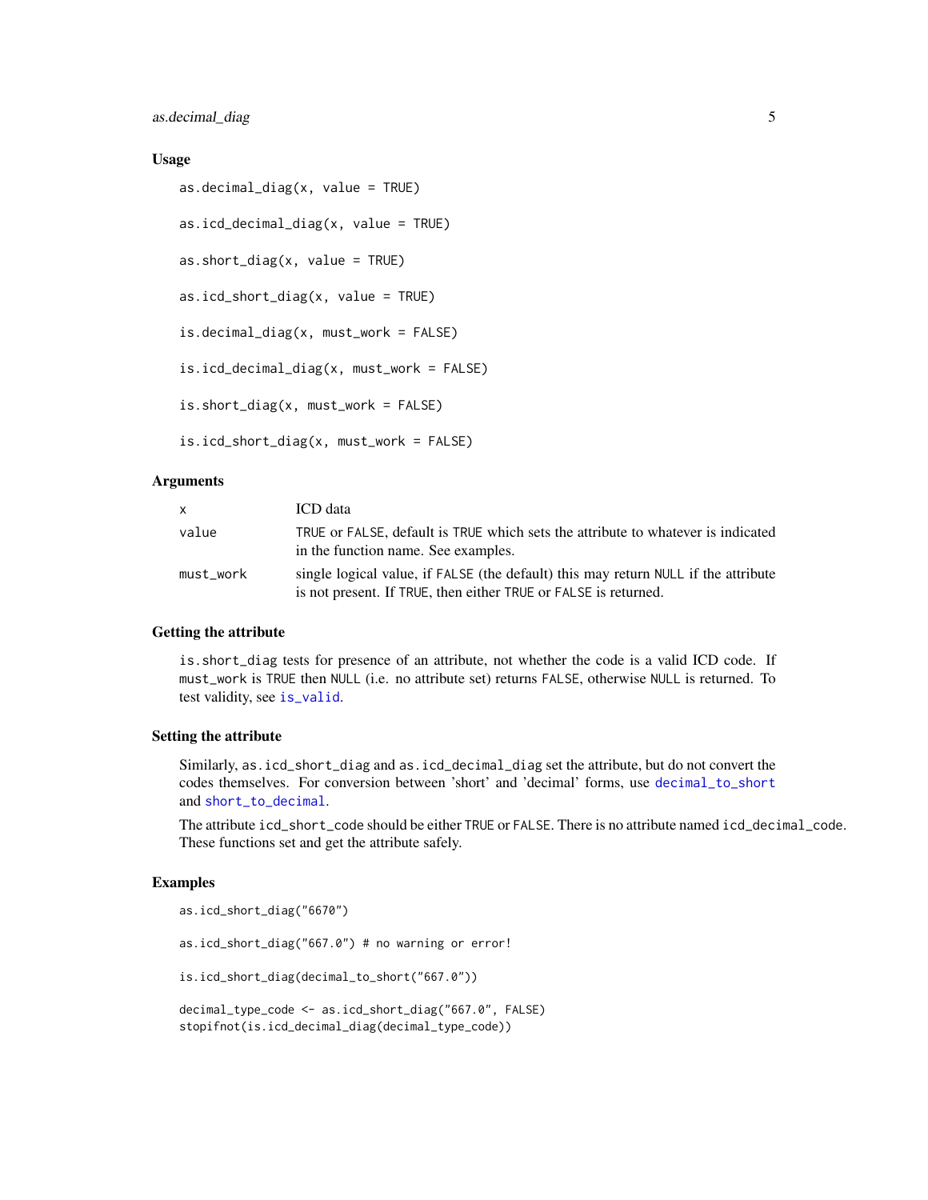### Usage

```
as.decimal_diag(x, value = TRUE)

as.icd_decimal_diag(x, value = TRUE)

as.short_diag(x, value = TRUE)

as.icd_short_diag(x, value = TRUE)

is.decimal_diag(x, must_work = FALSE)

is.icd_decimal_diag(x, must_work = FALSE)

is.short_diag(x, must_work = FALSE)

is.icd_short_diag(x, must_work = FALSE)
```

### Arguments

| | |
|---|---|
| x | ICD data |
| value | TRUE or FALSE, default is TRUE which sets the attribute to whatever is indicated in the function name. See examples. |
| must_work | single logical value, if FALSE (the default) this may return NULL if the attribute is not present. If TRUE, then either TRUE or FALSE is returned. |

### Getting the attribute

is.short_diag tests for presence of an attribute, not whether the code is a valid ICD code. If must_work is TRUE then NULL (i.e. no attribute set) returns FALSE, otherwise NULL is returned. To test validity, see is_valid.

### Setting the attribute

Similarly, as.icd_short_diag and as.icd_decimal_diag set the attribute, but do not convert the codes themselves. For conversion between 'short' and 'decimal' forms, use decimal_to_short and short_to_decimal.

The attribute icd_short_code should be either TRUE or FALSE. There is no attribute named icd_decimal_code. These functions set and get the attribute safely.

### Examples

```
as.icd_short_diag("6670")

as.icd_short_diag("667.0") # no warning or error!

is.icd_short_diag(decimal_to_short("667.0"))

decimal_type_code <- as.icd_short_diag("667.0", FALSE)
stopifnot(is.icd_decimal_diag(decimal_type_code))
```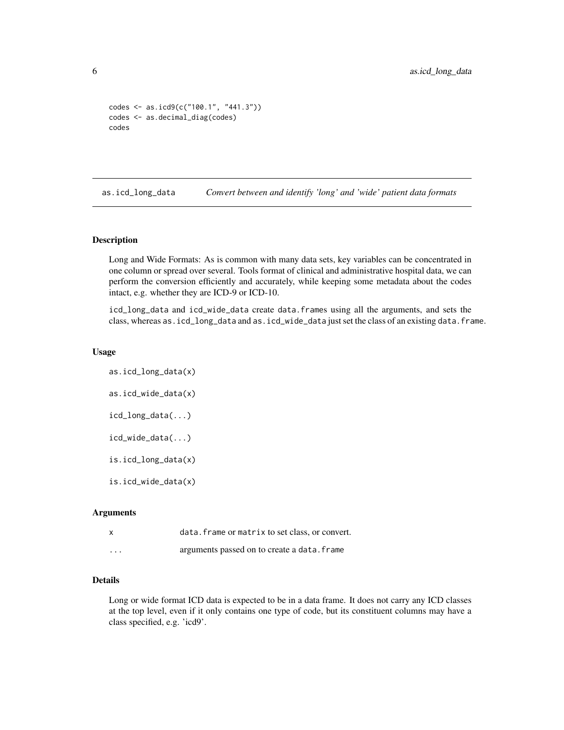```
codes <- as.icd9(c("100.1", "441.3"))
codes <- as.decimal_diag(codes)
codes
```

## as.icd_long_data — *Convert between and identify 'long' and 'wide' patient data formats*

### Description

Long and Wide Formats: As is common with many data sets, key variables can be concentrated in one column or spread over several. Tools format of clinical and administrative hospital data, we can perform the conversion efficiently and accurately, while keeping some metadata about the codes intact, e.g. whether they are ICD-9 or ICD-10.

`icd_long_data` and `icd_wide_data` create `data.frame`s using all the arguments, and sets the class, whereas `as.icd_long_data` and `as.icd_wide_data` just set the class of an existing `data.frame`.

### Usage

```
as.icd_long_data(x)

as.icd_wide_data(x)

icd_long_data(...)

icd_wide_data(...)

is.icd_long_data(x)

is.icd_wide_data(x)
```

### Arguments

| | |
|---|---|
| `x` | `data.frame` or `matrix` to set class, or convert. |
| `...` | arguments passed on to create a `data.frame` |

### Details

Long or wide format ICD data is expected to be in a data frame. It does not carry any ICD classes at the top level, even if it only contains one type of code, but its constituent columns may have a class specified, e.g. 'icd9'.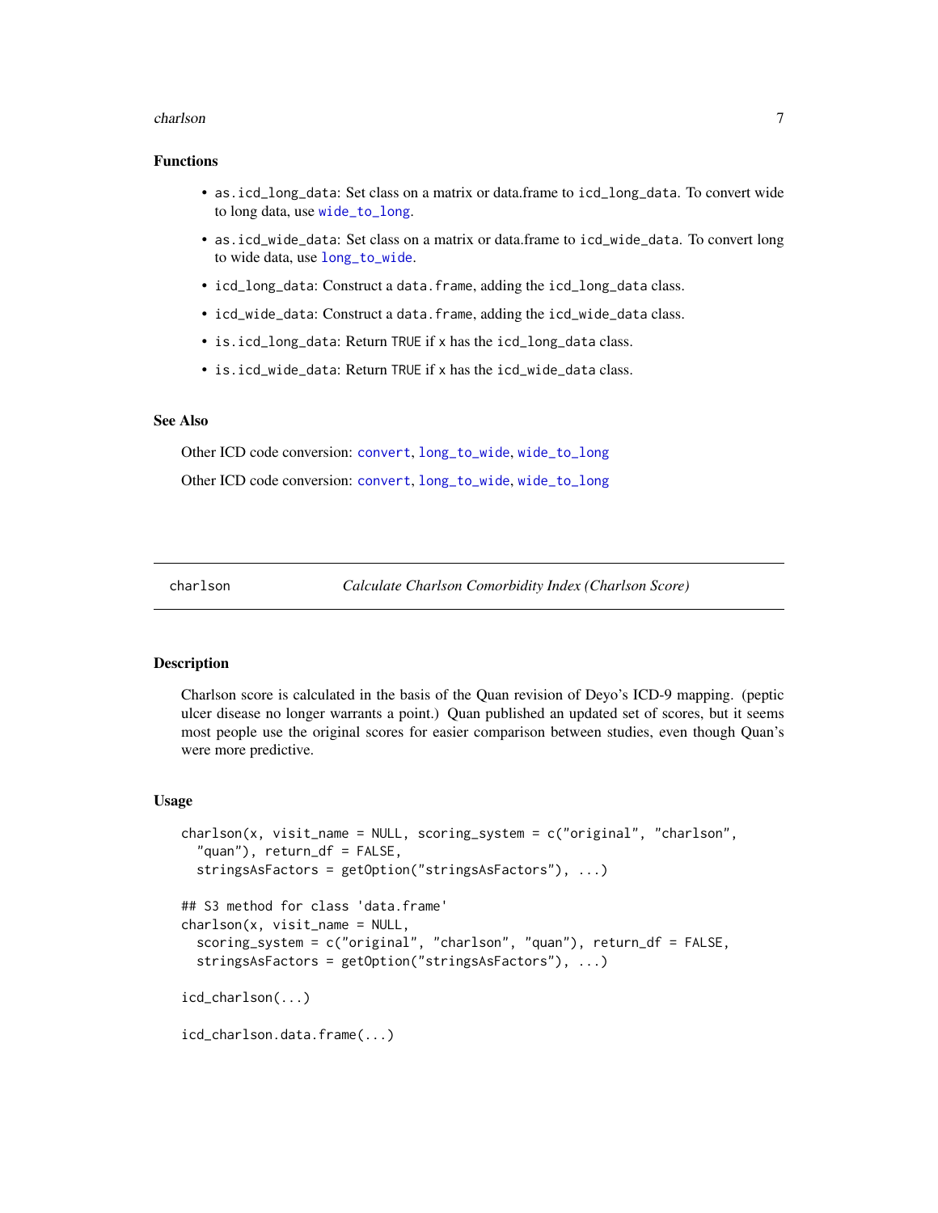### Functions

- `as.icd_long_data`: Set class on a matrix or data.frame to `icd_long_data`. To convert wide to long data, use `wide_to_long`.
- `as.icd_wide_data`: Set class on a matrix or data.frame to `icd_wide_data`. To convert long to wide data, use `long_to_wide`.
- `icd_long_data`: Construct a `data.frame`, adding the `icd_long_data` class.
- `icd_wide_data`: Construct a `data.frame`, adding the `icd_wide_data` class.
- `is.icd_long_data`: Return `TRUE` if x has the `icd_long_data` class.
- `is.icd_wide_data`: Return `TRUE` if x has the `icd_wide_data` class.

### See Also

Other ICD code conversion: `convert`, `long_to_wide`, `wide_to_long`

Other ICD code conversion: `convert`, `long_to_wide`, `wide_to_long`

---

## charlson — *Calculate Charlson Comorbidity Index (Charlson Score)*

### Description

Charlson score is calculated in the basis of the Quan revision of Deyo's ICD-9 mapping. (peptic ulcer disease no longer warrants a point.) Quan published an updated set of scores, but it seems most people use the original scores for easier comparison between studies, even though Quan's were more predictive.

### Usage

```
charlson(x, visit_name = NULL, scoring_system = c("original", "charlson",
  "quan"), return_df = FALSE,
  stringsAsFactors = getOption("stringsAsFactors"), ...)

## S3 method for class 'data.frame'
charlson(x, visit_name = NULL,
  scoring_system = c("original", "charlson", "quan"), return_df = FALSE,
  stringsAsFactors = getOption("stringsAsFactors"), ...)

icd_charlson(...)

icd_charlson.data.frame(...)
```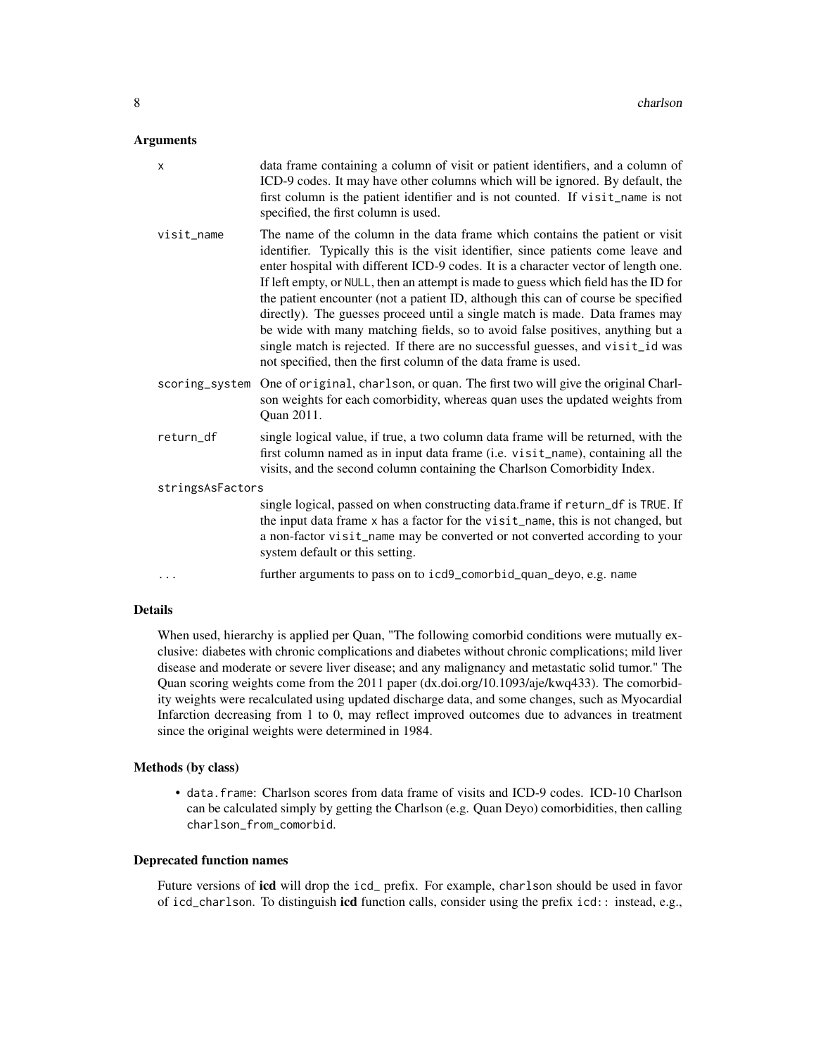### Arguments

- **x**: data frame containing a column of visit or patient identifiers, and a column of ICD-9 codes. It may have other columns which will be ignored. By default, the first column is the patient identifier and is not counted. If `visit_name` is not specified, the first column is used.
- **visit_name**: The name of the column in the data frame which contains the patient or visit identifier. Typically this is the visit identifier, since patients come leave and enter hospital with different ICD-9 codes. It is a character vector of length one. If left empty, or `NULL`, then an attempt is made to guess which field has the ID for the patient encounter (not a patient ID, although this can of course be specified directly). The guesses proceed until a single match is made. Data frames may be wide with many matching fields, so to avoid false positives, anything but a single match is rejected. If there are no successful guesses, and `visit_id` was not specified, then the first column of the data frame is used.
- **scoring_system**: One of `original`, `charlson`, or `quan`. The first two will give the original Charlson weights for each comorbidity, whereas `quan` uses the updated weights from Quan 2011.
- **return_df**: single logical value, if true, a two column data frame will be returned, with the first column named as in input data frame (i.e. `visit_name`), containing all the visits, and the second column containing the Charlson Comorbidity Index.
- **stringsAsFactors**: single logical, passed on when constructing data.frame if `return_df` is `TRUE`. If the input data frame `x` has a factor for the `visit_name`, this is not changed, but a non-factor `visit_name` may be converted or not converted according to your system default or this setting.
- **...**: further arguments to pass on to `icd9_comorbid_quan_deyo`, e.g. `name`

### Details

When used, hierarchy is applied per Quan, "The following comorbid conditions were mutually exclusive: diabetes with chronic complications and diabetes without chronic complications; mild liver disease and moderate or severe liver disease; and any malignancy and metastatic solid tumor." The Quan scoring weights come from the 2011 paper (dx.doi.org/10.1093/aje/kwq433). The comorbidity weights were recalculated using updated discharge data, and some changes, such as Myocardial Infarction decreasing from 1 to 0, may reflect improved outcomes due to advances in treatment since the original weights were determined in 1984.

### Methods (by class)

- `data.frame`: Charlson scores from data frame of visits and ICD-9 codes. ICD-10 Charlson can be calculated simply by getting the Charlson (e.g. Quan Deyo) comorbidities, then calling `charlson_from_comorbid`.

### Deprecated function names

Future versions of **icd** will drop the `icd_` prefix. For example, `charlson` should be used in favor of `icd_charlson`. To distinguish **icd** function calls, consider using the prefix `icd::` instead, e.g.,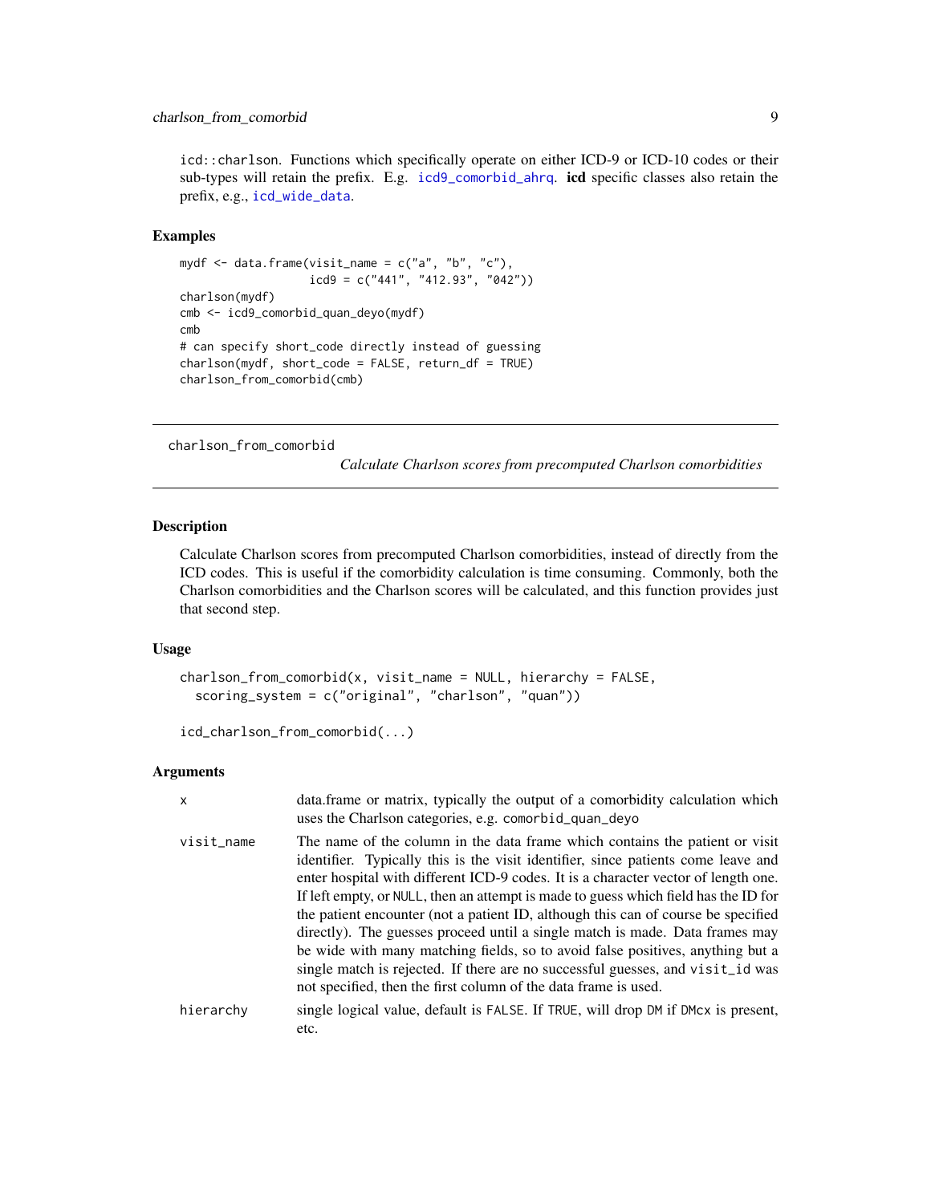icd::charlson. Functions which specifically operate on either ICD-9 or ICD-10 codes or their sub-types will retain the prefix. E.g. icd9_comorbid_ahrq. **icd** specific classes also retain the prefix, e.g., icd_wide_data.

### Examples

```
mydf <- data.frame(visit_name = c("a", "b", "c"),
                   icd9 = c("441", "412.93", "042"))
charlson(mydf)
cmb <- icd9_comorbid_quan_deyo(mydf)
cmb
# can specify short_code directly instead of guessing
charlson(mydf, short_code = FALSE, return_df = TRUE)
charlson_from_comorbid(cmb)
```

---

## charlson_from_comorbid

*Calculate Charlson scores from precomputed Charlson comorbidities*

### Description

Calculate Charlson scores from precomputed Charlson comorbidities, instead of directly from the ICD codes. This is useful if the comorbidity calculation is time consuming. Commonly, both the Charlson comorbidities and the Charlson scores will be calculated, and this function provides just that second step.

### Usage

```
charlson_from_comorbid(x, visit_name = NULL, hierarchy = FALSE,
  scoring_system = c("original", "charlson", "quan"))

icd_charlson_from_comorbid(...)
```

### Arguments

| | |
|---|---|
| x | data.frame or matrix, typically the output of a comorbidity calculation which uses the Charlson categories, e.g. comorbid_quan_deyo |
| visit_name | The name of the column in the data frame which contains the patient or visit identifier. Typically this is the visit identifier, since patients come leave and enter hospital with different ICD-9 codes. It is a character vector of length one. If left empty, or NULL, then an attempt is made to guess which field has the ID for the patient encounter (not a patient ID, although this can of course be specified directly). The guesses proceed until a single match is made. Data frames may be wide with many matching fields, so to avoid false positives, anything but a single match is rejected. If there are no successful guesses, and visit_id was not specified, then the first column of the data frame is used. |
| hierarchy | single logical value, default is FALSE. If TRUE, will drop DM if DMcx is present, etc. |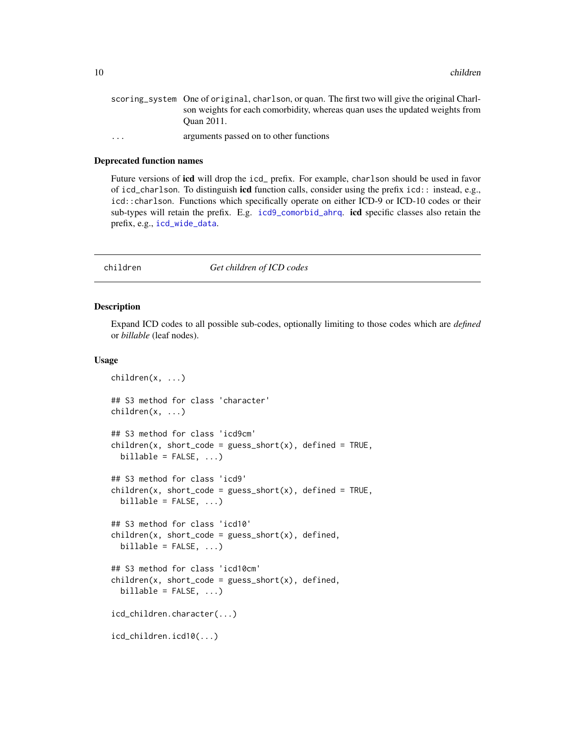| | |
|---|---|
| scoring_system | One of original, charlson, or quan. The first two will give the original Charlson weights for each comorbidity, whereas quan uses the updated weights from Quan 2011. |
| ... | arguments passed on to other functions |

### Deprecated function names

Future versions of **icd** will drop the icd_ prefix. For example, charlson should be used in favor of icd_charlson. To distinguish **icd** function calls, consider using the prefix icd:: instead, e.g., icd::charlson. Functions which specifically operate on either ICD-9 or ICD-10 codes or their sub-types will retain the prefix. E.g. icd9_comorbid_ahrq. **icd** specific classes also retain the prefix, e.g., icd_wide_data.

---

## children — *Get children of ICD codes*

### Description

Expand ICD codes to all possible sub-codes, optionally limiting to those codes which are *defined* or *billable* (leaf nodes).

### Usage

```
children(x, ...)

## S3 method for class 'character'
children(x, ...)

## S3 method for class 'icd9cm'
children(x, short_code = guess_short(x), defined = TRUE,
  billable = FALSE, ...)

## S3 method for class 'icd9'
children(x, short_code = guess_short(x), defined = TRUE,
  billable = FALSE, ...)

## S3 method for class 'icd10'
children(x, short_code = guess_short(x), defined,
  billable = FALSE, ...)

## S3 method for class 'icd10cm'
children(x, short_code = guess_short(x), defined,
  billable = FALSE, ...)

icd_children.character(...)

icd_children.icd10(...)
```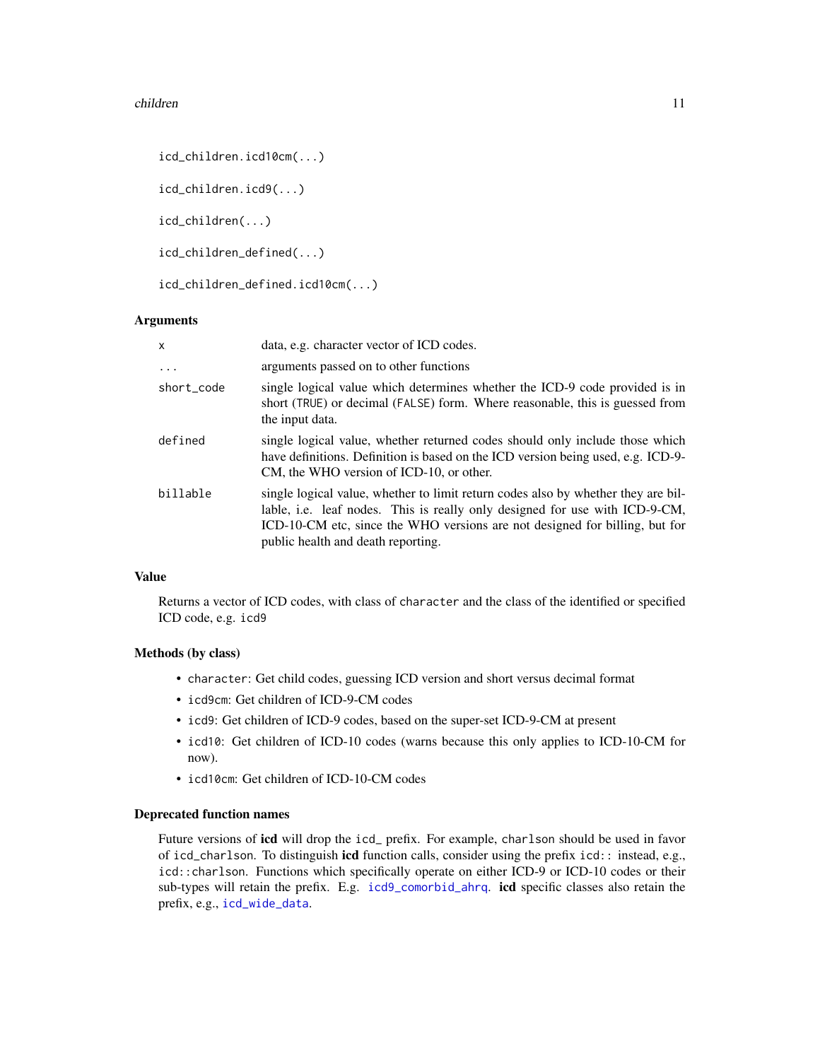```
icd_children.icd10cm(...)

icd_children.icd9(...)

icd_children(...)

icd_children_defined(...)

icd_children_defined.icd10cm(...)
```

### Arguments

| | |
|---|---|
| x | data, e.g. character vector of ICD codes. |
| ... | arguments passed on to other functions |
| short_code | single logical value which determines whether the ICD-9 code provided is in short (TRUE) or decimal (FALSE) form. Where reasonable, this is guessed from the input data. |
| defined | single logical value, whether returned codes should only include those which have definitions. Definition is based on the ICD version being used, e.g. ICD-9-CM, the WHO version of ICD-10, or other. |
| billable | single logical value, whether to limit return codes also by whether they are billable, i.e. leaf nodes. This is really only designed for use with ICD-9-CM, ICD-10-CM etc, since the WHO versions are not designed for billing, but for public health and death reporting. |

### Value

Returns a vector of ICD codes, with class of `character` and the class of the identified or specified ICD code, e.g. `icd9`

### Methods (by class)

- `character`: Get child codes, guessing ICD version and short versus decimal format
- `icd9cm`: Get children of ICD-9-CM codes
- `icd9`: Get children of ICD-9 codes, based on the super-set ICD-9-CM at present
- `icd10`: Get children of ICD-10 codes (warns because this only applies to ICD-10-CM for now).
- `icd10cm`: Get children of ICD-10-CM codes

### Deprecated function names

Future versions of **icd** will drop the `icd_` prefix. For example, `charlson` should be used in favor of `icd_charlson`. To distinguish **icd** function calls, consider using the prefix `icd::` instead, e.g., `icd::charlson`. Functions which specifically operate on either ICD-9 or ICD-10 codes or their sub-types will retain the prefix. E.g. `icd9_comorbid_ahrq`. **icd** specific classes also retain the prefix, e.g., `icd_wide_data`.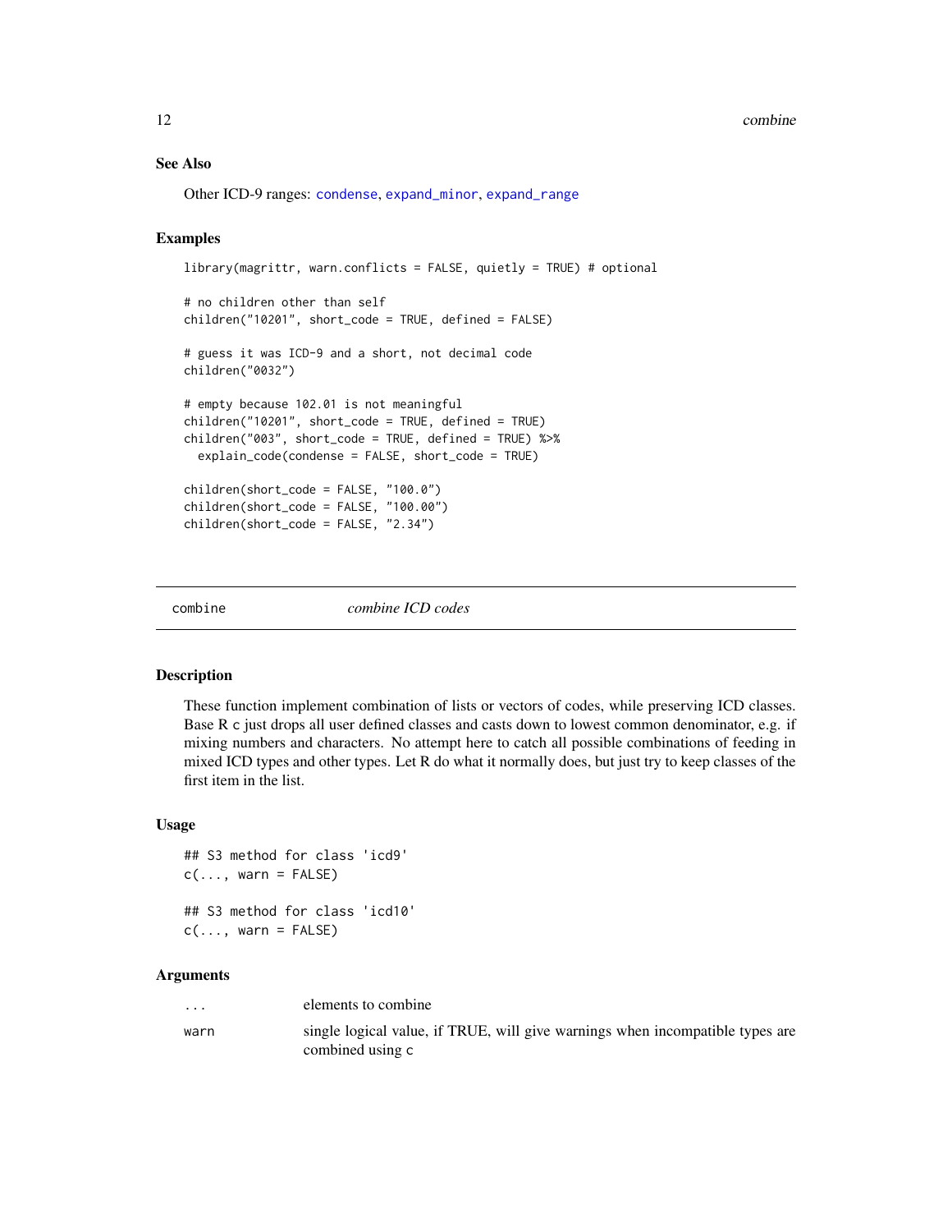### See Also

Other ICD-9 ranges: condense, expand_minor, expand_range

### Examples

```
library(magrittr, warn.conflicts = FALSE, quietly = TRUE) # optional

# no children other than self
children("10201", short_code = TRUE, defined = FALSE)

# guess it was ICD-9 and a short, not decimal code
children("0032")

# empty because 102.01 is not meaningful
children("10201", short_code = TRUE, defined = TRUE)
children("003", short_code = TRUE, defined = TRUE) %>%
  explain_code(condense = FALSE, short_code = TRUE)

children(short_code = FALSE, "100.0")
children(short_code = FALSE, "100.00")
children(short_code = FALSE, "2.34")
```

---

## combine — *combine ICD codes*

### Description

These function implement combination of lists or vectors of codes, while preserving ICD classes. Base R c just drops all user defined classes and casts down to lowest common denominator, e.g. if mixing numbers and characters. No attempt here to catch all possible combinations of feeding in mixed ICD types and other types. Let R do what it normally does, but just try to keep classes of the first item in the list.

### Usage

```
## S3 method for class 'icd9'
c(..., warn = FALSE)

## S3 method for class 'icd10'
c(..., warn = FALSE)
```

### Arguments

| | |
|---|---|
| ... | elements to combine |
| warn | single logical value, if TRUE, will give warnings when incompatible types are combined using c |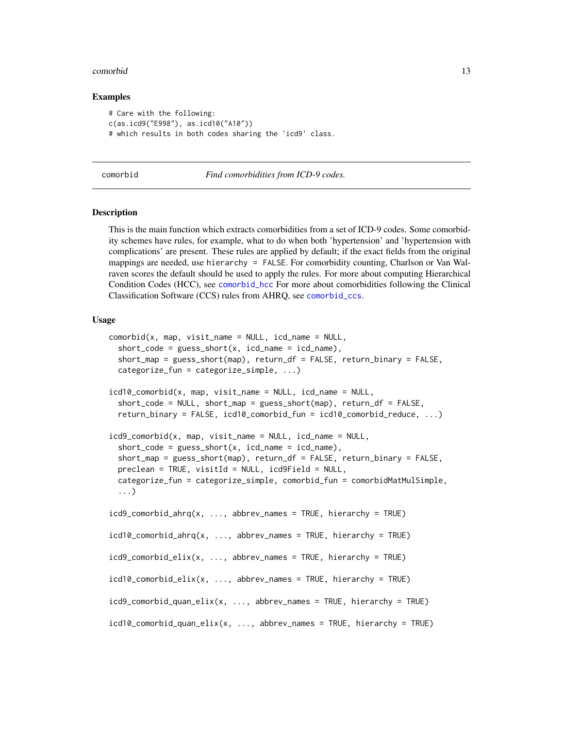### Examples

```
# Care with the following:
c(as.icd9("E998"), as.icd10("A10"))
# which results in both codes sharing the 'icd9' class.
```

---

## comorbid *Find comorbidities from ICD-9 codes.*

### Description

This is the main function which extracts comorbidities from a set of ICD-9 codes. Some comorbidity schemes have rules, for example, what to do when both 'hypertension' and 'hypertension with complications' are present. These rules are applied by default; if the exact fields from the original mappings are needed, use `hierarchy = FALSE`. For comorbidity counting, Charlson or Van Walraven scores the default should be used to apply the rules. For more about computing Hierarchical Condition Codes (HCC), see `comorbid_hcc` For more about comorbidities following the Clinical Classification Software (CCS) rules from AHRQ, see `comorbid_ccs`.

### Usage

```
comorbid(x, map, visit_name = NULL, icd_name = NULL,
  short_code = guess_short(x, icd_name = icd_name),
  short_map = guess_short(map), return_df = FALSE, return_binary = FALSE,
  categorize_fun = categorize_simple, ...)

icd10_comorbid(x, map, visit_name = NULL, icd_name = NULL,
  short_code = NULL, short_map = guess_short(map), return_df = FALSE,
  return_binary = FALSE, icd10_comorbid_fun = icd10_comorbid_reduce, ...)

icd9_comorbid(x, map, visit_name = NULL, icd_name = NULL,
  short_code = guess_short(x, icd_name = icd_name),
  short_map = guess_short(map), return_df = FALSE, return_binary = FALSE,
  preclean = TRUE, visitId = NULL, icd9Field = NULL,
  categorize_fun = categorize_simple, comorbid_fun = comorbidMatMulSimple,
  ...)

icd9_comorbid_ahrq(x, ..., abbrev_names = TRUE, hierarchy = TRUE)

icd10_comorbid_ahrq(x, ..., abbrev_names = TRUE, hierarchy = TRUE)

icd9_comorbid_elix(x, ..., abbrev_names = TRUE, hierarchy = TRUE)

icd10_comorbid_elix(x, ..., abbrev_names = TRUE, hierarchy = TRUE)

icd9_comorbid_quan_elix(x, ..., abbrev_names = TRUE, hierarchy = TRUE)

icd10_comorbid_quan_elix(x, ..., abbrev_names = TRUE, hierarchy = TRUE)
```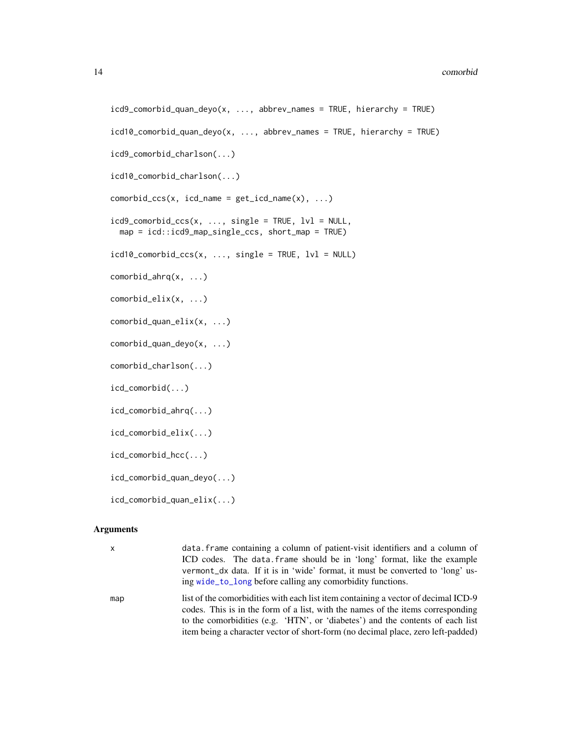```
icd9_comorbid_quan_deyo(x, ..., abbrev_names = TRUE, hierarchy = TRUE)

icd10_comorbid_quan_deyo(x, ..., abbrev_names = TRUE, hierarchy = TRUE)

icd9_comorbid_charlson(...)

icd10_comorbid_charlson(...)

comorbid_ccs(x, icd_name = get_icd_name(x), ...)

icd9_comorbid_ccs(x, ..., single = TRUE, lvl = NULL,
  map = icd::icd9_map_single_ccs, short_map = TRUE)

icd10_comorbid_ccs(x, ..., single = TRUE, lvl = NULL)

comorbid_ahrq(x, ...)

comorbid_elix(x, ...)

comorbid_quan_elix(x, ...)

comorbid_quan_deyo(x, ...)

comorbid_charlson(...)

icd_comorbid(...)

icd_comorbid_ahrq(...)

icd_comorbid_elix(...)

icd_comorbid_hcc(...)

icd_comorbid_quan_deyo(...)

icd_comorbid_quan_elix(...)
```

## Arguments

x
: data.frame containing a column of patient-visit identifiers and a column of ICD codes. The data.frame should be in 'long' format, like the example vermont_dx data. If it is in 'wide' format, it must be converted to 'long' using wide_to_long before calling any comorbidity functions.

map
: list of the comorbidities with each list item containing a vector of decimal ICD-9 codes. This is in the form of a list, with the names of the items corresponding to the comorbidities (e.g. 'HTN', or 'diabetes') and the contents of each list item being a character vector of short-form (no decimal place, zero left-padded)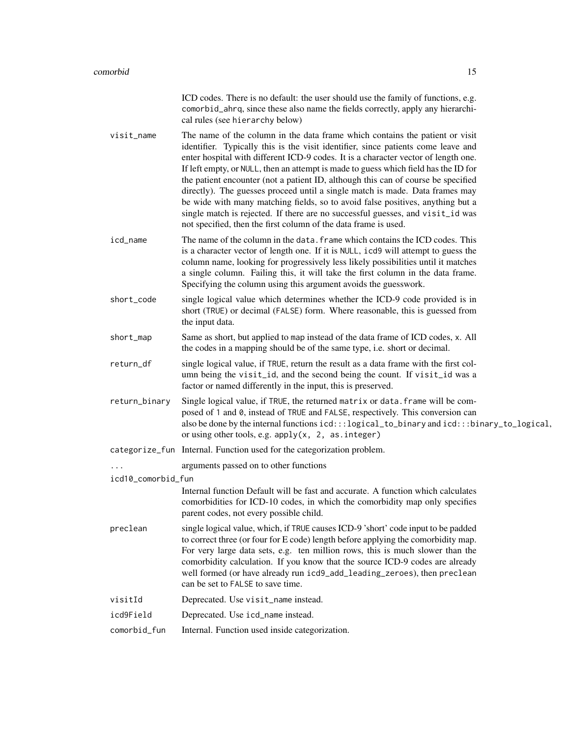ICD codes. There is no default: the user should use the family of functions, e.g. `comorbid_ahrq`, since these also name the fields correctly, apply any hierarchical rules (see `hierarchy` below)

`visit_name`
: The name of the column in the data frame which contains the patient or visit identifier. Typically this is the visit identifier, since patients come leave and enter hospital with different ICD-9 codes. It is a character vector of length one. If left empty, or `NULL`, then an attempt is made to guess which field has the ID for the patient encounter (not a patient ID, although this can of course be specified directly). The guesses proceed until a single match is made. Data frames may be wide with many matching fields, so to avoid false positives, anything but a single match is rejected. If there are no successful guesses, and `visit_id` was not specified, then the first column of the data frame is used.

`icd_name`
: The name of the column in the `data.frame` which contains the ICD codes. This is a character vector of length one. If it is `NULL`, `icd9` will attempt to guess the column name, looking for progressively less likely possibilities until it matches a single column. Failing this, it will take the first column in the data frame. Specifying the column using this argument avoids the guesswork.

`short_code`
: single logical value which determines whether the ICD-9 code provided is in short (`TRUE`) or decimal (`FALSE`) form. Where reasonable, this is guessed from the input data.

`short_map`
: Same as short, but applied to `map` instead of the data frame of ICD codes, `x`. All the codes in a mapping should be of the same type, i.e. short or decimal.

`return_df`
: single logical value, if `TRUE`, return the result as a data frame with the first column being the `visit_id`, and the second being the count. If `visit_id` was a factor or named differently in the input, this is preserved.

`return_binary`
: Single logical value, if `TRUE`, the returned `matrix` or `data.frame` will be composed of `1` and `0`, instead of `TRUE` and `FALSE`, respectively. This conversion can also be done by the internal functions `icd:::logical_to_binary` and `icd:::binary_to_logical`, or using other tools, e.g. `apply(x, 2, as.integer)`

`categorize_fun`
: Internal. Function used for the categorization problem.

`...`
: arguments passed on to other functions

`icd10_comorbid_fun`
: Internal function Default will be fast and accurate. A function which calculates comorbidities for ICD-10 codes, in which the comorbidity map only specifies parent codes, not every possible child.

`preclean`
: single logical value, which, if `TRUE` causes ICD-9 'short' code input to be padded to correct three (or four for E code) length before applying the comorbidity map. For very large data sets, e.g. ten million rows, this is much slower than the comorbidity calculation. If you know that the source ICD-9 codes are already well formed (or have already run `icd9_add_leading_zeroes`), then `preclean` can be set to `FALSE` to save time.

`visitId`
: Deprecated. Use `visit_name` instead.

`icd9Field`
: Deprecated. Use `icd_name` instead.

`comorbid_fun`
: Internal. Function used inside categorization.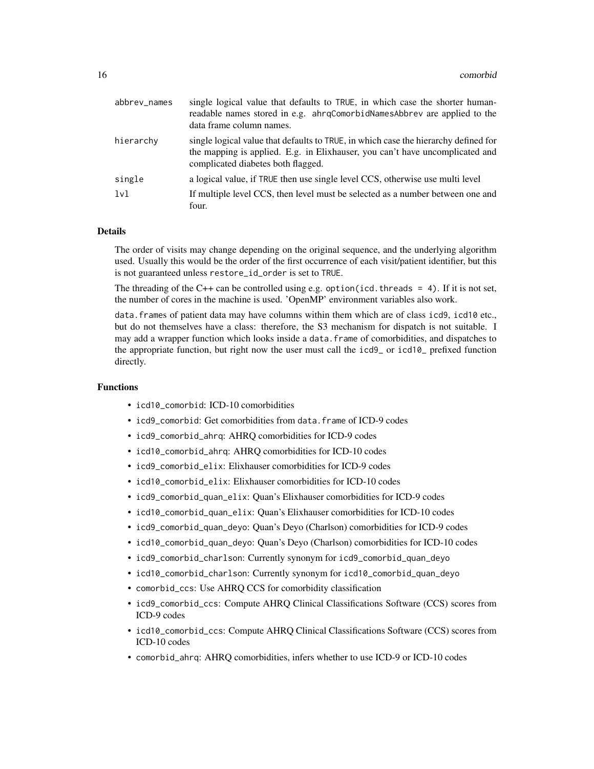| | |
|---|---|
| abbrev_names | single logical value that defaults to TRUE, in which case the shorter human-readable names stored in e.g. ahrqComorbidNamesAbbrev are applied to the data frame column names. |
| hierarchy | single logical value that defaults to TRUE, in which case the hierarchy defined for the mapping is applied. E.g. in Elixhauser, you can't have uncomplicated and complicated diabetes both flagged. |
| single | a logical value, if TRUE then use single level CCS, otherwise use multi level |
| lvl | If multiple level CCS, then level must be selected as a number between one and four. |

### Details

The order of visits may change depending on the original sequence, and the underlying algorithm used. Usually this would be the order of the first occurrence of each visit/patient identifier, but this is not guaranteed unless restore_id_order is set to TRUE.

The threading of the C++ can be controlled using e.g. option(icd.threads = 4). If it is not set, the number of cores in the machine is used. 'OpenMP' environment variables also work.

data.frames of patient data may have columns within them which are of class icd9, icd10 etc., but do not themselves have a class: therefore, the S3 mechanism for dispatch is not suitable. I may add a wrapper function which looks inside a data.frame of comorbidities, and dispatches to the appropriate function, but right now the user must call the icd9_ or icd10_ prefixed function directly.

### Functions

- icd10_comorbid: ICD-10 comorbidities
- icd9_comorbid: Get comorbidities from data.frame of ICD-9 codes
- icd9_comorbid_ahrq: AHRQ comorbidities for ICD-9 codes
- icd10_comorbid_ahrq: AHRQ comorbidities for ICD-10 codes
- icd9_comorbid_elix: Elixhauser comorbidities for ICD-9 codes
- icd10_comorbid_elix: Elixhauser comorbidities for ICD-10 codes
- icd9_comorbid_quan_elix: Quan's Elixhauser comorbidities for ICD-9 codes
- icd10_comorbid_quan_elix: Quan's Elixhauser comorbidities for ICD-10 codes
- icd9_comorbid_quan_deyo: Quan's Deyo (Charlson) comorbidities for ICD-9 codes
- icd10_comorbid_quan_deyo: Quan's Deyo (Charlson) comorbidities for ICD-10 codes
- icd9_comorbid_charlson: Currently synonym for icd9_comorbid_quan_deyo
- icd10_comorbid_charlson: Currently synonym for icd10_comorbid_quan_deyo
- comorbid_ccs: Use AHRQ CCS for comorbidity classification
- icd9_comorbid_ccs: Compute AHRQ Clinical Classifications Software (CCS) scores from ICD-9 codes
- icd10_comorbid_ccs: Compute AHRQ Clinical Classifications Software (CCS) scores from ICD-10 codes
- comorbid_ahrq: AHRQ comorbidities, infers whether to use ICD-9 or ICD-10 codes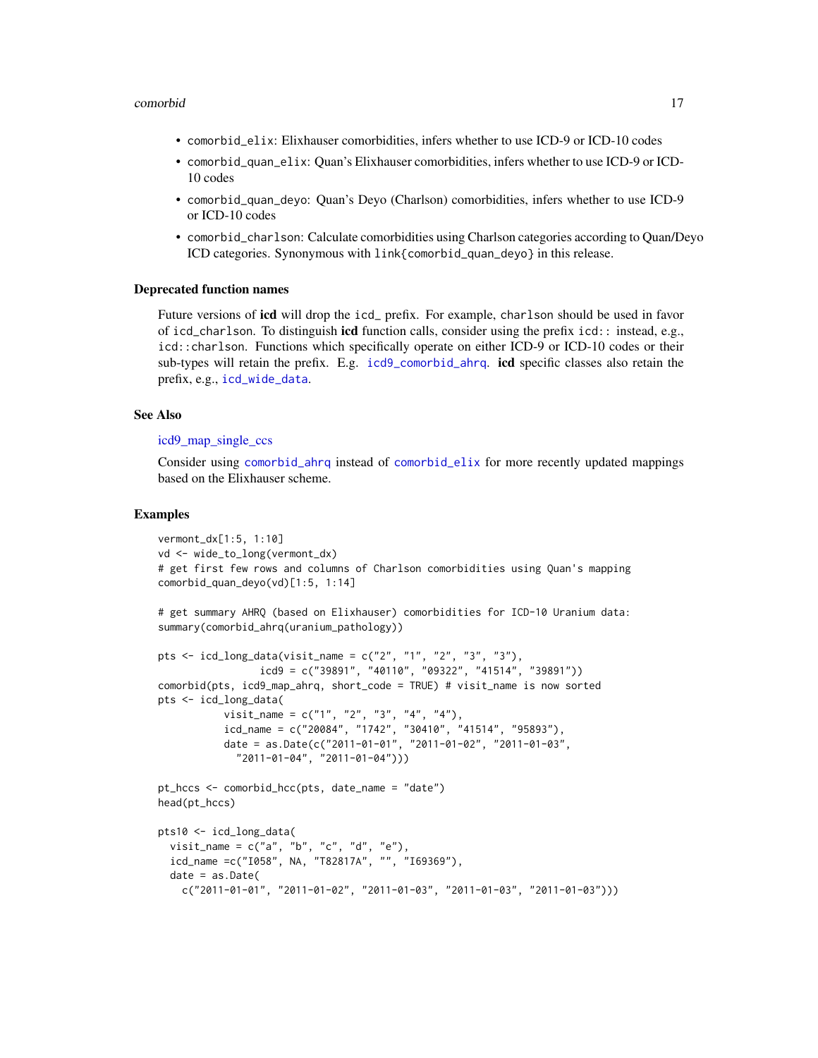- comorbid_elix: Elixhauser comorbidities, infers whether to use ICD-9 or ICD-10 codes
- comorbid_quan_elix: Quan's Elixhauser comorbidities, infers whether to use ICD-9 or ICD-10 codes
- comorbid_quan_deyo: Quan's Deyo (Charlson) comorbidities, infers whether to use ICD-9 or ICD-10 codes
- comorbid_charlson: Calculate comorbidities using Charlson categories according to Quan/Deyo ICD categories. Synonymous with link{comorbid_quan_deyo} in this release.

### Deprecated function names

Future versions of **icd** will drop the icd_ prefix. For example, charlson should be used in favor of icd_charlson. To distinguish **icd** function calls, consider using the prefix icd:: instead, e.g., icd::charlson. Functions which specifically operate on either ICD-9 or ICD-10 codes or their sub-types will retain the prefix. E.g. icd9_comorbid_ahrq. **icd** specific classes also retain the prefix, e.g., icd_wide_data.

### See Also

icd9_map_single_ccs

Consider using comorbid_ahrq instead of comorbid_elix for more recently updated mappings based on the Elixhauser scheme.

### Examples

```
vermont_dx[1:5, 1:10]
vd <- wide_to_long(vermont_dx)
# get first few rows and columns of Charlson comorbidities using Quan's mapping
comorbid_quan_deyo(vd)[1:5, 1:14]

# get summary AHRQ (based on Elixhauser) comorbidities for ICD-10 Uranium data:
summary(comorbid_ahrq(uranium_pathology))

pts <- icd_long_data(visit_name = c("2", "1", "2", "3", "3"),
                 icd9 = c("39891", "40110", "09322", "41514", "39891"))
comorbid(pts, icd9_map_ahrq, short_code = TRUE) # visit_name is now sorted
pts <- icd_long_data(
           visit_name = c("1", "2", "3", "4", "4"),
           icd_name = c("20084", "1742", "30410", "41514", "95893"),
           date = as.Date(c("2011-01-01", "2011-01-02", "2011-01-03",
             "2011-01-04", "2011-01-04")))

pt_hccs <- comorbid_hcc(pts, date_name = "date")
head(pt_hccs)

pts10 <- icd_long_data(
  visit_name = c("a", "b", "c", "d", "e"),
  icd_name =c("I058", NA, "T82817A", "", "I69369"),
  date = as.Date(
    c("2011-01-01", "2011-01-02", "2011-01-03", "2011-01-03", "2011-01-03")))
```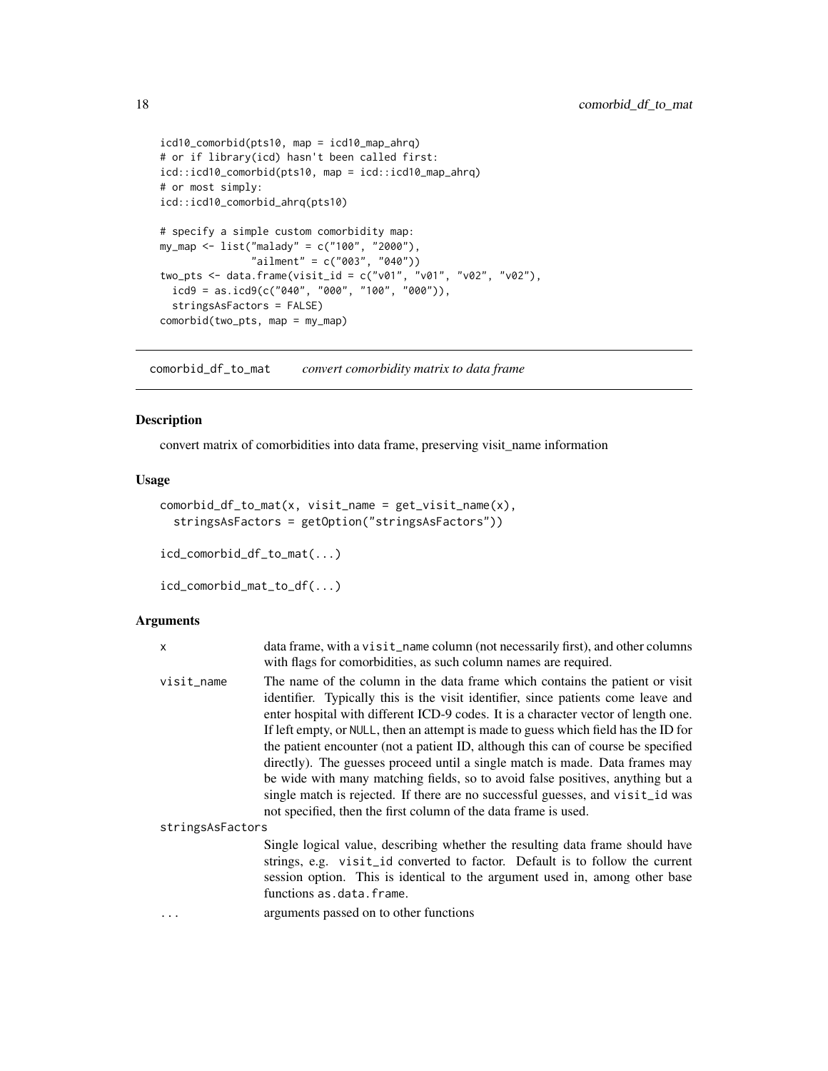```
icd10_comorbid(pts10, map = icd10_map_ahrq)
# or if library(icd) hasn't been called first:
icd::icd10_comorbid(pts10, map = icd::icd10_map_ahrq)
# or most simply:
icd::icd10_comorbid_ahrq(pts10)

# specify a simple custom comorbidity map:
my_map <- list("malady" = c("100", "2000"),
               "ailment" = c("003", "040"))
two_pts <- data.frame(visit_id = c("v01", "v01", "v02", "v02"),
  icd9 = as.icd9(c("040", "000", "100", "000")),
  stringsAsFactors = FALSE)
comorbid(two_pts, map = my_map)
```

## comorbid_df_to_mat — *convert comorbidity matrix to data frame*

### Description

convert matrix of comorbidities into data frame, preserving visit_name information

### Usage

```
comorbid_df_to_mat(x, visit_name = get_visit_name(x),
  stringsAsFactors = getOption("stringsAsFactors"))

icd_comorbid_df_to_mat(...)

icd_comorbid_mat_to_df(...)
```

### Arguments

| | |
|---|---|
| `x` | data frame, with a `visit_name` column (not necessarily first), and other columns with flags for comorbidities, as such column names are required. |
| `visit_name` | The name of the column in the data frame which contains the patient or visit identifier. Typically this is the visit identifier, since patients come leave and enter hospital with different ICD-9 codes. It is a character vector of length one. If left empty, or `NULL`, then an attempt is made to guess which field has the ID for the patient encounter (not a patient ID, although this can of course be specified directly). The guesses proceed until a single match is made. Data frames may be wide with many matching fields, so to avoid false positives, anything but a single match is rejected. If there are no successful guesses, and `visit_id` was not specified, then the first column of the data frame is used. |
| `stringsAsFactors` | Single logical value, describing whether the resulting data frame should have strings, e.g. `visit_id` converted to factor. Default is to follow the current session option. This is identical to the argument used in, among other base functions `as.data.frame`. |
| `...` | arguments passed on to other functions |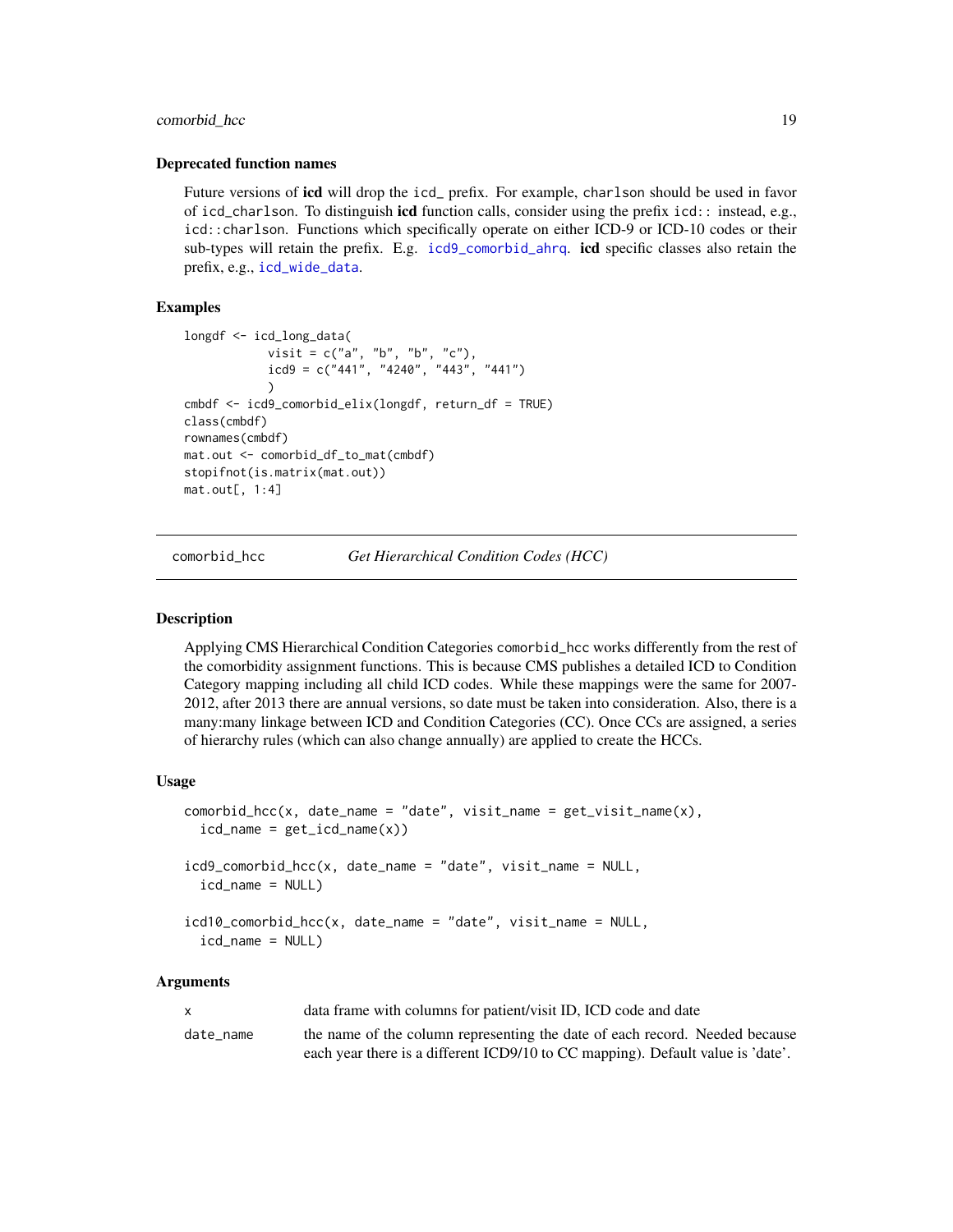### Deprecated function names

Future versions of **icd** will drop the `icd_` prefix. For example, `charlson` should be used in favor of `icd_charlson`. To distinguish **icd** function calls, consider using the prefix `icd::` instead, e.g., `icd::charlson`. Functions which specifically operate on either ICD-9 or ICD-10 codes or their sub-types will retain the prefix. E.g. `icd9_comorbid_ahrq`. **icd** specific classes also retain the prefix, e.g., `icd_wide_data`.

### Examples

```
longdf <- icd_long_data(
            visit = c("a", "b", "b", "c"),
            icd9 = c("441", "4240", "443", "441")
            )
cmbdf <- icd9_comorbid_elix(longdf, return_df = TRUE)
class(cmbdf)
rownames(cmbdf)
mat.out <- comorbid_df_to_mat(cmbdf)
stopifnot(is.matrix(mat.out))
mat.out[, 1:4]
```

---

## comorbid_hcc — *Get Hierarchical Condition Codes (HCC)*

---

### Description

Applying CMS Hierarchical Condition Categories `comorbid_hcc` works differently from the rest of the comorbidity assignment functions. This is because CMS publishes a detailed ICD to Condition Category mapping including all child ICD codes. While these mappings were the same for 2007-2012, after 2013 there are annual versions, so date must be taken into consideration. Also, there is a many:many linkage between ICD and Condition Categories (CC). Once CCs are assigned, a series of hierarchy rules (which can also change annually) are applied to create the HCCs.

### Usage

```
comorbid_hcc(x, date_name = "date", visit_name = get_visit_name(x),
  icd_name = get_icd_name(x))

icd9_comorbid_hcc(x, date_name = "date", visit_name = NULL,
  icd_name = NULL)

icd10_comorbid_hcc(x, date_name = "date", visit_name = NULL,
  icd_name = NULL)
```

### Arguments

| | |
|---|---|
| `x` | data frame with columns for patient/visit ID, ICD code and date |
| `date_name` | the name of the column representing the date of each record. Needed because each year there is a different ICD9/10 to CC mapping). Default value is 'date'. |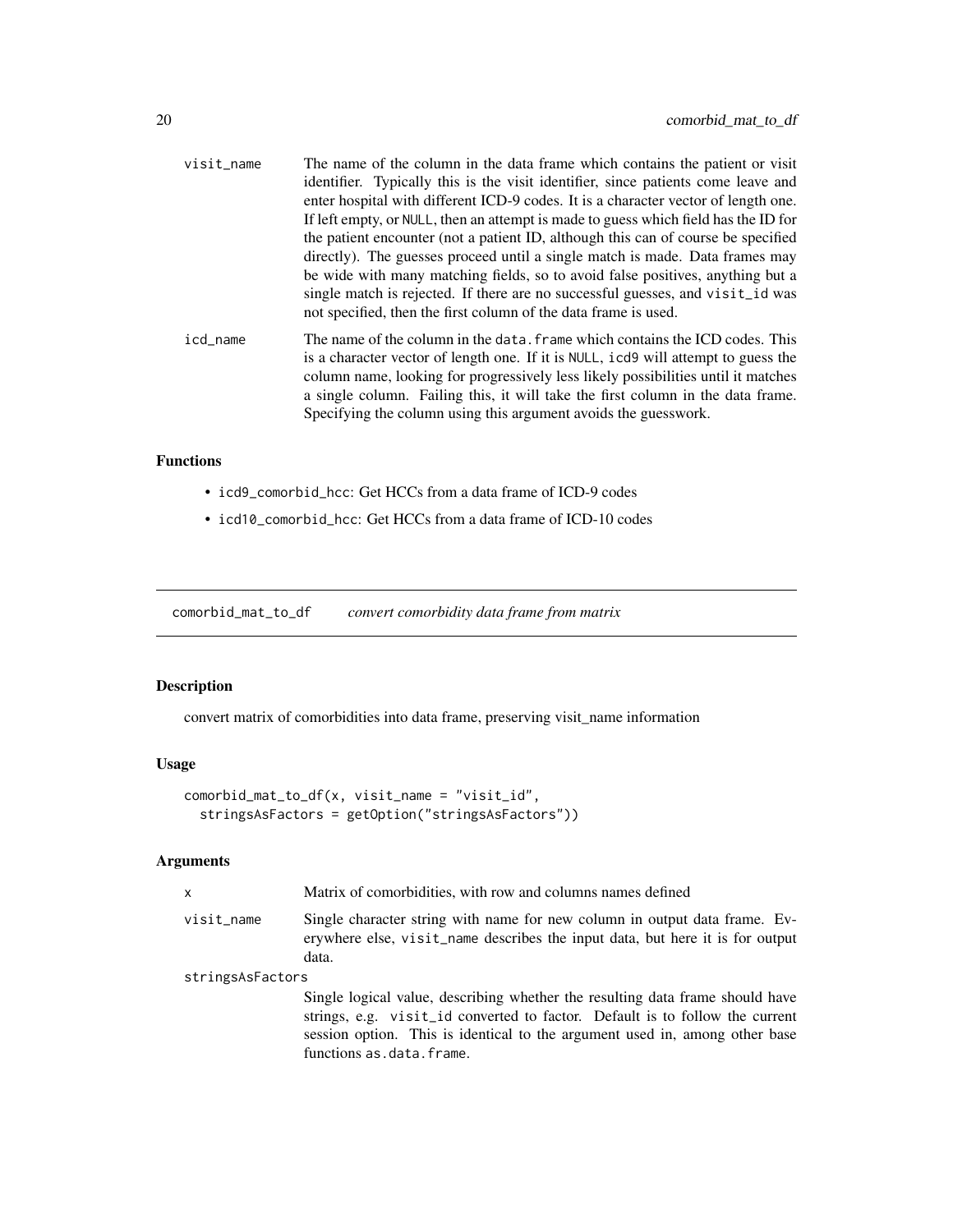visit_name
: The name of the column in the data frame which contains the patient or visit identifier. Typically this is the visit identifier, since patients come leave and enter hospital with different ICD-9 codes. It is a character vector of length one. If left empty, or `NULL`, then an attempt is made to guess which field has the ID for the patient encounter (not a patient ID, although this can of course be specified directly). The guesses proceed until a single match is made. Data frames may be wide with many matching fields, so to avoid false positives, anything but a single match is rejected. If there are no successful guesses, and `visit_id` was not specified, then the first column of the data frame is used.

icd_name
: The name of the column in the `data.frame` which contains the ICD codes. This is a character vector of length one. If it is `NULL`, `icd9` will attempt to guess the column name, looking for progressively less likely possibilities until it matches a single column. Failing this, it will take the first column in the data frame. Specifying the column using this argument avoids the guesswork.

### Functions

- `icd9_comorbid_hcc`: Get HCCs from a data frame of ICD-9 codes
- `icd10_comorbid_hcc`: Get HCCs from a data frame of ICD-10 codes

---

## comorbid_mat_to_df *convert comorbidity data frame from matrix*

### Description

convert matrix of comorbidities into data frame, preserving visit_name information

### Usage

```
comorbid_mat_to_df(x, visit_name = "visit_id",
  stringsAsFactors = getOption("stringsAsFactors"))
```

### Arguments

x
: Matrix of comorbidities, with row and columns names defined

visit_name
: Single character string with name for new column in output data frame. Everywhere else, `visit_name` describes the input data, but here it is for output data.

stringsAsFactors
: Single logical value, describing whether the resulting data frame should have strings, e.g. `visit_id` converted to factor. Default is to follow the current session option. This is identical to the argument used in, among other base functions `as.data.frame`.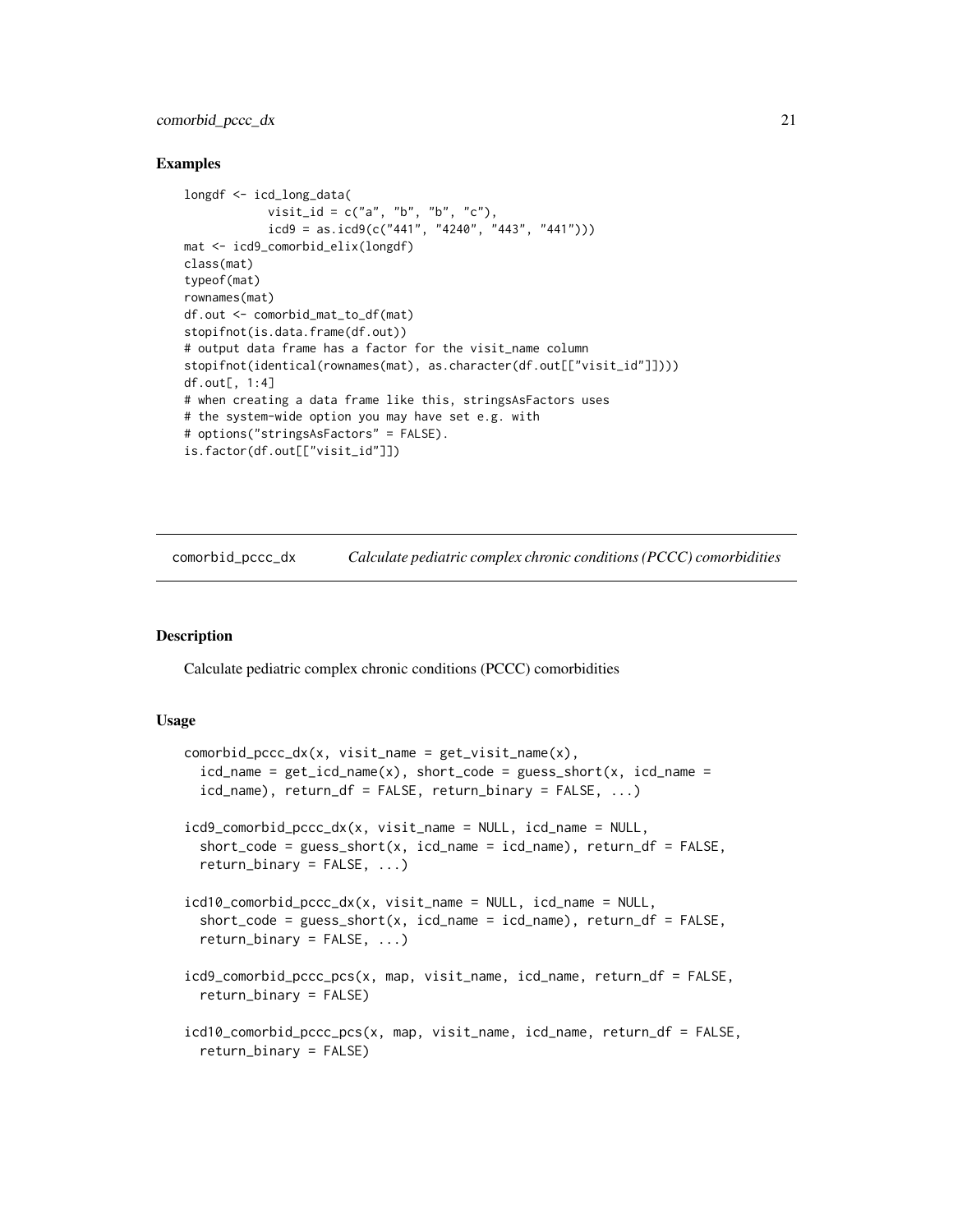## Examples

```
longdf <- icd_long_data(
            visit_id = c("a", "b", "b", "c"),
            icd9 = as.icd9(c("441", "4240", "443", "441")))
mat <- icd9_comorbid_elix(longdf)
class(mat)
typeof(mat)
rownames(mat)
df.out <- comorbid_mat_to_df(mat)
stopifnot(is.data.frame(df.out))
# output data frame has a factor for the visit_name column
stopifnot(identical(rownames(mat), as.character(df.out[["visit_id"]])))
df.out[, 1:4]
# when creating a data frame like this, stringsAsFactors uses
# the system-wide option you may have set e.g. with
# options("stringsAsFactors" = FALSE).
is.factor(df.out[["visit_id"]])
```

---

# comorbid_pccc_dx — *Calculate pediatric complex chronic conditions (PCCC) comorbidities*

---

## Description

Calculate pediatric complex chronic conditions (PCCC) comorbidities

## Usage

```
comorbid_pccc_dx(x, visit_name = get_visit_name(x),
  icd_name = get_icd_name(x), short_code = guess_short(x, icd_name =
  icd_name), return_df = FALSE, return_binary = FALSE, ...)

icd9_comorbid_pccc_dx(x, visit_name = NULL, icd_name = NULL,
  short_code = guess_short(x, icd_name = icd_name), return_df = FALSE,
  return_binary = FALSE, ...)

icd10_comorbid_pccc_dx(x, visit_name = NULL, icd_name = NULL,
  short_code = guess_short(x, icd_name = icd_name), return_df = FALSE,
  return_binary = FALSE, ...)

icd9_comorbid_pccc_pcs(x, map, visit_name, icd_name, return_df = FALSE,
  return_binary = FALSE)

icd10_comorbid_pccc_pcs(x, map, visit_name, icd_name, return_df = FALSE,
  return_binary = FALSE)
```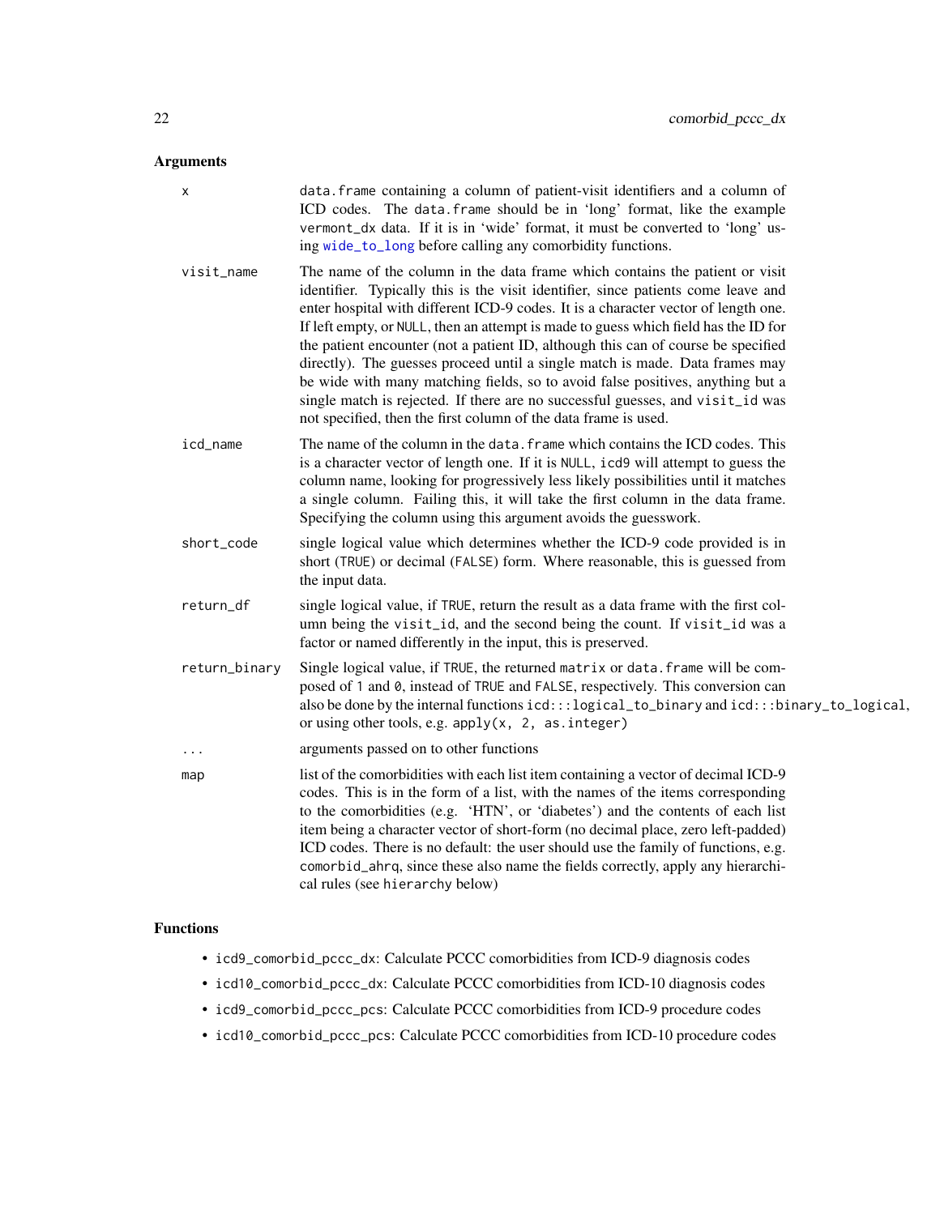## Arguments

**x** — data.frame containing a column of patient-visit identifiers and a column of ICD codes. The data.frame should be in 'long' format, like the example vermont_dx data. If it is in 'wide' format, it must be converted to 'long' using wide_to_long before calling any comorbidity functions.

**visit_name** — The name of the column in the data frame which contains the patient or visit identifier. Typically this is the visit identifier, since patients come leave and enter hospital with different ICD-9 codes. It is a character vector of length one. If left empty, or NULL, then an attempt is made to guess which field has the ID for the patient encounter (not a patient ID, although this can of course be specified directly). The guesses proceed until a single match is made. Data frames may be wide with many matching fields, so to avoid false positives, anything but a single match is rejected. If there are no successful guesses, and visit_id was not specified, then the first column of the data frame is used.

**icd_name** — The name of the column in the data.frame which contains the ICD codes. This is a character vector of length one. If it is NULL, icd9 will attempt to guess the column name, looking for progressively less likely possibilities until it matches a single column. Failing this, it will take the first column in the data frame. Specifying the column using this argument avoids the guesswork.

**short_code** — single logical value which determines whether the ICD-9 code provided is in short (TRUE) or decimal (FALSE) form. Where reasonable, this is guessed from the input data.

**return_df** — single logical value, if TRUE, return the result as a data frame with the first column being the visit_id, and the second being the count. If visit_id was a factor or named differently in the input, this is preserved.

**return_binary** — Single logical value, if TRUE, the returned matrix or data.frame will be composed of 1 and 0, instead of TRUE and FALSE, respectively. This conversion can also be done by the internal functions icd:::logical_to_binary and icd:::binary_to_logical, or using other tools, e.g. apply(x, 2, as.integer)

**...** — arguments passed on to other functions

**map** — list of the comorbidities with each list item containing a vector of decimal ICD-9 codes. This is in the form of a list, with the names of the items corresponding to the comorbidities (e.g. 'HTN', or 'diabetes') and the contents of each list item being a character vector of short-form (no decimal place, zero left-padded) ICD codes. There is no default: the user should use the family of functions, e.g. comorbid_ahrq, since these also name the fields correctly, apply any hierarchical rules (see hierarchy below)

## Functions

- icd9_comorbid_pccc_dx: Calculate PCCC comorbidities from ICD-9 diagnosis codes
- icd10_comorbid_pccc_dx: Calculate PCCC comorbidities from ICD-10 diagnosis codes
- icd9_comorbid_pccc_pcs: Calculate PCCC comorbidities from ICD-9 procedure codes
- icd10_comorbid_pccc_pcs: Calculate PCCC comorbidities from ICD-10 procedure codes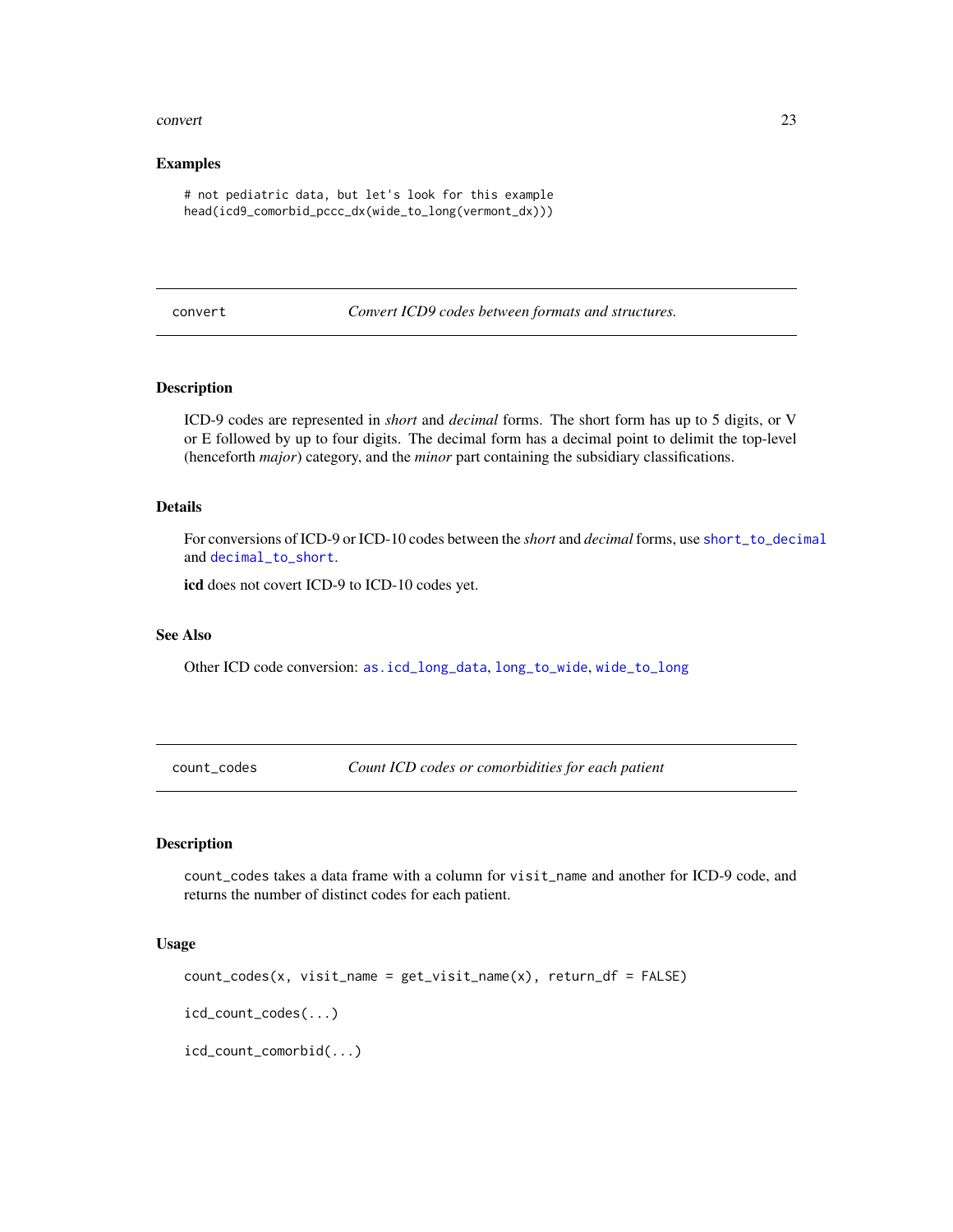### Examples

```
# not pediatric data, but let's look for this example
head(icd9_comorbid_pccc_dx(wide_to_long(vermont_dx)))
```

## convert — *Convert ICD9 codes between formats and structures.*

### Description

ICD-9 codes are represented in *short* and *decimal* forms. The short form has up to 5 digits, or V or E followed by up to four digits. The decimal form has a decimal point to delimit the top-level (henceforth *major*) category, and the *minor* part containing the subsidiary classifications.

### Details

For conversions of ICD-9 or ICD-10 codes between the *short* and *decimal* forms, use `short_to_decimal` and `decimal_to_short`.

**icd** does not covert ICD-9 to ICD-10 codes yet.

### See Also

Other ICD code conversion: `as.icd_long_data`, `long_to_wide`, `wide_to_long`

## count_codes — *Count ICD codes or comorbidities for each patient*

### Description

count_codes takes a data frame with a column for visit_name and another for ICD-9 code, and returns the number of distinct codes for each patient.

### Usage

```
count_codes(x, visit_name = get_visit_name(x), return_df = FALSE)

icd_count_codes(...)

icd_count_comorbid(...)
```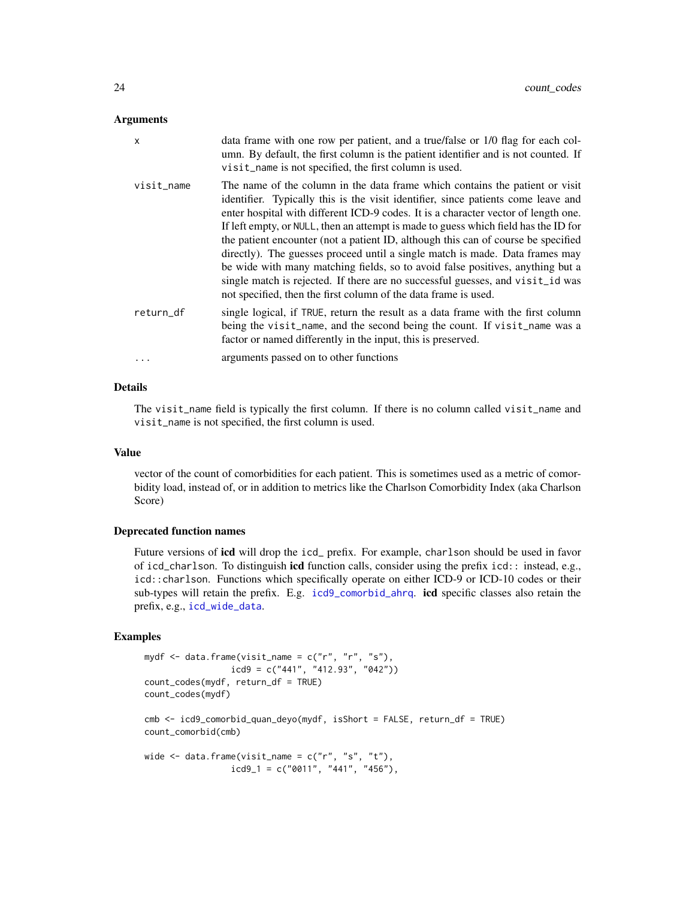### Arguments

| | |
|---|---|
| `x` | data frame with one row per patient, and a true/false or 1/0 flag for each column. By default, the first column is the patient identifier and is not counted. If `visit_name` is not specified, the first column is used. |
| `visit_name` | The name of the column in the data frame which contains the patient or visit identifier. Typically this is the visit identifier, since patients come leave and enter hospital with different ICD-9 codes. It is a character vector of length one. If left empty, or `NULL`, then an attempt is made to guess which field has the ID for the patient encounter (not a patient ID, although this can of course be specified directly). The guesses proceed until a single match is made. Data frames may be wide with many matching fields, so to avoid false positives, anything but a single match is rejected. If there are no successful guesses, and `visit_id` was not specified, then the first column of the data frame is used. |
| `return_df` | single logical, if `TRUE`, return the result as a data frame with the first column being the `visit_name`, and the second being the count. If `visit_name` was a factor or named differently in the input, this is preserved. |
| `...` | arguments passed on to other functions |

### Details

The `visit_name` field is typically the first column. If there is no column called `visit_name` and `visit_name` is not specified, the first column is used.

### Value

vector of the count of comorbidities for each patient. This is sometimes used as a metric of comorbidity load, instead of, or in addition to metrics like the Charlson Comorbidity Index (aka Charlson Score)

### Deprecated function names

Future versions of **icd** will drop the `icd_` prefix. For example, `charlson` should be used in favor of `icd_charlson`. To distinguish **icd** function calls, consider using the prefix `icd::` instead, e.g., `icd::charlson`. Functions which specifically operate on either ICD-9 or ICD-10 codes or their sub-types will retain the prefix. E.g. `icd9_comorbid_ahrq`. **icd** specific classes also retain the prefix, e.g., `icd_wide_data`.

### Examples

```
mydf <- data.frame(visit_name = c("r", "r", "s"),
                   icd9 = c("441", "412.93", "042"))
count_codes(mydf, return_df = TRUE)
count_codes(mydf)

cmb <- icd9_comorbid_quan_deyo(mydf, isShort = FALSE, return_df = TRUE)
count_comorbid(cmb)

wide <- data.frame(visit_name = c("r", "s", "t"),
                   icd9_1 = c("0011", "441", "456"),
```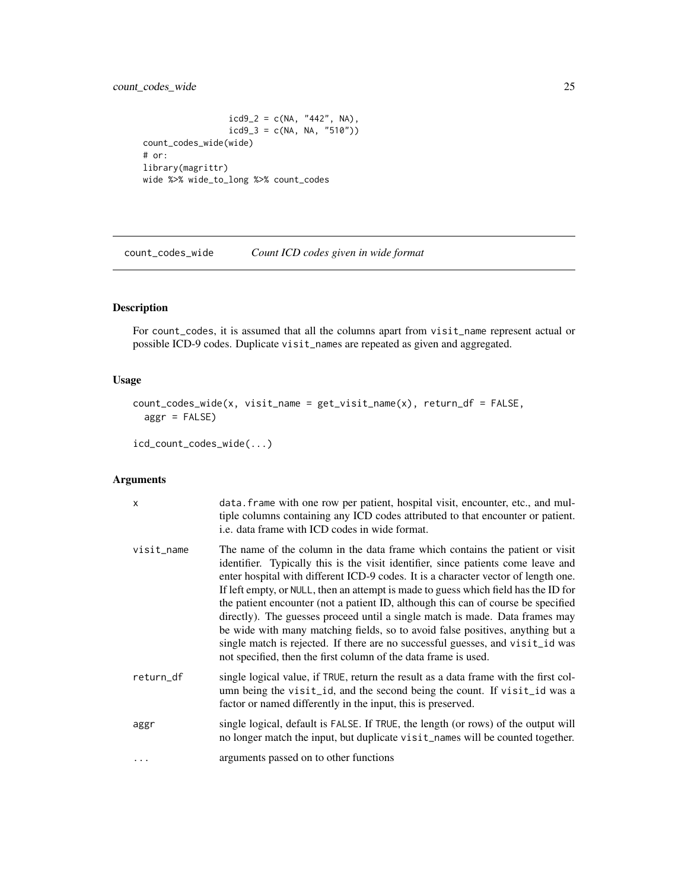```
                  icd9_2 = c(NA, "442", NA),
                  icd9_3 = c(NA, NA, "510"))
count_codes_wide(wide)
# or:
library(magrittr)
wide %>% wide_to_long %>% count_codes
```

---

## count_codes_wide    *Count ICD codes given in wide format*

### Description

For count_codes, it is assumed that all the columns apart from visit_name represent actual or possible ICD-9 codes. Duplicate visit_names are repeated as given and aggregated.

### Usage

```
count_codes_wide(x, visit_name = get_visit_name(x), return_df = FALSE,
  aggr = FALSE)

icd_count_codes_wide(...)
```

### Arguments

| | |
|---|---|
| x | data.frame with one row per patient, hospital visit, encounter, etc., and multiple columns containing any ICD codes attributed to that encounter or patient. i.e. data frame with ICD codes in wide format. |
| visit_name | The name of the column in the data frame which contains the patient or visit identifier. Typically this is the visit identifier, since patients come leave and enter hospital with different ICD-9 codes. It is a character vector of length one. If left empty, or NULL, then an attempt is made to guess which field has the ID for the patient encounter (not a patient ID, although this can of course be specified directly). The guesses proceed until a single match is made. Data frames may be wide with many matching fields, so to avoid false positives, anything but a single match is rejected. If there are no successful guesses, and visit_id was not specified, then the first column of the data frame is used. |
| return_df | single logical value, if TRUE, return the result as a data frame with the first column being the visit_id, and the second being the count. If visit_id was a factor or named differently in the input, this is preserved. |
| aggr | single logical, default is FALSE. If TRUE, the length (or rows) of the output will no longer match the input, but duplicate visit_names will be counted together. |
| ... | arguments passed on to other functions |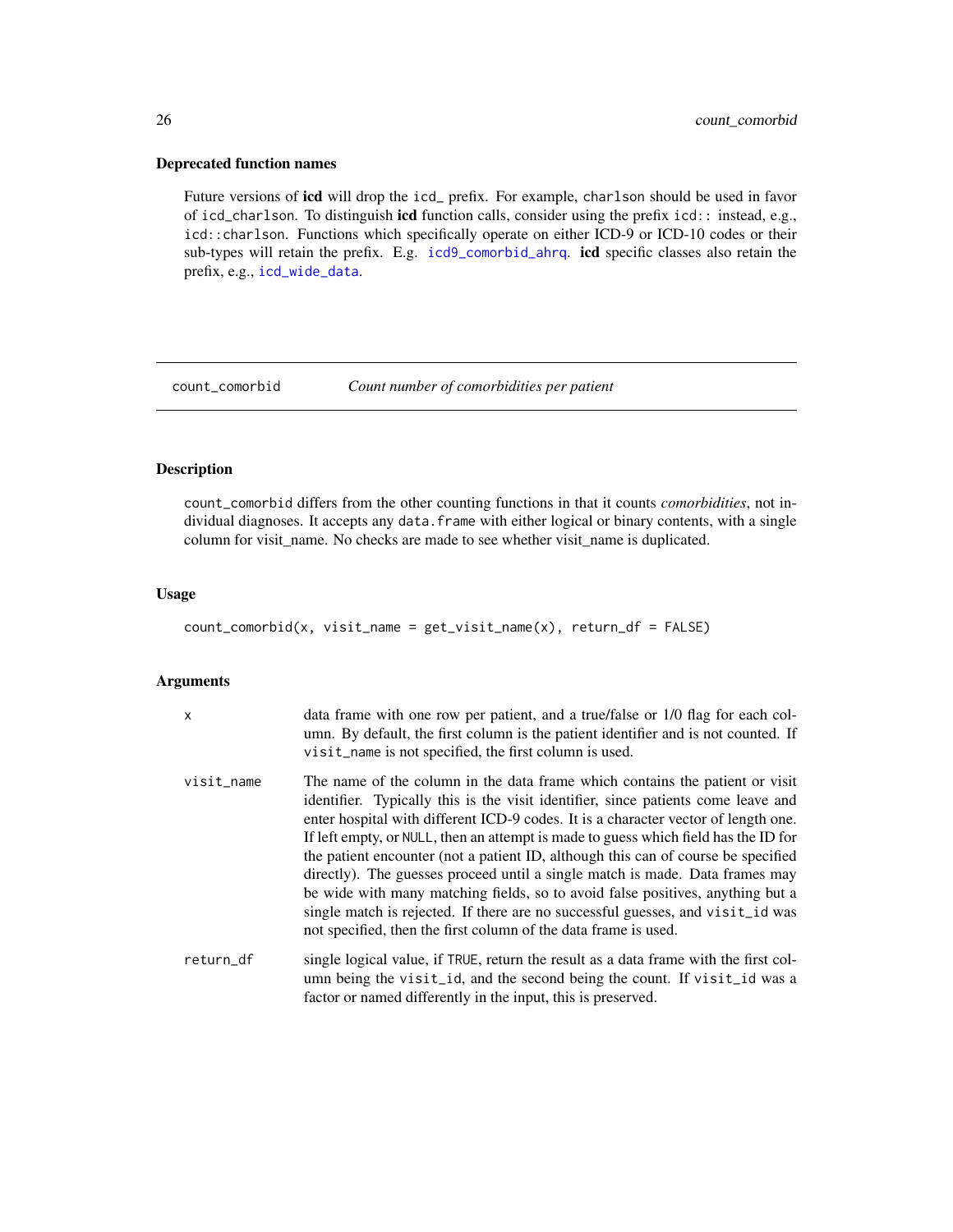### Deprecated function names

Future versions of **icd** will drop the `icd_` prefix. For example, `charlson` should be used in favor of `icd_charlson`. To distinguish **icd** function calls, consider using the prefix `icd::` instead, e.g., `icd::charlson`. Functions which specifically operate on either ICD-9 or ICD-10 codes or their sub-types will retain the prefix. E.g. `icd9_comorbid_ahrq`. **icd** specific classes also retain the prefix, e.g., `icd_wide_data`.

---

## count_comorbid — *Count number of comorbidities per patient*

### Description

`count_comorbid` differs from the other counting functions in that it counts *comorbidities*, not individual diagnoses. It accepts any `data.frame` with either logical or binary contents, with a single column for visit_name. No checks are made to see whether visit_name is duplicated.

### Usage

```
count_comorbid(x, visit_name = get_visit_name(x), return_df = FALSE)
```

### Arguments

| | |
|---|---|
| `x` | data frame with one row per patient, and a true/false or 1/0 flag for each column. By default, the first column is the patient identifier and is not counted. If `visit_name` is not specified, the first column is used. |
| `visit_name` | The name of the column in the data frame which contains the patient or visit identifier. Typically this is the visit identifier, since patients come leave and enter hospital with different ICD-9 codes. It is a character vector of length one. If left empty, or `NULL`, then an attempt is made to guess which field has the ID for the patient encounter (not a patient ID, although this can of course be specified directly). The guesses proceed until a single match is made. Data frames may be wide with many matching fields, so to avoid false positives, anything but a single match is rejected. If there are no successful guesses, and `visit_id` was not specified, then the first column of the data frame is used. |
| `return_df` | single logical value, if `TRUE`, return the result as a data frame with the first column being the `visit_id`, and the second being the count. If `visit_id` was a factor or named differently in the input, this is preserved. |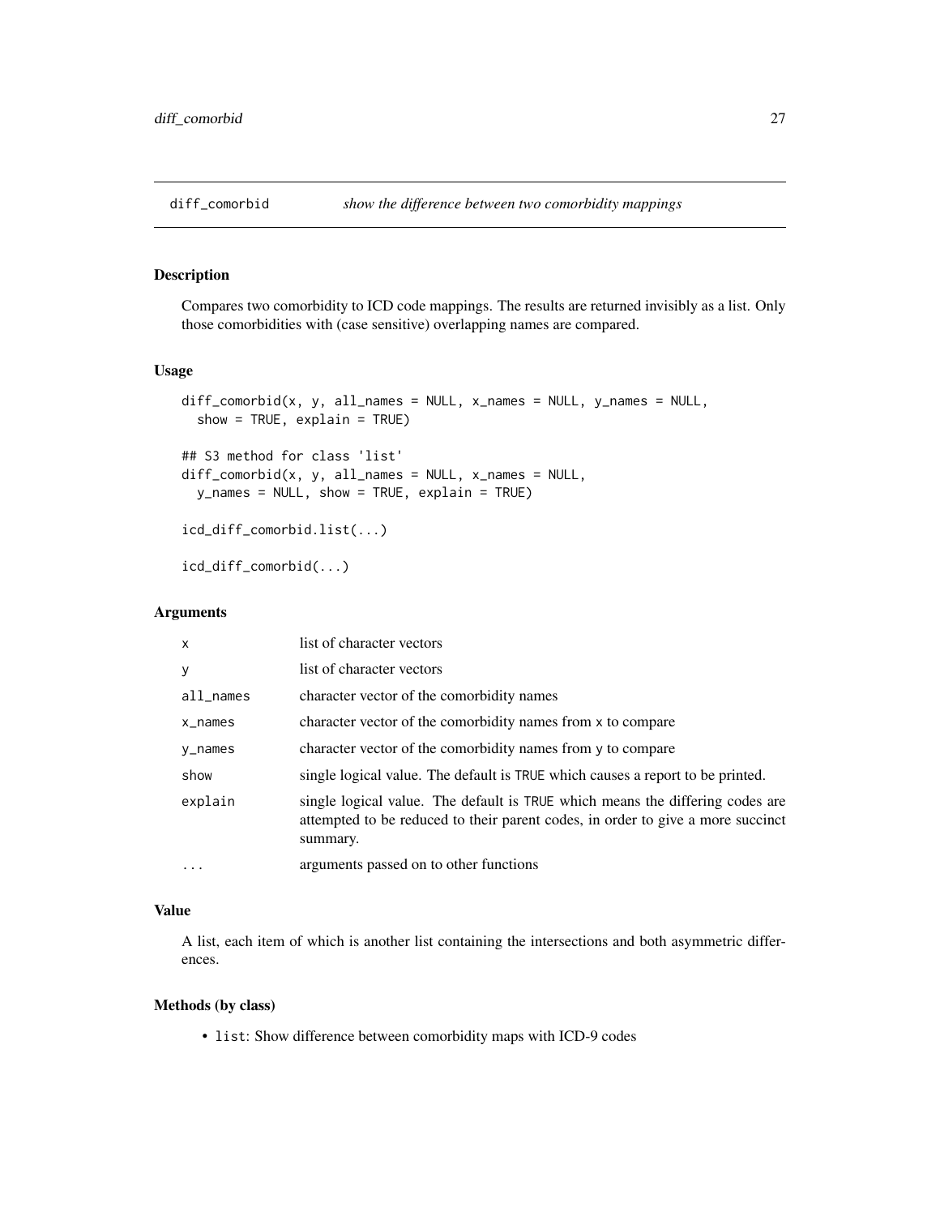# diff_comorbid — *show the difference between two comorbidity mappings*

## Description

Compares two comorbidity to ICD code mappings. The results are returned invisibly as a list. Only those comorbidities with (case sensitive) overlapping names are compared.

## Usage

```
diff_comorbid(x, y, all_names = NULL, x_names = NULL, y_names = NULL,
  show = TRUE, explain = TRUE)

## S3 method for class 'list'
diff_comorbid(x, y, all_names = NULL, x_names = NULL,
  y_names = NULL, show = TRUE, explain = TRUE)

icd_diff_comorbid.list(...)

icd_diff_comorbid(...)
```

## Arguments

| | |
|---|---|
| x | list of character vectors |
| y | list of character vectors |
| all_names | character vector of the comorbidity names |
| x_names | character vector of the comorbidity names from x to compare |
| y_names | character vector of the comorbidity names from y to compare |
| show | single logical value. The default is TRUE which causes a report to be printed. |
| explain | single logical value. The default is TRUE which means the differing codes are attempted to be reduced to their parent codes, in order to give a more succinct summary. |
| ... | arguments passed on to other functions |

## Value

A list, each item of which is another list containing the intersections and both asymmetric differences.

## Methods (by class)

- list: Show difference between comorbidity maps with ICD-9 codes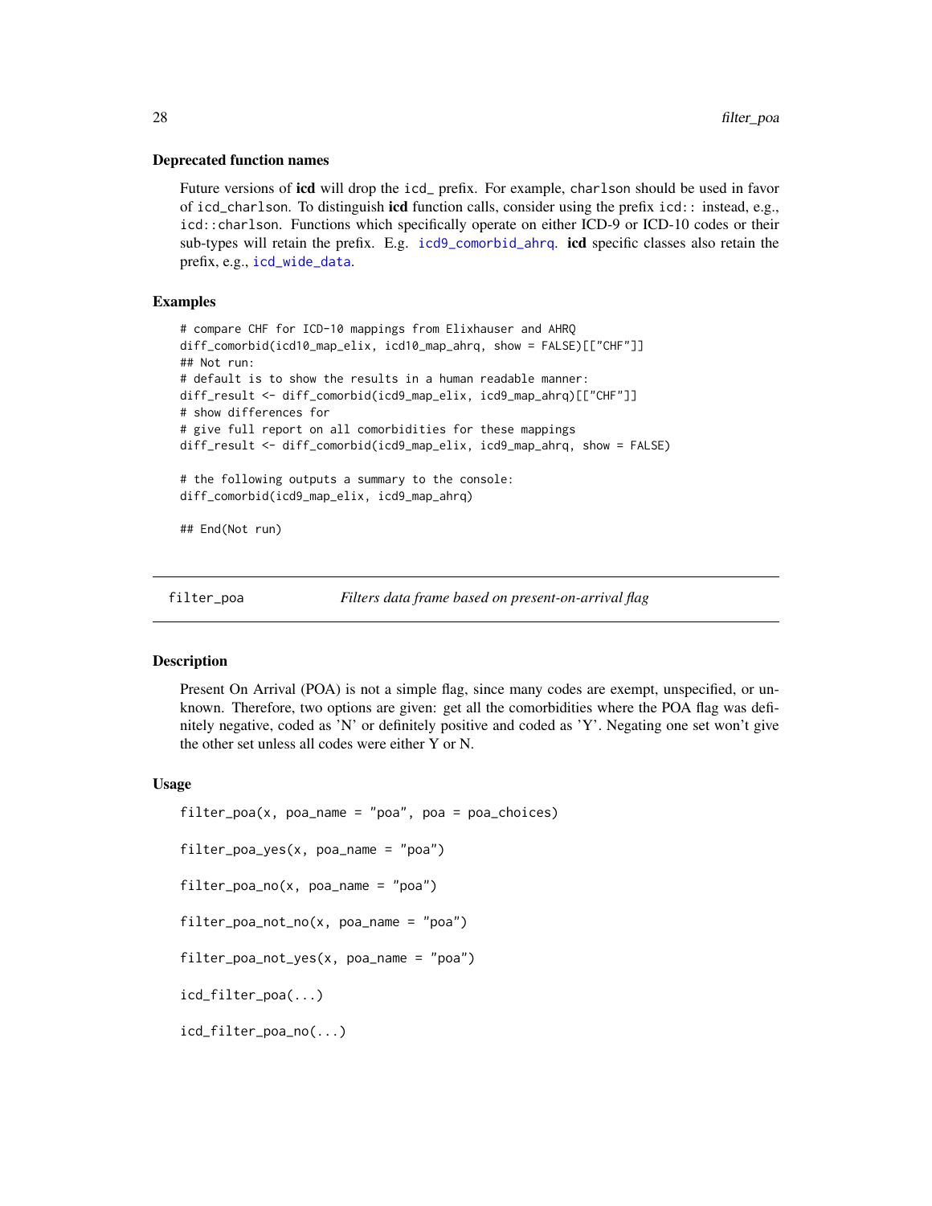### Deprecated function names

Future versions of **icd** will drop the `icd_` prefix. For example, `charlson` should be used in favor of `icd_charlson`. To distinguish **icd** function calls, consider using the prefix `icd::` instead, e.g., `icd::charlson`. Functions which specifically operate on either ICD-9 or ICD-10 codes or their sub-types will retain the prefix. E.g. `icd9_comorbid_ahrq`. **icd** specific classes also retain the prefix, e.g., `icd_wide_data`.

### Examples

```
# compare CHF for ICD-10 mappings from Elixhauser and AHRQ
diff_comorbid(icd10_map_elix, icd10_map_ahrq, show = FALSE)[["CHF"]]
## Not run:
# default is to show the results in a human readable manner:
diff_result <- diff_comorbid(icd9_map_elix, icd9_map_ahrq)[["CHF"]]
# show differences for
# give full report on all comorbidities for these mappings
diff_result <- diff_comorbid(icd9_map_elix, icd9_map_ahrq, show = FALSE)

# the following outputs a summary to the console:
diff_comorbid(icd9_map_elix, icd9_map_ahrq)

## End(Not run)
```

---

## filter_poa    *Filters data frame based on present-on-arrival flag*

---

### Description

Present On Arrival (POA) is not a simple flag, since many codes are exempt, unspecified, or unknown. Therefore, two options are given: get all the comorbidities where the POA flag was definitely negative, coded as 'N' or definitely positive and coded as 'Y'. Negating one set won't give the other set unless all codes were either Y or N.

### Usage

```
filter_poa(x, poa_name = "poa", poa = poa_choices)

filter_poa_yes(x, poa_name = "poa")

filter_poa_no(x, poa_name = "poa")

filter_poa_not_no(x, poa_name = "poa")

filter_poa_not_yes(x, poa_name = "poa")

icd_filter_poa(...)

icd_filter_poa_no(...)
```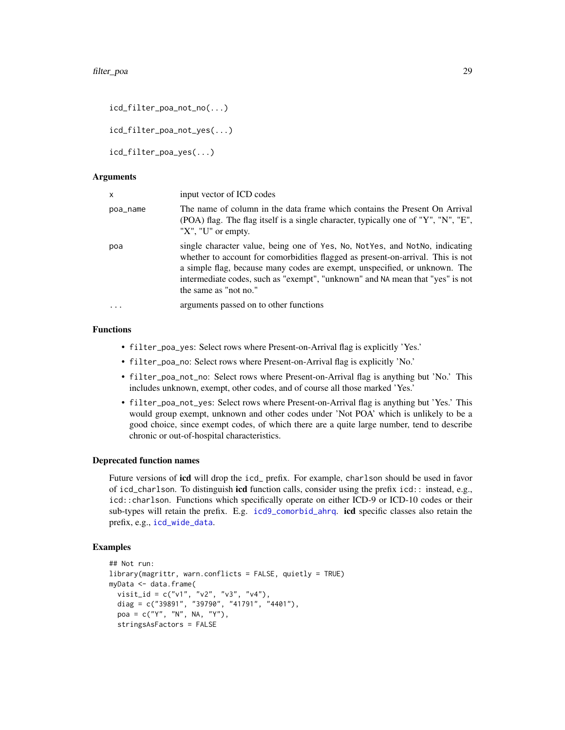```
icd_filter_poa_not_no(...)

icd_filter_poa_not_yes(...)

icd_filter_poa_yes(...)
```

### Arguments

| | |
|---|---|
| x | input vector of ICD codes |
| poa_name | The name of column in the data frame which contains the Present On Arrival (POA) flag. The flag itself is a single character, typically one of "Y", "N", "E", "X", "U" or empty. |
| poa | single character value, being one of Yes, No, NotYes, and NotNo, indicating whether to account for comorbidities flagged as present-on-arrival. This is not a simple flag, because many codes are exempt, unspecified, or unknown. The intermediate codes, such as "exempt", "unknown" and NA mean that "yes" is not the same as "not no." |
| ... | arguments passed on to other functions |

### Functions

- `filter_poa_yes`: Select rows where Present-on-Arrival flag is explicitly 'Yes.'
- `filter_poa_no`: Select rows where Present-on-Arrival flag is explicitly 'No.'
- `filter_poa_not_no`: Select rows where Present-on-Arrival flag is anything but 'No.' This includes unknown, exempt, other codes, and of course all those marked 'Yes.'
- `filter_poa_not_yes`: Select rows where Present-on-Arrival flag is anything but 'Yes.' This would group exempt, unknown and other codes under 'Not POA' which is unlikely to be a good choice, since exempt codes, of which there are a quite large number, tend to describe chronic or out-of-hospital characteristics.

### Deprecated function names

Future versions of **icd** will drop the `icd_` prefix. For example, `charlson` should be used in favor of `icd_charlson`. To distinguish **icd** function calls, consider using the prefix `icd::` instead, e.g., `icd::charlson`. Functions which specifically operate on either ICD-9 or ICD-10 codes or their sub-types will retain the prefix. E.g. `icd9_comorbid_ahrq`. **icd** specific classes also retain the prefix, e.g., `icd_wide_data`.

### Examples

```
## Not run:
library(magrittr, warn.conflicts = FALSE, quietly = TRUE)
myData <- data.frame(
  visit_id = c("v1", "v2", "v3", "v4"),
  diag = c("39891", "39790", "41791", "4401"),
  poa = c("Y", "N", NA, "Y"),
  stringsAsFactors = FALSE
```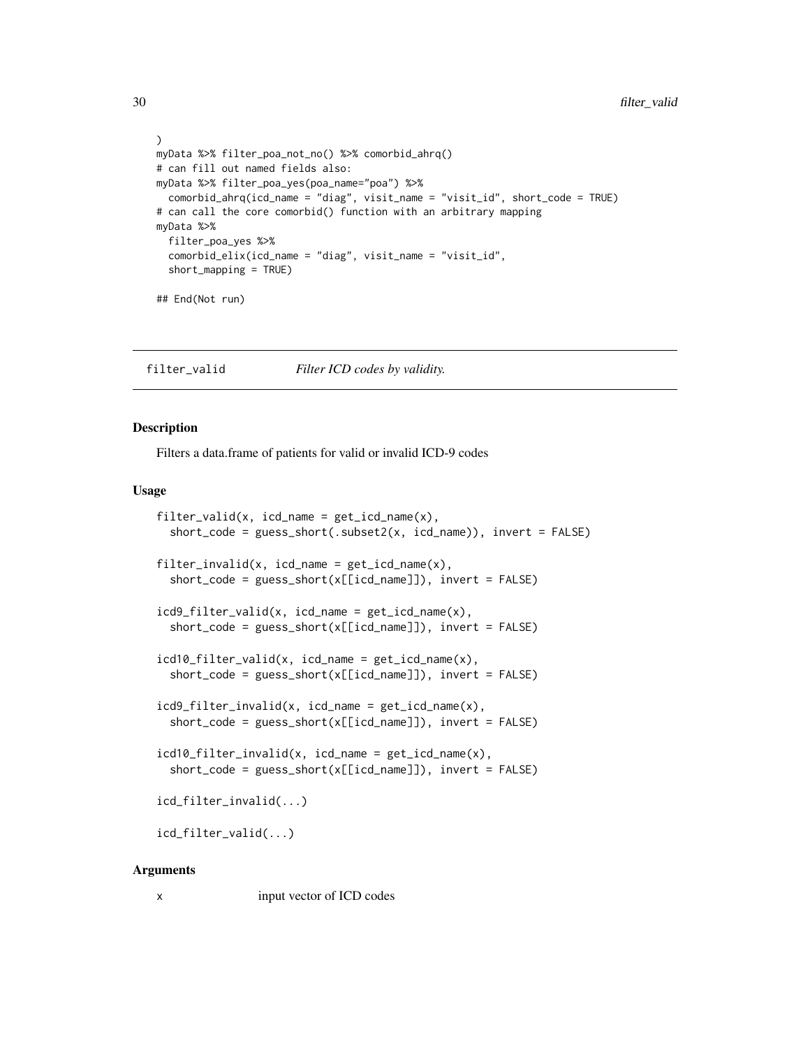```
)
myData %>% filter_poa_not_no() %>% comorbid_ahrq()
# can fill out named fields also:
myData %>% filter_poa_yes(poa_name="poa") %>%
  comorbid_ahrq(icd_name = "diag", visit_name = "visit_id", short_code = TRUE)
# can call the core comorbid() function with an arbitrary mapping
myData %>%
  filter_poa_yes %>%
  comorbid_elix(icd_name = "diag", visit_name = "visit_id",
  short_mapping = TRUE)

## End(Not run)
```

## filter_valid — *Filter ICD codes by validity.*

### Description

Filters a data.frame of patients for valid or invalid ICD-9 codes

### Usage

```
filter_valid(x, icd_name = get_icd_name(x),
  short_code = guess_short(.subset2(x, icd_name)), invert = FALSE)

filter_invalid(x, icd_name = get_icd_name(x),
  short_code = guess_short(x[[icd_name]]), invert = FALSE)

icd9_filter_valid(x, icd_name = get_icd_name(x),
  short_code = guess_short(x[[icd_name]]), invert = FALSE)

icd10_filter_valid(x, icd_name = get_icd_name(x),
  short_code = guess_short(x[[icd_name]]), invert = FALSE)

icd9_filter_invalid(x, icd_name = get_icd_name(x),
  short_code = guess_short(x[[icd_name]]), invert = FALSE)

icd10_filter_invalid(x, icd_name = get_icd_name(x),
  short_code = guess_short(x[[icd_name]]), invert = FALSE)

icd_filter_invalid(...)

icd_filter_valid(...)
```

### Arguments

| | |
|---|---|
| x | input vector of ICD codes |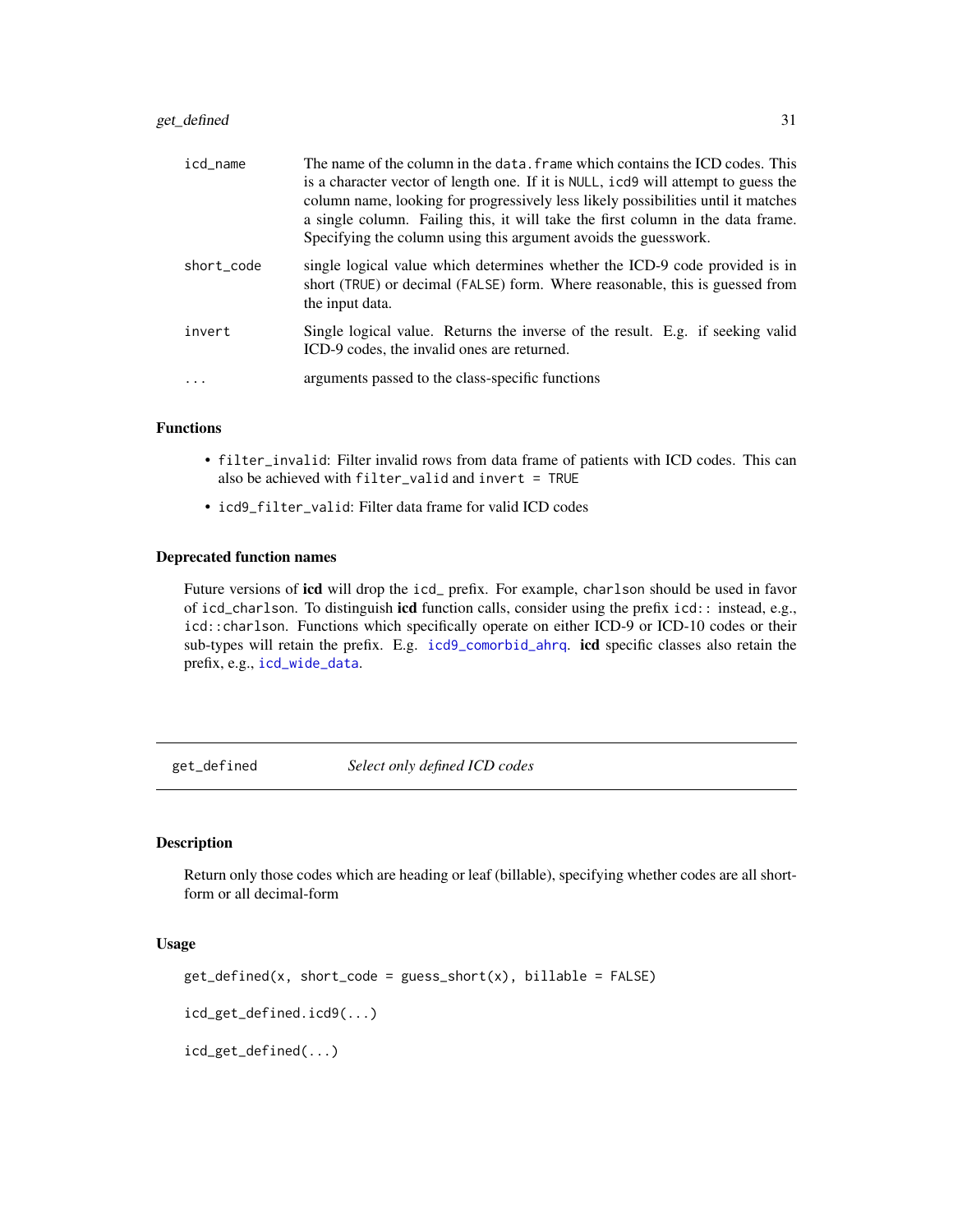| | |
|---|---|
| `icd_name` | The name of the column in the `data.frame` which contains the ICD codes. This is a character vector of length one. If it is `NULL`, `icd9` will attempt to guess the column name, looking for progressively less likely possibilities until it matches a single column. Failing this, it will take the first column in the data frame. Specifying the column using this argument avoids the guesswork. |
| `short_code` | single logical value which determines whether the ICD-9 code provided is in short (`TRUE`) or decimal (`FALSE`) form. Where reasonable, this is guessed from the input data. |
| `invert` | Single logical value. Returns the inverse of the result. E.g. if seeking valid ICD-9 codes, the invalid ones are returned. |
| `...` | arguments passed to the class-specific functions |

### Functions

- `filter_invalid`: Filter invalid rows from data frame of patients with ICD codes. This can also be achieved with `filter_valid` and `invert = TRUE`
- `icd9_filter_valid`: Filter data frame for valid ICD codes

### Deprecated function names

Future versions of **icd** will drop the `icd_` prefix. For example, `charlson` should be used in favor of `icd_charlson`. To distinguish **icd** function calls, consider using the prefix `icd::` instead, e.g., `icd::charlson`. Functions which specifically operate on either ICD-9 or ICD-10 codes or their sub-types will retain the prefix. E.g. `icd9_comorbid_ahrq`. **icd** specific classes also retain the prefix, e.g., `icd_wide_data`.

---

## get_defined *Select only defined ICD codes*

### Description

Return only those codes which are heading or leaf (billable), specifying whether codes are all short-form or all decimal-form

### Usage

```
get_defined(x, short_code = guess_short(x), billable = FALSE)

icd_get_defined.icd9(...)

icd_get_defined(...)
```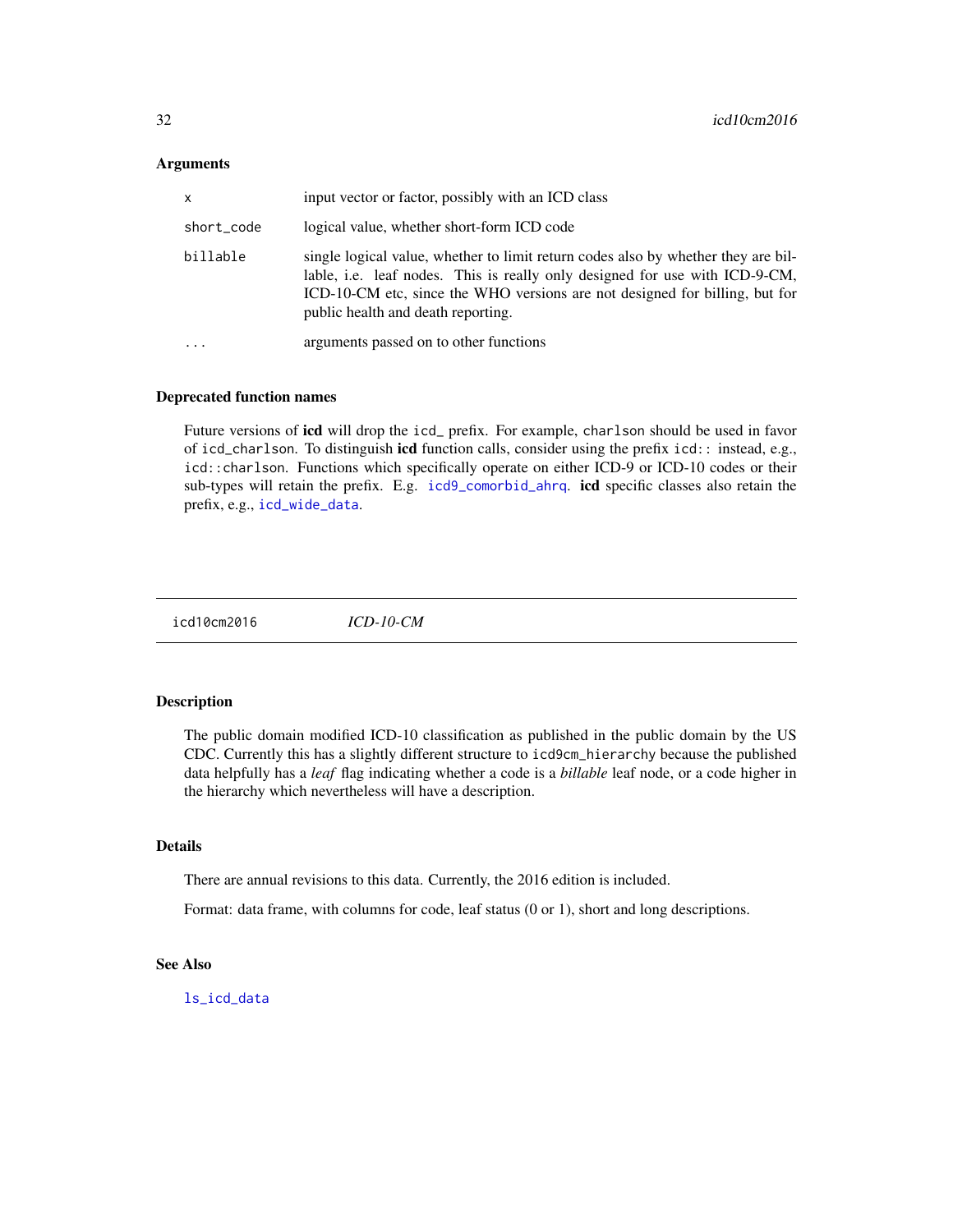### Arguments

| | |
|---|---|
| `x` | input vector or factor, possibly with an ICD class |
| `short_code` | logical value, whether short-form ICD code |
| `billable` | single logical value, whether to limit return codes also by whether they are billable, i.e. leaf nodes. This is really only designed for use with ICD-9-CM, ICD-10-CM etc, since the WHO versions are not designed for billing, but for public health and death reporting. |
| `...` | arguments passed on to other functions |

### Deprecated function names

Future versions of **icd** will drop the `icd_` prefix. For example, `charlson` should be used in favor of `icd_charlson`. To distinguish **icd** function calls, consider using the prefix `icd::` instead, e.g., `icd::charlson`. Functions which specifically operate on either ICD-9 or ICD-10 codes or their sub-types will retain the prefix. E.g. `icd9_comorbid_ahrq`. **icd** specific classes also retain the prefix, e.g., `icd_wide_data`.

---

## `icd10cm2016` *ICD-10-CM*

---

### Description

The public domain modified ICD-10 classification as published in the public domain by the US CDC. Currently this has a slightly different structure to `icd9cm_hierarchy` because the published data helpfully has a *leaf* flag indicating whether a code is a *billable* leaf node, or a code higher in the hierarchy which nevertheless will have a description.

### Details

There are annual revisions to this data. Currently, the 2016 edition is included.

Format: data frame, with columns for code, leaf status (0 or 1), short and long descriptions.

### See Also

`ls_icd_data`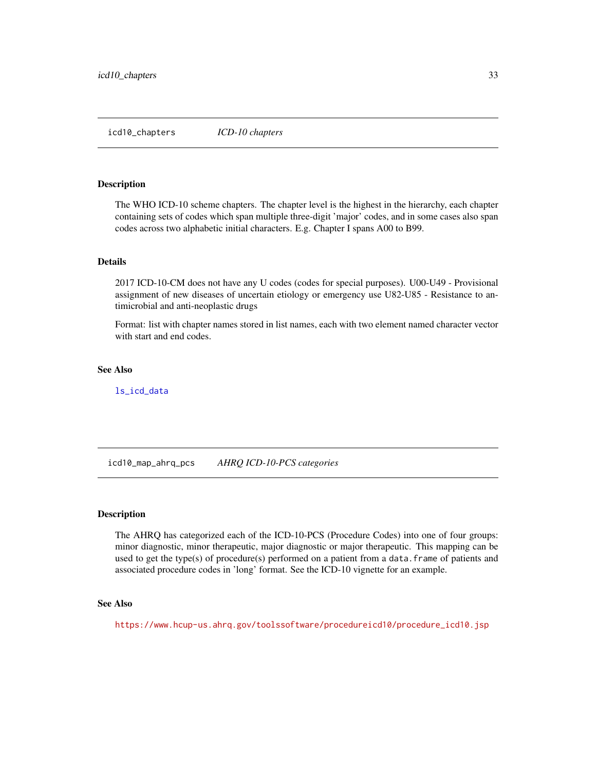## icd10_chapters *ICD-10 chapters*

### Description

The WHO ICD-10 scheme chapters. The chapter level is the highest in the hierarchy, each chapter containing sets of codes which span multiple three-digit 'major' codes, and in some cases also span codes across two alphabetic initial characters. E.g. Chapter I spans A00 to B99.

### Details

2017 ICD-10-CM does not have any U codes (codes for special purposes). U00-U49 - Provisional assignment of new diseases of uncertain etiology or emergency use U82-U85 - Resistance to antimicrobial and anti-neoplastic drugs

Format: list with chapter names stored in list names, each with two element named character vector with start and end codes.

### See Also

`ls_icd_data`

## icd10_map_ahrq_pcs *AHRQ ICD-10-PCS categories*

### Description

The AHRQ has categorized each of the ICD-10-PCS (Procedure Codes) into one of four groups: minor diagnostic, minor therapeutic, major diagnostic or major therapeutic. This mapping can be used to get the type(s) of procedure(s) performed on a patient from a `data.frame` of patients and associated procedure codes in 'long' format. See the ICD-10 vignette for an example.

### See Also

https://www.hcup-us.ahrq.gov/toolssoftware/procedureicd10/procedure_icd10.jsp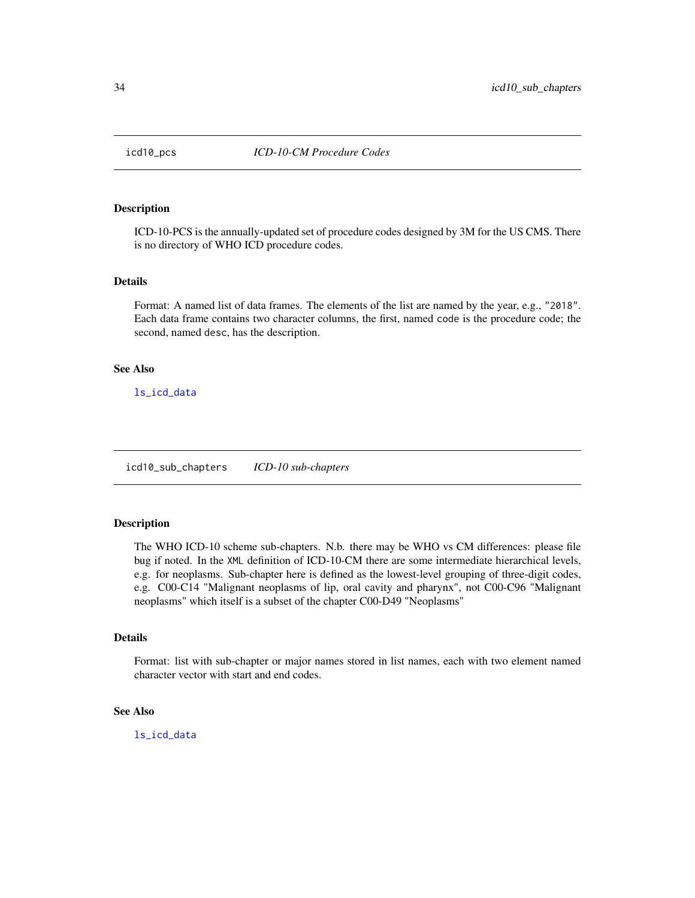## icd10_pcs *ICD-10-CM Procedure Codes*

### Description

ICD-10-PCS is the annually-updated set of procedure codes designed by 3M for the US CMS. There is no directory of WHO ICD procedure codes.

### Details

Format: A named list of data frames. The elements of the list are named by the year, e.g., `"2018"`. Each data frame contains two character columns, the first, named `code` is the procedure code; the second, named `desc`, has the description.

### See Also

`ls_icd_data`

## icd10_sub_chapters *ICD-10 sub-chapters*

### Description

The WHO ICD-10 scheme sub-chapters. N.b. there may be WHO vs CM differences: please file bug if noted. In the `XML` definition of ICD-10-CM there are some intermediate hierarchical levels, e.g. for neoplasms. Sub-chapter here is defined as the lowest-level grouping of three-digit codes, e.g. C00-C14 "Malignant neoplasms of lip, oral cavity and pharynx", not C00-C96 "Malignant neoplasms" which itself is a subset of the chapter C00-D49 "Neoplasms"

### Details

Format: list with sub-chapter or major names stored in list names, each with two element named character vector with start and end codes.

### See Also

`ls_icd_data`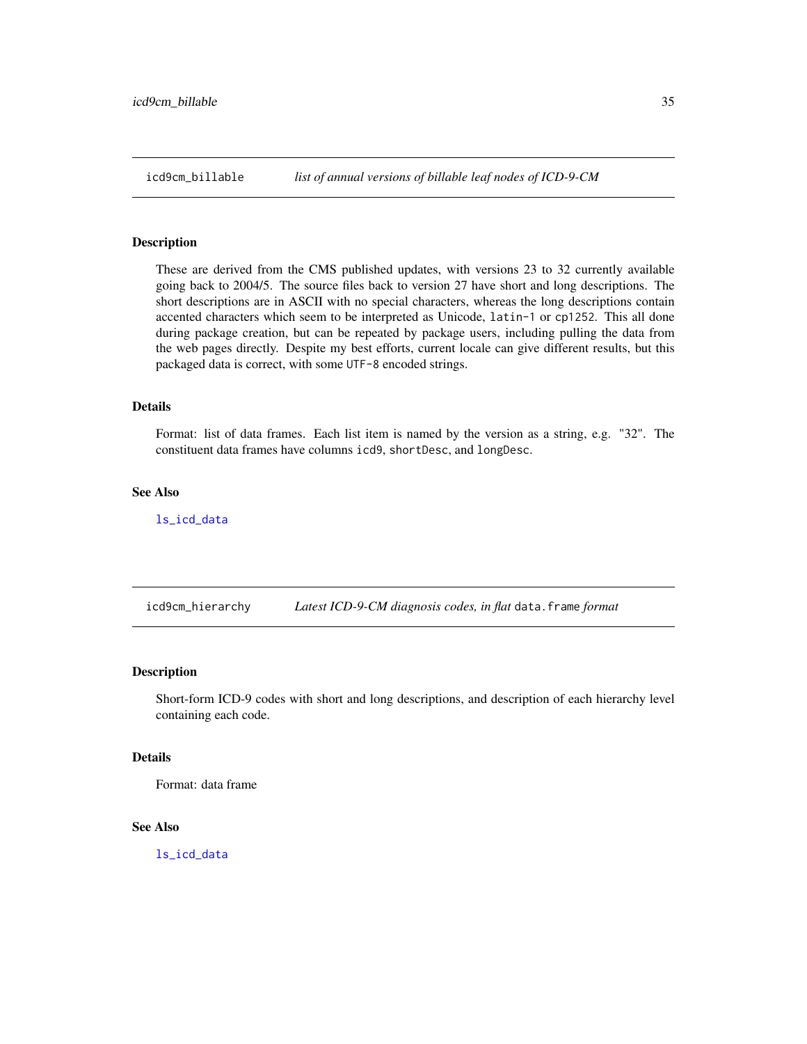## icd9cm_billable — *list of annual versions of billable leaf nodes of ICD-9-CM*

### Description

These are derived from the CMS published updates, with versions 23 to 32 currently available going back to 2004/5. The source files back to version 27 have short and long descriptions. The short descriptions are in ASCII with no special characters, whereas the long descriptions contain accented characters which seem to be interpreted as Unicode, `latin-1` or `cp1252`. This all done during package creation, but can be repeated by package users, including pulling the data from the web pages directly. Despite my best efforts, current locale can give different results, but this packaged data is correct, with some `UTF-8` encoded strings.

### Details

Format: list of data frames. Each list item is named by the version as a string, e.g. "32". The constituent data frames have columns `icd9`, `shortDesc`, and `longDesc`.

### See Also

`ls_icd_data`

## icd9cm_hierarchy — *Latest ICD-9-CM diagnosis codes, in flat `data.frame` format*

### Description

Short-form ICD-9 codes with short and long descriptions, and description of each hierarchy level containing each code.

### Details

Format: data frame

### See Also

`ls_icd_data`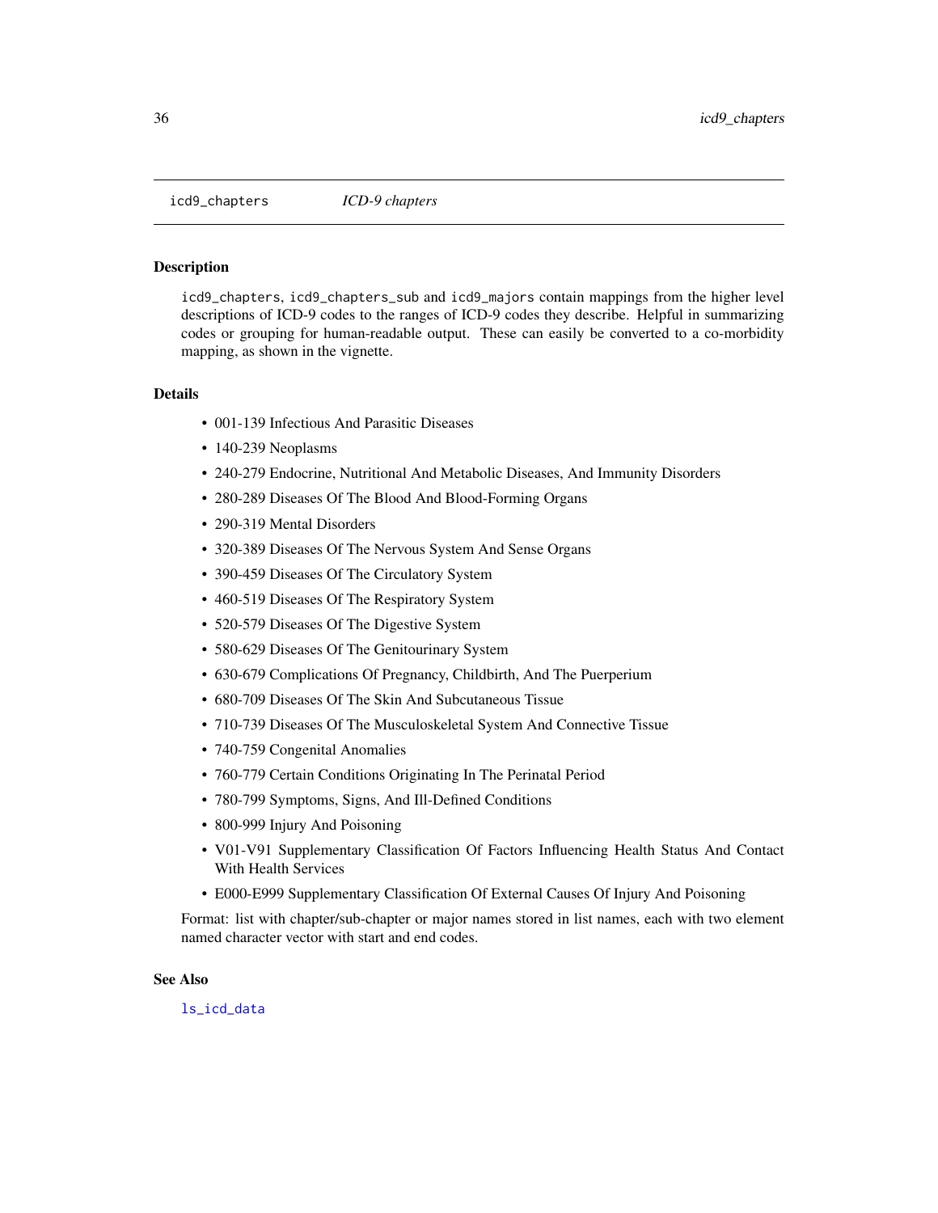## icd9_chapters *ICD-9 chapters*

### Description

icd9_chapters, icd9_chapters_sub and icd9_majors contain mappings from the higher level descriptions of ICD-9 codes to the ranges of ICD-9 codes they describe. Helpful in summarizing codes or grouping for human-readable output. These can easily be converted to a co-morbidity mapping, as shown in the vignette.

### Details

- 001-139 Infectious And Parasitic Diseases
- 140-239 Neoplasms
- 240-279 Endocrine, Nutritional And Metabolic Diseases, And Immunity Disorders
- 280-289 Diseases Of The Blood And Blood-Forming Organs
- 290-319 Mental Disorders
- 320-389 Diseases Of The Nervous System And Sense Organs
- 390-459 Diseases Of The Circulatory System
- 460-519 Diseases Of The Respiratory System
- 520-579 Diseases Of The Digestive System
- 580-629 Diseases Of The Genitourinary System
- 630-679 Complications Of Pregnancy, Childbirth, And The Puerperium
- 680-709 Diseases Of The Skin And Subcutaneous Tissue
- 710-739 Diseases Of The Musculoskeletal System And Connective Tissue
- 740-759 Congenital Anomalies
- 760-779 Certain Conditions Originating In The Perinatal Period
- 780-799 Symptoms, Signs, And Ill-Defined Conditions
- 800-999 Injury And Poisoning
- V01-V91 Supplementary Classification Of Factors Influencing Health Status And Contact With Health Services
- E000-E999 Supplementary Classification Of External Causes Of Injury And Poisoning

Format: list with chapter/sub-chapter or major names stored in list names, each with two element named character vector with start and end codes.

### See Also

ls_icd_data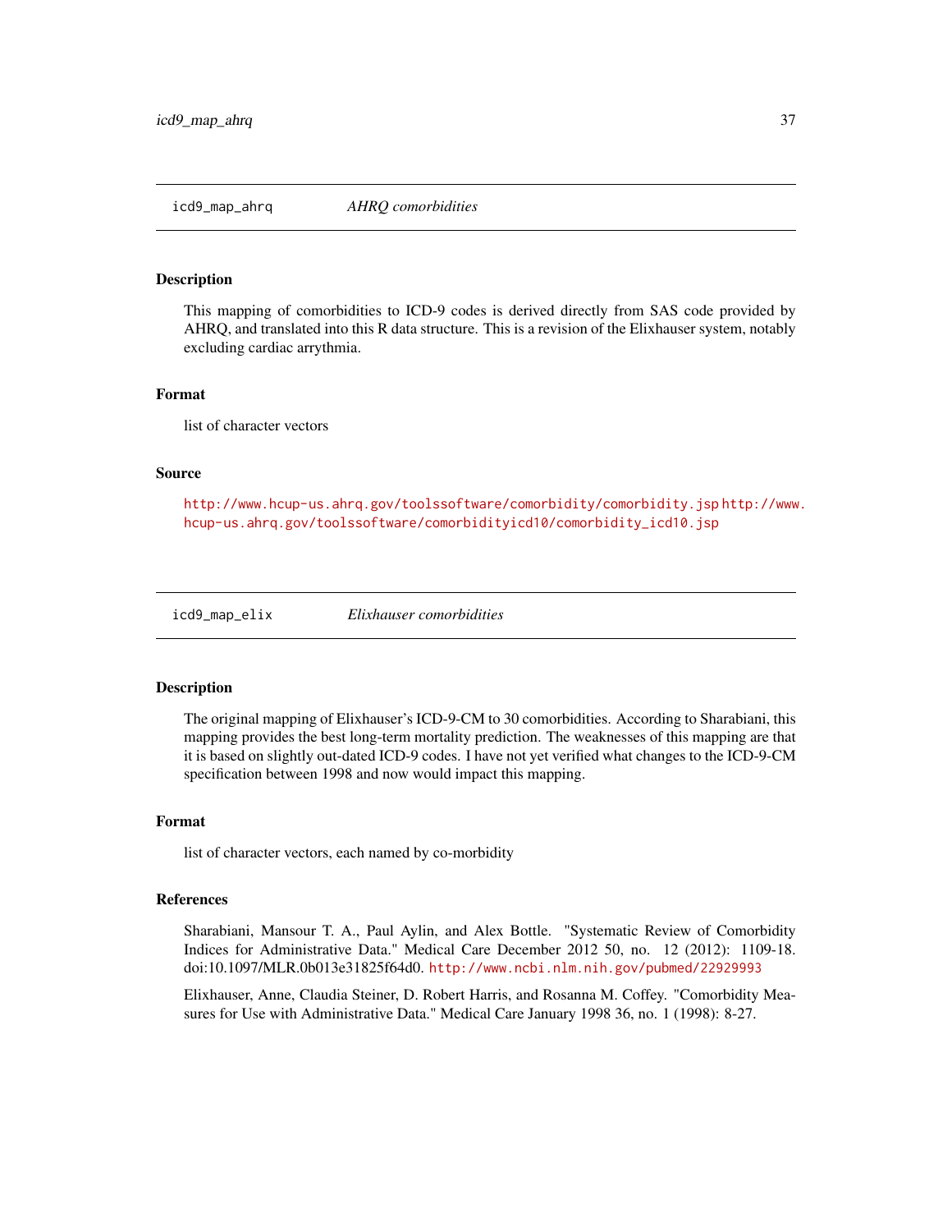## icd9_map_ahrq — *AHRQ comorbidities*

### Description

This mapping of comorbidities to ICD-9 codes is derived directly from SAS code provided by AHRQ, and translated into this R data structure. This is a revision of the Elixhauser system, notably excluding cardiac arrythmia.

### Format

list of character vectors

### Source

http://www.hcup-us.ahrq.gov/toolssoftware/comorbidity/comorbidity.jsp http://www.hcup-us.ahrq.gov/toolssoftware/comorbidityicd10/comorbidity_icd10.jsp

## icd9_map_elix — *Elixhauser comorbidities*

### Description

The original mapping of Elixhauser's ICD-9-CM to 30 comorbidities. According to Sharabiani, this mapping provides the best long-term mortality prediction. The weaknesses of this mapping are that it is based on slightly out-dated ICD-9 codes. I have not yet verified what changes to the ICD-9-CM specification between 1998 and now would impact this mapping.

### Format

list of character vectors, each named by co-morbidity

### References

Sharabiani, Mansour T. A., Paul Aylin, and Alex Bottle. "Systematic Review of Comorbidity Indices for Administrative Data." Medical Care December 2012 50, no. 12 (2012): 1109-18. doi:10.1097/MLR.0b013e31825f64d0. http://www.ncbi.nlm.nih.gov/pubmed/22929993

Elixhauser, Anne, Claudia Steiner, D. Robert Harris, and Rosanna M. Coffey. "Comorbidity Measures for Use with Administrative Data." Medical Care January 1998 36, no. 1 (1998): 8-27.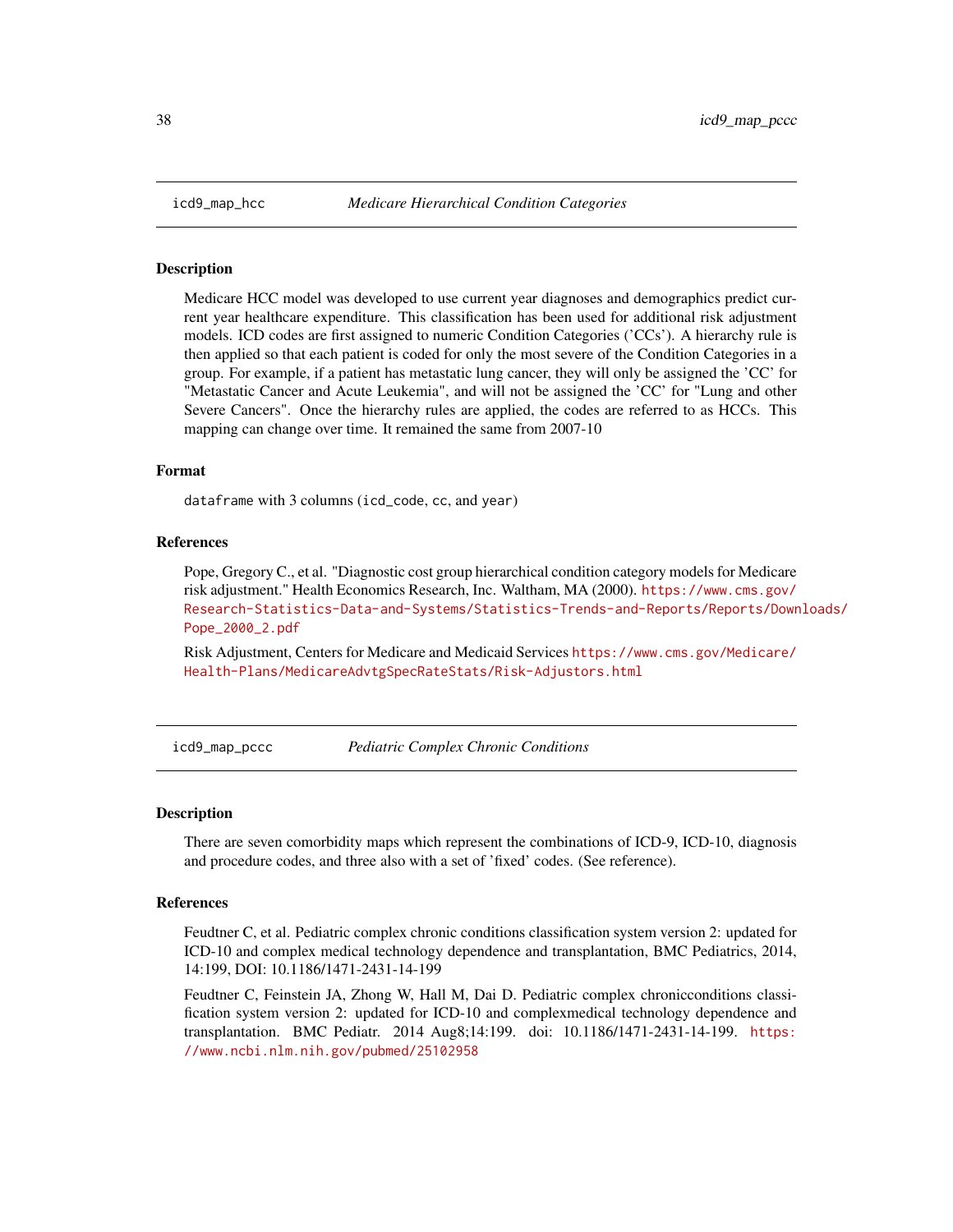## icd9_map_hcc — *Medicare Hierarchical Condition Categories*

### Description

Medicare HCC model was developed to use current year diagnoses and demographics predict current year healthcare expenditure. This classification has been used for additional risk adjustment models. ICD codes are first assigned to numeric Condition Categories ('CCs'). A hierarchy rule is then applied so that each patient is coded for only the most severe of the Condition Categories in a group. For example, if a patient has metastatic lung cancer, they will only be assigned the 'CC' for "Metastatic Cancer and Acute Leukemia", and will not be assigned the 'CC' for "Lung and other Severe Cancers". Once the hierarchy rules are applied, the codes are referred to as HCCs. This mapping can change over time. It remained the same from 2007-10

### Format

`dataframe` with 3 columns (`icd_code`, `cc`, and `year`)

### References

Pope, Gregory C., et al. "Diagnostic cost group hierarchical condition category models for Medicare risk adjustment." Health Economics Research, Inc. Waltham, MA (2000). https://www.cms.gov/Research-Statistics-Data-and-Systems/Statistics-Trends-and-Reports/Reports/Downloads/Pope_2000_2.pdf

Risk Adjustment, Centers for Medicare and Medicaid Services https://www.cms.gov/Medicare/Health-Plans/MedicareAdvtgSpecRateStats/Risk-Adjustors.html

## icd9_map_pccc — *Pediatric Complex Chronic Conditions*

### Description

There are seven comorbidity maps which represent the combinations of ICD-9, ICD-10, diagnosis and procedure codes, and three also with a set of 'fixed' codes. (See reference).

### References

Feudtner C, et al. Pediatric complex chronic conditions classification system version 2: updated for ICD-10 and complex medical technology dependence and transplantation, BMC Pediatrics, 2014, 14:199, DOI: 10.1186/1471-2431-14-199

Feudtner C, Feinstein JA, Zhong W, Hall M, Dai D. Pediatric complex chronicconditions classification system version 2: updated for ICD-10 and complexmedical technology dependence and transplantation. BMC Pediatr. 2014 Aug8;14:199. doi: 10.1186/1471-2431-14-199. https://www.ncbi.nlm.nih.gov/pubmed/25102958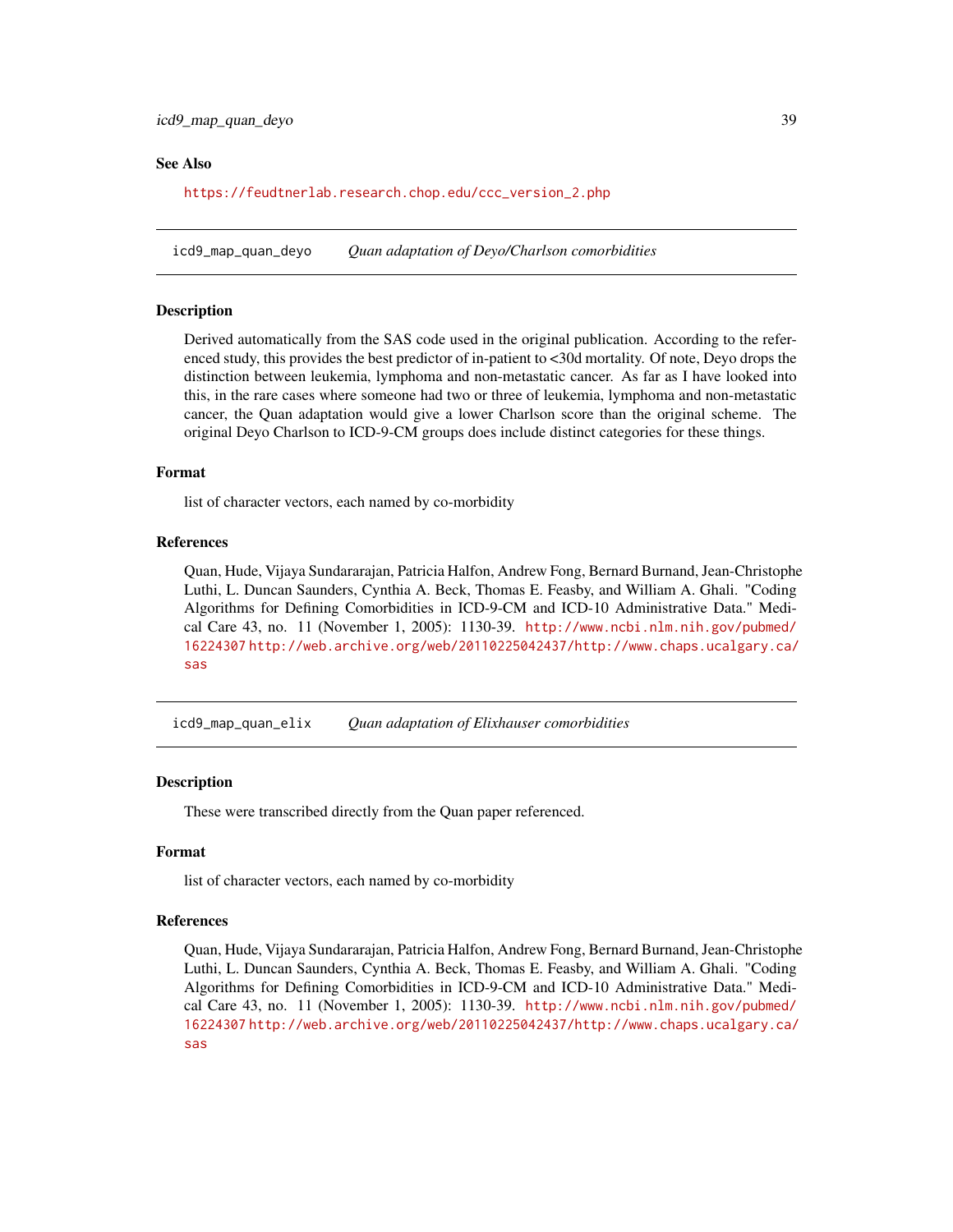### See Also

https://feudtnerlab.research.chop.edu/ccc_version_2.php

## icd9_map_quan_deyo *Quan adaptation of Deyo/Charlson comorbidities*

### Description

Derived automatically from the SAS code used in the original publication. According to the referenced study, this provides the best predictor of in-patient to <30d mortality. Of note, Deyo drops the distinction between leukemia, lymphoma and non-metastatic cancer. As far as I have looked into this, in the rare cases where someone had two or three of leukemia, lymphoma and non-metastatic cancer, the Quan adaptation would give a lower Charlson score than the original scheme. The original Deyo Charlson to ICD-9-CM groups does include distinct categories for these things.

### Format

list of character vectors, each named by co-morbidity

### References

Quan, Hude, Vijaya Sundararajan, Patricia Halfon, Andrew Fong, Bernard Burnand, Jean-Christophe Luthi, L. Duncan Saunders, Cynthia A. Beck, Thomas E. Feasby, and William A. Ghali. "Coding Algorithms for Defining Comorbidities in ICD-9-CM and ICD-10 Administrative Data." Medical Care 43, no. 11 (November 1, 2005): 1130-39. http://www.ncbi.nlm.nih.gov/pubmed/16224307 http://web.archive.org/web/20110225042437/http://www.chaps.ucalgary.ca/sas

## icd9_map_quan_elix *Quan adaptation of Elixhauser comorbidities*

### Description

These were transcribed directly from the Quan paper referenced.

### Format

list of character vectors, each named by co-morbidity

### References

Quan, Hude, Vijaya Sundararajan, Patricia Halfon, Andrew Fong, Bernard Burnand, Jean-Christophe Luthi, L. Duncan Saunders, Cynthia A. Beck, Thomas E. Feasby, and William A. Ghali. "Coding Algorithms for Defining Comorbidities in ICD-9-CM and ICD-10 Administrative Data." Medical Care 43, no. 11 (November 1, 2005): 1130-39. http://www.ncbi.nlm.nih.gov/pubmed/16224307 http://web.archive.org/web/20110225042437/http://www.chaps.ucalgary.ca/sas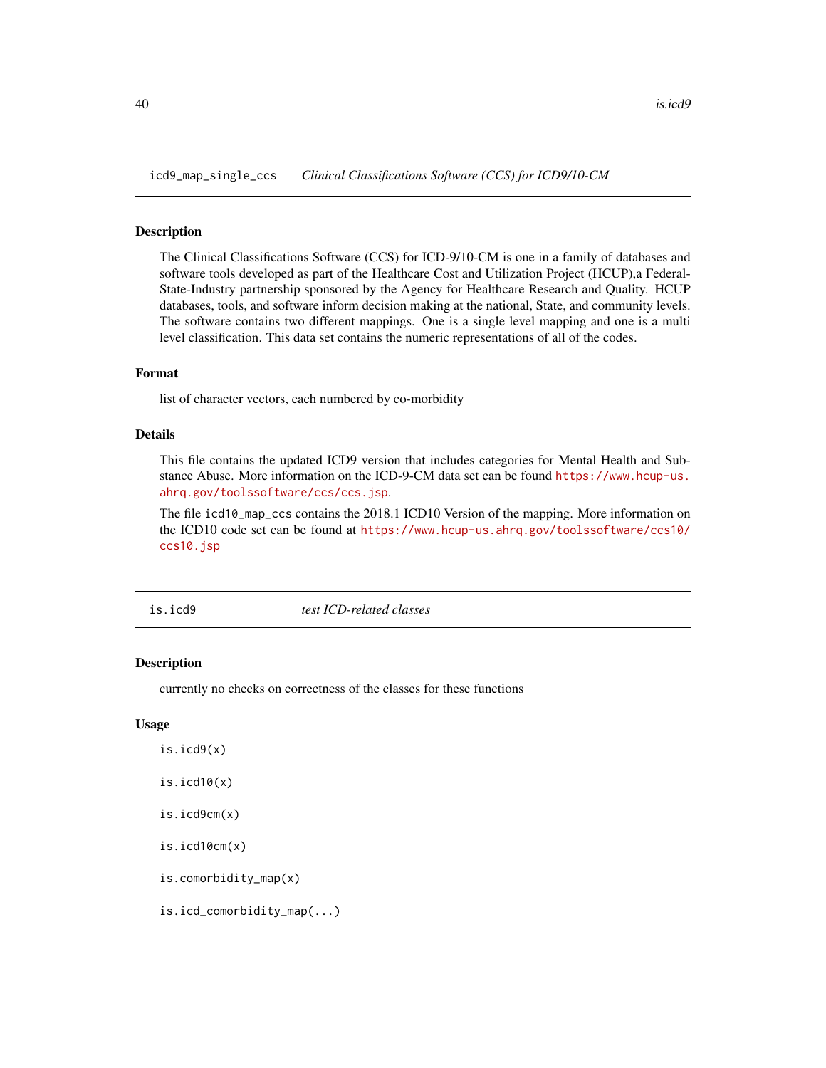## icd9_map_single_ccs — *Clinical Classifications Software (CCS) for ICD9/10-CM*

### Description

The Clinical Classifications Software (CCS) for ICD-9/10-CM is one in a family of databases and software tools developed as part of the Healthcare Cost and Utilization Project (HCUP),a Federal-State-Industry partnership sponsored by the Agency for Healthcare Research and Quality. HCUP databases, tools, and software inform decision making at the national, State, and community levels. The software contains two different mappings. One is a single level mapping and one is a multi level classification. This data set contains the numeric representations of all of the codes.

### Format

list of character vectors, each numbered by co-morbidity

### Details

This file contains the updated ICD9 version that includes categories for Mental Health and Substance Abuse. More information on the ICD-9-CM data set can be found https://www.hcup-us.ahrq.gov/toolssoftware/ccs/ccs.jsp.

The file icd10_map_ccs contains the 2018.1 ICD10 Version of the mapping. More information on the ICD10 code set can be found at https://www.hcup-us.ahrq.gov/toolssoftware/ccs10/ccs10.jsp

## is.icd9 — *test ICD-related classes*

### Description

currently no checks on correctness of the classes for these functions

### Usage

```
is.icd9(x)

is.icd10(x)

is.icd9cm(x)

is.icd10cm(x)

is.comorbidity_map(x)

is.icd_comorbidity_map(...)
```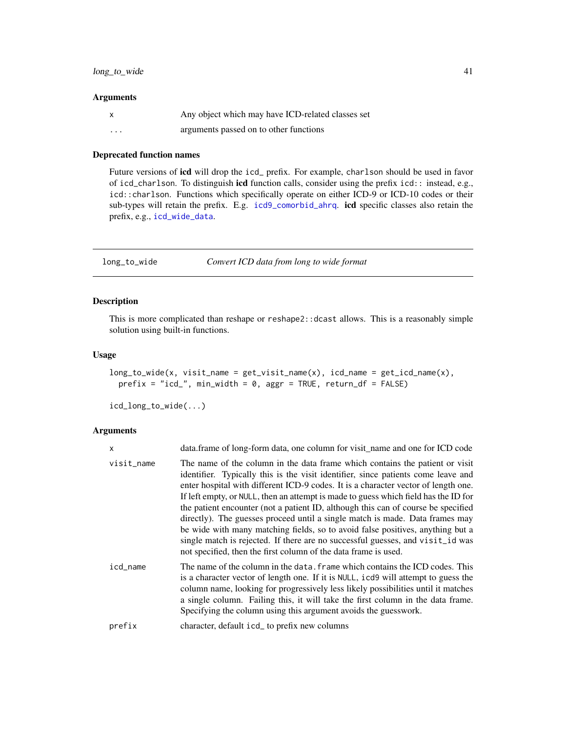### Arguments

| | |
|---|---|
| x | Any object which may have ICD-related classes set |
| ... | arguments passed on to other functions |

### Deprecated function names

Future versions of **icd** will drop the `icd_` prefix. For example, `charlson` should be used in favor of `icd_charlson`. To distinguish **icd** function calls, consider using the prefix `icd::` instead, e.g., `icd::charlson`. Functions which specifically operate on either ICD-9 or ICD-10 codes or their sub-types will retain the prefix. E.g. `icd9_comorbid_ahrq`. **icd** specific classes also retain the prefix, e.g., `icd_wide_data`.

---

## long_to_wide — *Convert ICD data from long to wide format*

### Description

This is more complicated than reshape or `reshape2::dcast` allows. This is a reasonably simple solution using built-in functions.

### Usage

```
long_to_wide(x, visit_name = get_visit_name(x), icd_name = get_icd_name(x),
  prefix = "icd_", min_width = 0, aggr = TRUE, return_df = FALSE)

icd_long_to_wide(...)
```

### Arguments

| | |
|---|---|
| x | data.frame of long-form data, one column for visit_name and one for ICD code |
| visit_name | The name of the column in the data frame which contains the patient or visit identifier. Typically this is the visit identifier, since patients come leave and enter hospital with different ICD-9 codes. It is a character vector of length one. If left empty, or `NULL`, then an attempt is made to guess which field has the ID for the patient encounter (not a patient ID, although this can of course be specified directly). The guesses proceed until a single match is made. Data frames may be wide with many matching fields, so to avoid false positives, anything but a single match is rejected. If there are no successful guesses, and `visit_id` was not specified, then the first column of the data frame is used. |
| icd_name | The name of the column in the `data.frame` which contains the ICD codes. This is a character vector of length one. If it is `NULL`, `icd9` will attempt to guess the column name, looking for progressively less likely possibilities until it matches a single column. Failing this, it will take the first column in the data frame. Specifying the column using this argument avoids the guesswork. |
| prefix | character, default `icd_` to prefix new columns |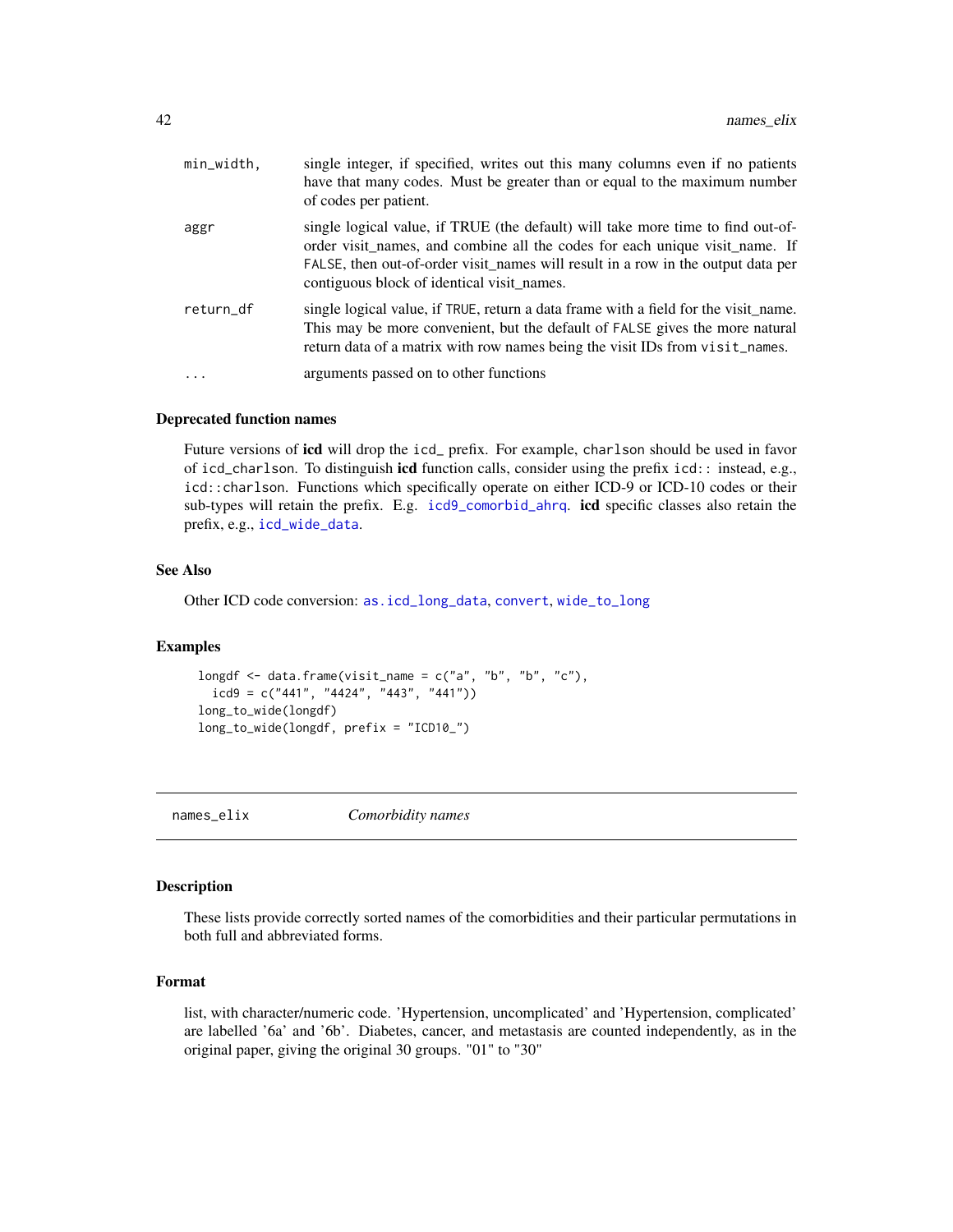| | |
|---|---|
| `min_width,` | single integer, if specified, writes out this many columns even if no patients have that many codes. Must be greater than or equal to the maximum number of codes per patient. |
| `aggr` | single logical value, if TRUE (the default) will take more time to find out-of-order visit_names, and combine all the codes for each unique visit_name. If `FALSE`, then out-of-order visit_names will result in a row in the output data per contiguous block of identical visit_names. |
| `return_df` | single logical value, if `TRUE`, return a data frame with a field for the visit_name. This may be more convenient, but the default of `FALSE` gives the more natural return data of a matrix with row names being the visit IDs from `visit_names`. |
| `...` | arguments passed on to other functions |

### Deprecated function names

Future versions of **icd** will drop the `icd_` prefix. For example, `charlson` should be used in favor of `icd_charlson`. To distinguish **icd** function calls, consider using the prefix `icd::` instead, e.g., `icd::charlson`. Functions which specifically operate on either ICD-9 or ICD-10 codes or their sub-types will retain the prefix. E.g. `icd9_comorbid_ahrq`. **icd** specific classes also retain the prefix, e.g., `icd_wide_data`.

### See Also

Other ICD code conversion: `as.icd_long_data`, `convert`, `wide_to_long`

### Examples

```
longdf <- data.frame(visit_name = c("a", "b", "b", "c"),
  icd9 = c("441", "4424", "443", "441"))
long_to_wide(longdf)
long_to_wide(longdf, prefix = "ICD10_")
```

---

## names_elix *Comorbidity names*

### Description

These lists provide correctly sorted names of the comorbidities and their particular permutations in both full and abbreviated forms.

### Format

list, with character/numeric code. 'Hypertension, uncomplicated' and 'Hypertension, complicated' are labelled '6a' and '6b'. Diabetes, cancer, and metastasis are counted independently, as in the original paper, giving the original 30 groups. "01" to "30"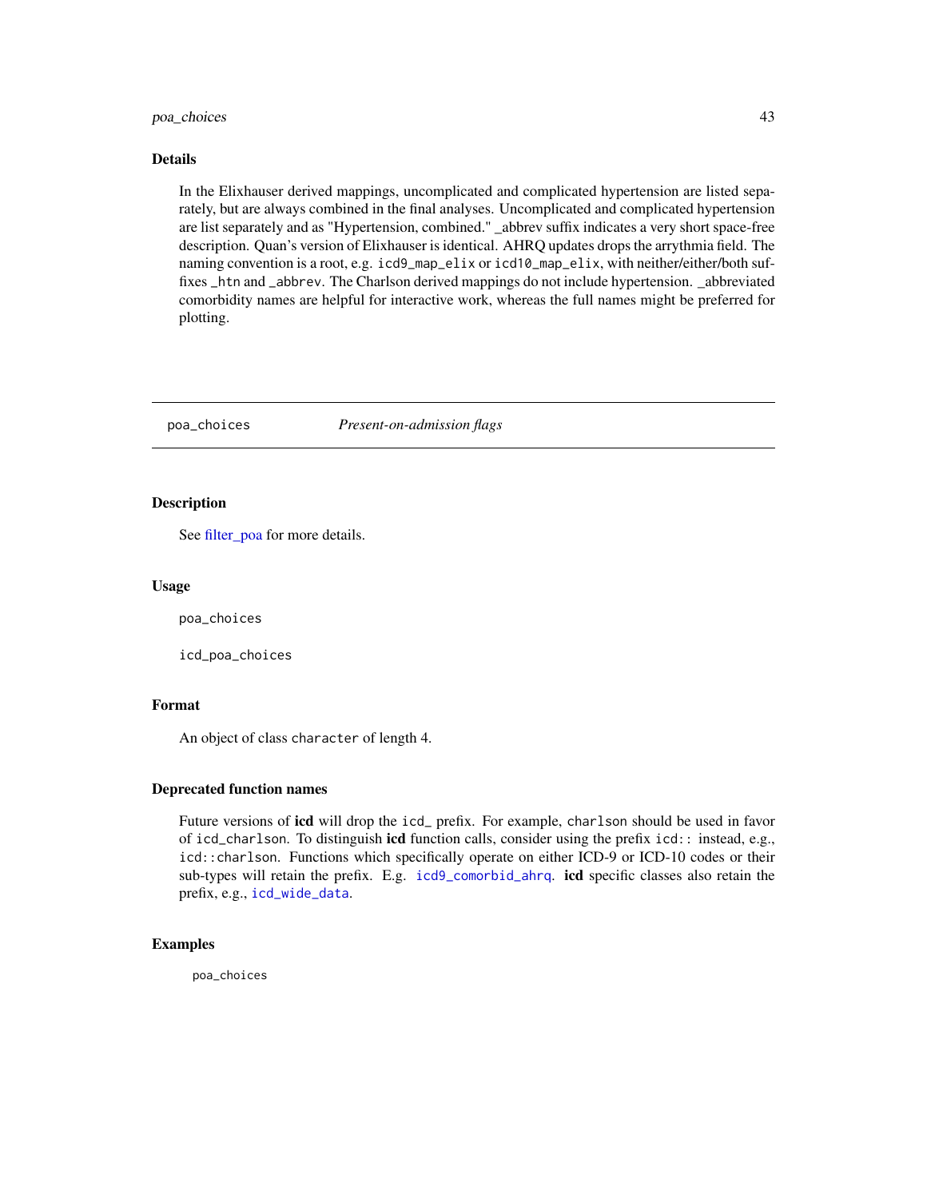### Details

In the Elixhauser derived mappings, uncomplicated and complicated hypertension are listed separately, but are always combined in the final analyses. Uncomplicated and complicated hypertension are list separately and as "Hypertension, combined." _abbrev suffix indicates a very short space-free description. Quan's version of Elixhauser is identical. AHRQ updates drops the arrythmia field. The naming convention is a root, e.g. `icd9_map_elix` or `icd10_map_elix`, with neither/either/both suffixes `_htn` and `_abbrev`. The Charlson derived mappings do not include hypertension. _abbreviated comorbidity names are helpful for interactive work, whereas the full names might be preferred for plotting.

---

## poa_choices — *Present-on-admission flags*

### Description

See filter_poa for more details.

### Usage

```
poa_choices

icd_poa_choices
```

### Format

An object of class `character` of length 4.

### Deprecated function names

Future versions of **icd** will drop the `icd_` prefix. For example, `charlson` should be used in favor of `icd_charlson`. To distinguish **icd** function calls, consider using the prefix `icd::` instead, e.g., `icd::charlson`. Functions which specifically operate on either ICD-9 or ICD-10 codes or their sub-types will retain the prefix. E.g. `icd9_comorbid_ahrq`. **icd** specific classes also retain the prefix, e.g., `icd_wide_data`.

### Examples

```
poa_choices
```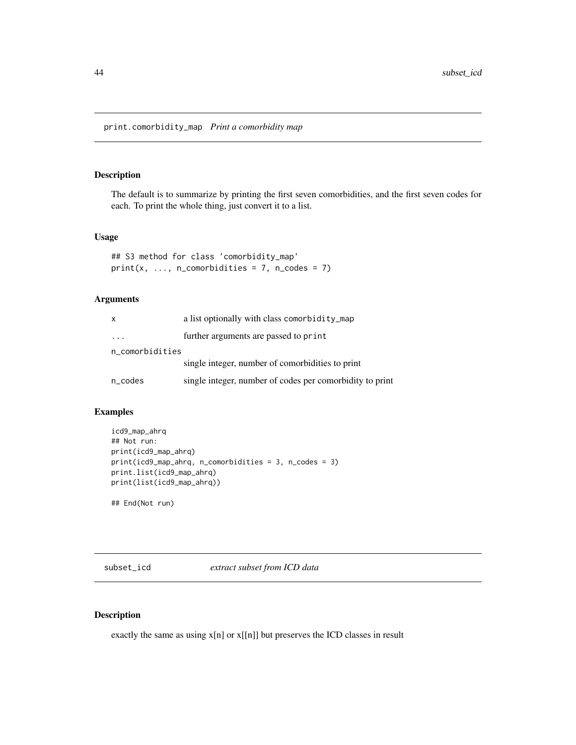## print.comorbidity_map *Print a comorbidity map*

### Description

The default is to summarize by printing the first seven comorbidities, and the first seven codes for each. To print the whole thing, just convert it to a list.

### Usage

```
## S3 method for class 'comorbidity_map'
print(x, ..., n_comorbidities = 7, n_codes = 7)
```

### Arguments

| | |
|---|---|
| x | a list optionally with class comorbidity_map |
| ... | further arguments are passed to print |
| n_comorbidities | single integer, number of comorbidities to print |
| n_codes | single integer, number of codes per comorbidity to print |

### Examples

```
icd9_map_ahrq
## Not run:
print(icd9_map_ahrq)
print(icd9_map_ahrq, n_comorbidities = 3, n_codes = 3)
print.list(icd9_map_ahrq)
print(list(icd9_map_ahrq))

## End(Not run)
```

## subset_icd *extract subset from ICD data*

### Description

exactly the same as using x[n] or x[[n]] but preserves the ICD classes in result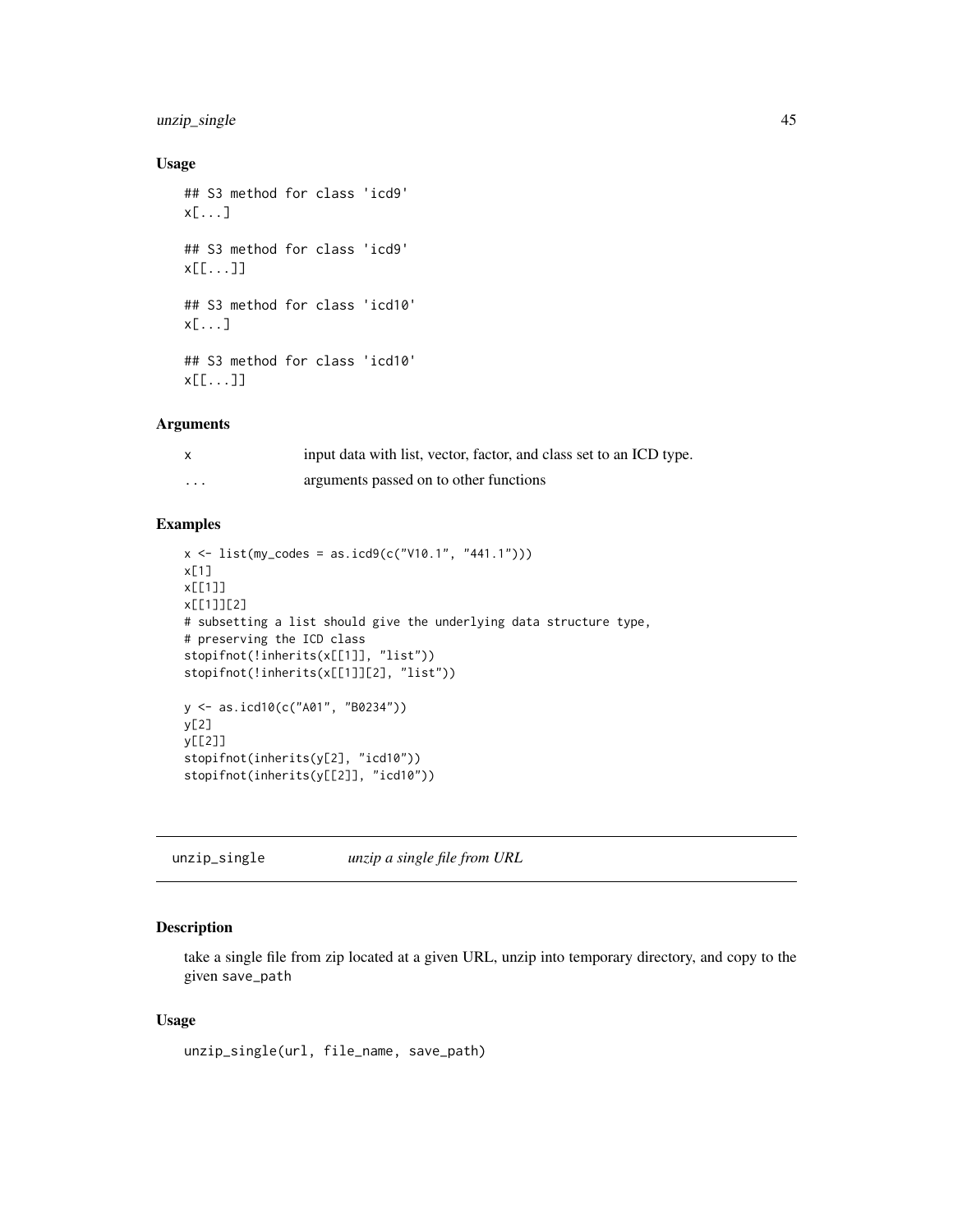### Usage

```
## S3 method for class 'icd9'
x[...]

## S3 method for class 'icd9'
x[[...]]

## S3 method for class 'icd10'
x[...]

## S3 method for class 'icd10'
x[[...]]
```

### Arguments

| | |
|---|---|
| x | input data with list, vector, factor, and class set to an ICD type. |
| ... | arguments passed on to other functions |

### Examples

```
x <- list(my_codes = as.icd9(c("V10.1", "441.1")))
x[1]
x[[1]]
x[[1]][2]
# subsetting a list should give the underlying data structure type,
# preserving the ICD class
stopifnot(!inherits(x[[1]], "list"))
stopifnot(!inherits(x[[1]][2], "list"))

y <- as.icd10(c("A01", "B0234"))
y[2]
y[[2]]
stopifnot(inherits(y[2], "icd10"))
stopifnot(inherits(y[[2]], "icd10"))
```

---

## unzip_single    *unzip a single file from URL*

---

### Description

take a single file from zip located at a given URL, unzip into temporary directory, and copy to the given save_path

### Usage

```
unzip_single(url, file_name, save_path)
```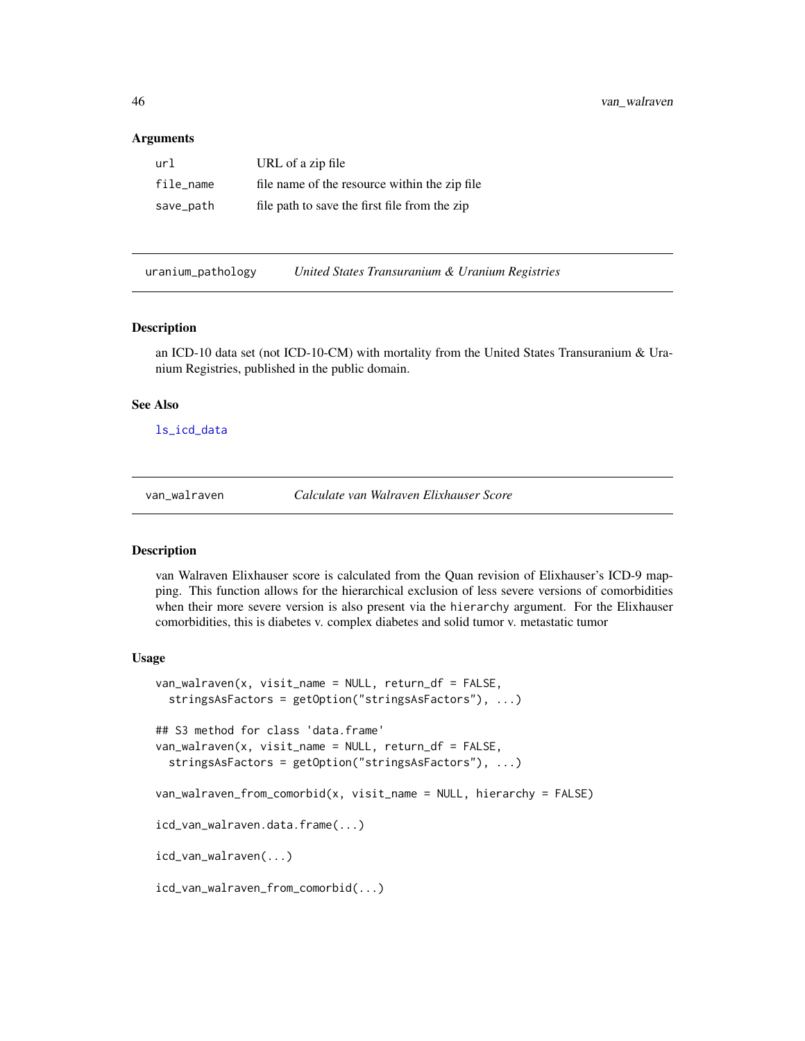### Arguments

| | |
|---|---|
| url | URL of a zip file |
| file_name | file name of the resource within the zip file |
| save_path | file path to save the first file from the zip |

## uranium_pathology *United States Transuranium & Uranium Registries*

### Description

an ICD-10 data set (not ICD-10-CM) with mortality from the United States Transuranium & Uranium Registries, published in the public domain.

### See Also

ls_icd_data

## van_walraven *Calculate van Walraven Elixhauser Score*

### Description

van Walraven Elixhauser score is calculated from the Quan revision of Elixhauser's ICD-9 mapping. This function allows for the hierarchical exclusion of less severe versions of comorbidities when their more severe version is also present via the hierarchy argument. For the Elixhauser comorbidities, this is diabetes v. complex diabetes and solid tumor v. metastatic tumor

### Usage

```
van_walraven(x, visit_name = NULL, return_df = FALSE,
  stringsAsFactors = getOption("stringsAsFactors"), ...)

## S3 method for class 'data.frame'
van_walraven(x, visit_name = NULL, return_df = FALSE,
  stringsAsFactors = getOption("stringsAsFactors"), ...)

van_walraven_from_comorbid(x, visit_name = NULL, hierarchy = FALSE)

icd_van_walraven.data.frame(...)

icd_van_walraven(...)

icd_van_walraven_from_comorbid(...)
```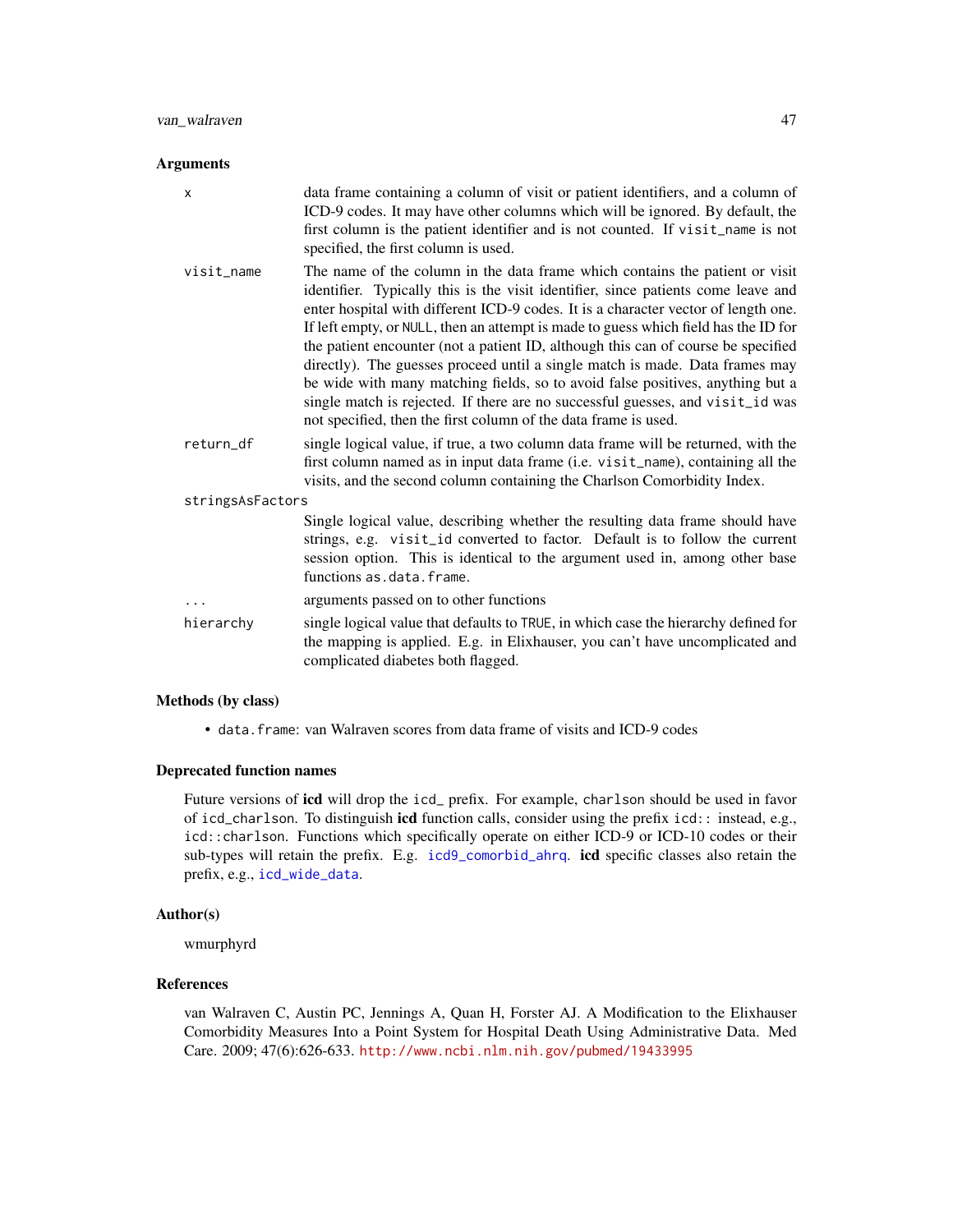### Arguments

| | |
|---|---|
| `x` | data frame containing a column of visit or patient identifiers, and a column of ICD-9 codes. It may have other columns which will be ignored. By default, the first column is the patient identifier and is not counted. If `visit_name` is not specified, the first column is used. |
| `visit_name` | The name of the column in the data frame which contains the patient or visit identifier. Typically this is the visit identifier, since patients come leave and enter hospital with different ICD-9 codes. It is a character vector of length one. If left empty, or `NULL`, then an attempt is made to guess which field has the ID for the patient encounter (not a patient ID, although this can of course be specified directly). The guesses proceed until a single match is made. Data frames may be wide with many matching fields, so to avoid false positives, anything but a single match is rejected. If there are no successful guesses, and `visit_id` was not specified, then the first column of the data frame is used. |
| `return_df` | single logical value, if true, a two column data frame will be returned, with the first column named as in input data frame (i.e. `visit_name`), containing all the visits, and the second column containing the Charlson Comorbidity Index. |
| `stringsAsFactors` | Single logical value, describing whether the resulting data frame should have strings, e.g. `visit_id` converted to factor. Default is to follow the current session option. This is identical to the argument used in, among other base functions `as.data.frame`. |
| `...` | arguments passed on to other functions |
| `hierarchy` | single logical value that defaults to `TRUE`, in which case the hierarchy defined for the mapping is applied. E.g. in Elixhauser, you can't have uncomplicated and complicated diabetes both flagged. |

### Methods (by class)

- `data.frame`: van Walraven scores from data frame of visits and ICD-9 codes

### Deprecated function names

Future versions of **icd** will drop the `icd_` prefix. For example, `charlson` should be used in favor of `icd_charlson`. To distinguish **icd** function calls, consider using the prefix `icd::` instead, e.g., `icd::charlson`. Functions which specifically operate on either ICD-9 or ICD-10 codes or their sub-types will retain the prefix. E.g. `icd9_comorbid_ahrq`. **icd** specific classes also retain the prefix, e.g., `icd_wide_data`.

### Author(s)

wmurphyrd

### References

van Walraven C, Austin PC, Jennings A, Quan H, Forster AJ. A Modification to the Elixhauser Comorbidity Measures Into a Point System for Hospital Death Using Administrative Data. Med Care. 2009; 47(6):626-633. http://www.ncbi.nlm.nih.gov/pubmed/19433995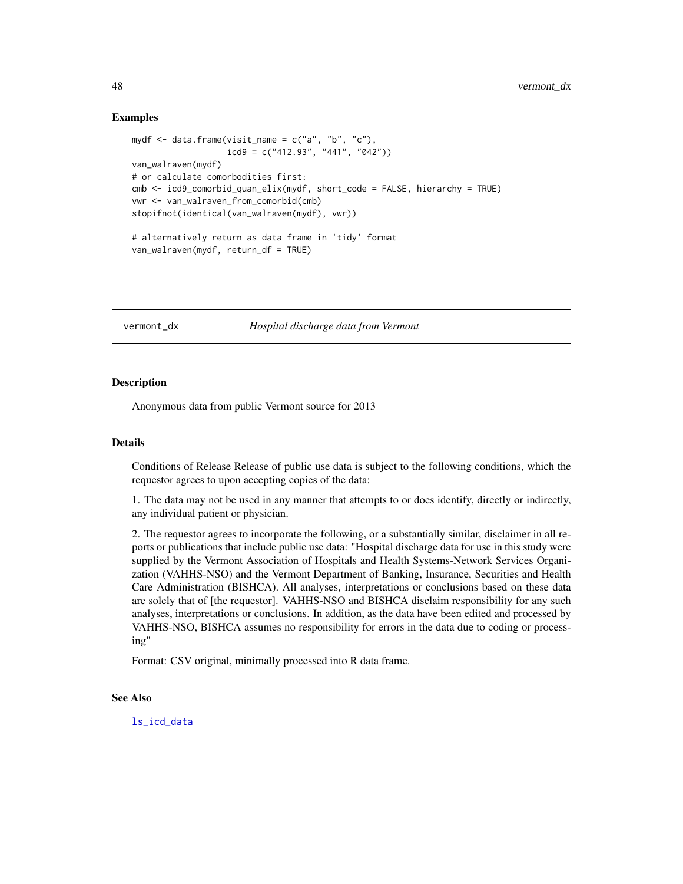### Examples

```
mydf <- data.frame(visit_name = c("a", "b", "c"),
                   icd9 = c("412.93", "441", "042"))
van_walraven(mydf)
# or calculate comorbodities first:
cmb <- icd9_comorbid_quan_elix(mydf, short_code = FALSE, hierarchy = TRUE)
vwr <- van_walraven_from_comorbid(cmb)
stopifnot(identical(van_walraven(mydf), vwr))

# alternatively return as data frame in 'tidy' format
van_walraven(mydf, return_df = TRUE)
```

---

## vermont_dx    *Hospital discharge data from Vermont*

### Description

Anonymous data from public Vermont source for 2013

### Details

Conditions of Release Release of public use data is subject to the following conditions, which the requestor agrees to upon accepting copies of the data:

1. The data may not be used in any manner that attempts to or does identify, directly or indirectly, any individual patient or physician.

2. The requestor agrees to incorporate the following, or a substantially similar, disclaimer in all reports or publications that include public use data: "Hospital discharge data for use in this study were supplied by the Vermont Association of Hospitals and Health Systems-Network Services Organization (VAHHS-NSO) and the Vermont Department of Banking, Insurance, Securities and Health Care Administration (BISHCA). All analyses, interpretations or conclusions based on these data are solely that of [the requestor]. VAHHS-NSO and BISHCA disclaim responsibility for any such analyses, interpretations or conclusions. In addition, as the data have been edited and processed by VAHHS-NSO, BISHCA assumes no responsibility for errors in the data due to coding or processing"

Format: CSV original, minimally processed into R data frame.

### See Also

ls_icd_data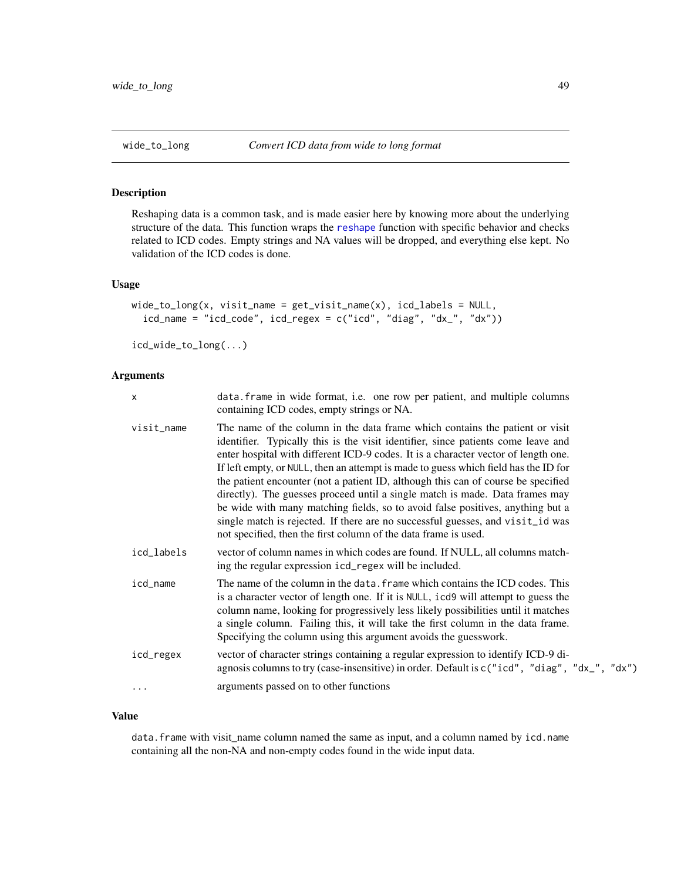# wide_to_long — *Convert ICD data from wide to long format*

## Description

Reshaping data is a common task, and is made easier here by knowing more about the underlying structure of the data. This function wraps the reshape function with specific behavior and checks related to ICD codes. Empty strings and NA values will be dropped, and everything else kept. No validation of the ICD codes is done.

## Usage

```
wide_to_long(x, visit_name = get_visit_name(x), icd_labels = NULL,
  icd_name = "icd_code", icd_regex = c("icd", "diag", "dx_", "dx"))

icd_wide_to_long(...)
```

## Arguments

| | |
|---|---|
| `x` | data.frame in wide format, i.e. one row per patient, and multiple columns containing ICD codes, empty strings or NA. |
| `visit_name` | The name of the column in the data frame which contains the patient or visit identifier. Typically this is the visit identifier, since patients come leave and enter hospital with different ICD-9 codes. It is a character vector of length one. If left empty, or NULL, then an attempt is made to guess which field has the ID for the patient encounter (not a patient ID, although this can of course be specified directly). The guesses proceed until a single match is made. Data frames may be wide with many matching fields, so to avoid false positives, anything but a single match is rejected. If there are no successful guesses, and visit_id was not specified, then the first column of the data frame is used. |
| `icd_labels` | vector of column names in which codes are found. If NULL, all columns matching the regular expression icd_regex will be included. |
| `icd_name` | The name of the column in the data.frame which contains the ICD codes. This is a character vector of length one. If it is NULL, icd9 will attempt to guess the column name, looking for progressively less likely possibilities until it matches a single column. Failing this, it will take the first column in the data frame. Specifying the column using this argument avoids the guesswork. |
| `icd_regex` | vector of character strings containing a regular expression to identify ICD-9 diagnosis columns to try (case-insensitive) in order. Default is c("icd", "diag", "dx_", "dx") |
| `...` | arguments passed on to other functions |

## Value

data.frame with visit_name column named the same as input, and a column named by icd.name containing all the non-NA and non-empty codes found in the wide input data.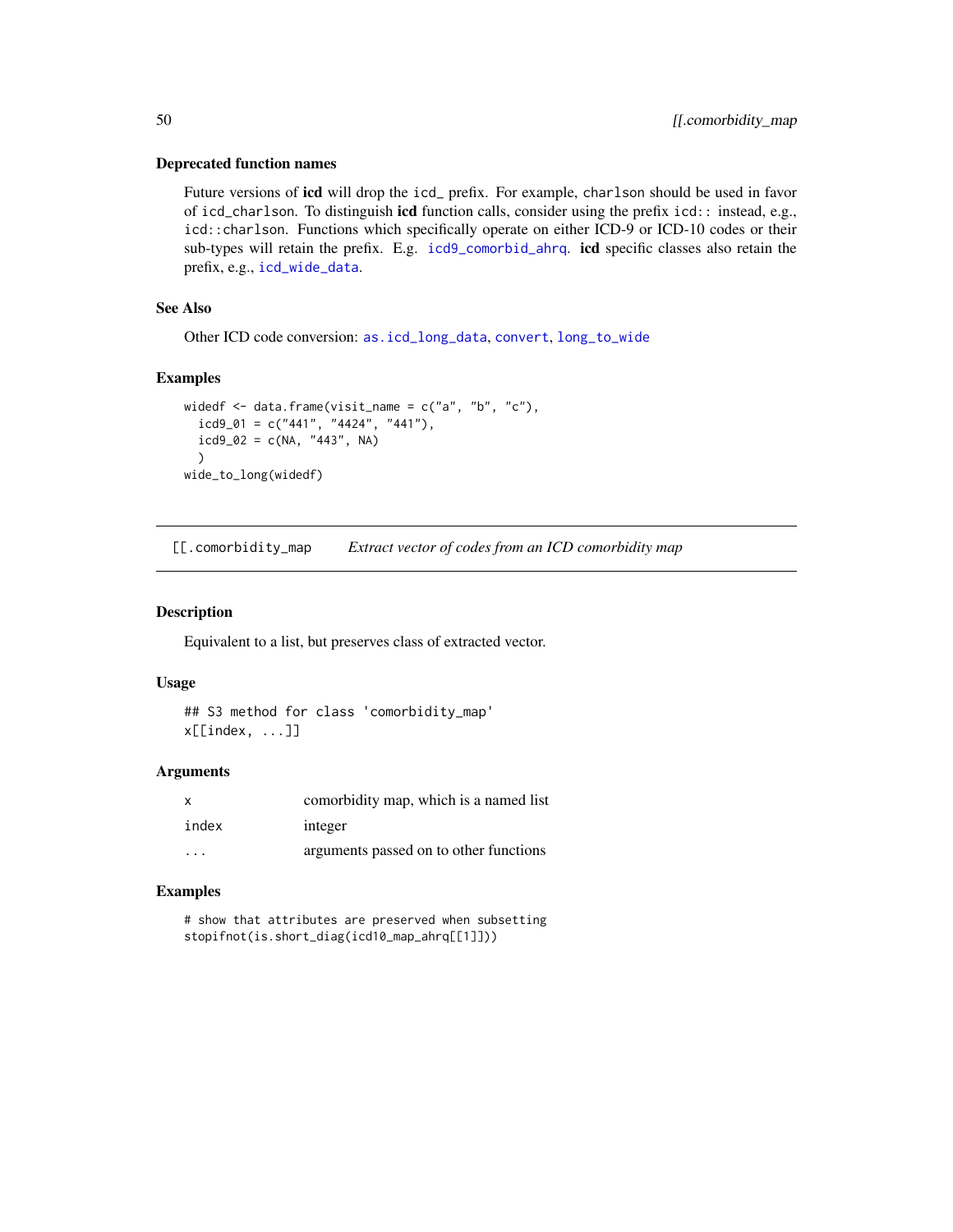### Deprecated function names

Future versions of **icd** will drop the `icd_` prefix. For example, `charlson` should be used in favor of `icd_charlson`. To distinguish **icd** function calls, consider using the prefix `icd::` instead, e.g., `icd::charlson`. Functions which specifically operate on either ICD-9 or ICD-10 codes or their sub-types will retain the prefix. E.g. `icd9_comorbid_ahrq`. **icd** specific classes also retain the prefix, e.g., `icd_wide_data`.

### See Also

Other ICD code conversion: `as.icd_long_data`, `convert`, `long_to_wide`

### Examples

```
widedf <- data.frame(visit_name = c("a", "b", "c"),
  icd9_01 = c("441", "4424", "441"),
  icd9_02 = c(NA, "443", NA)
  )
wide_to_long(widedf)
```

---

## `[[.comorbidity_map` *Extract vector of codes from an ICD comorbidity map*

---

### Description

Equivalent to a list, but preserves class of extracted vector.

### Usage

```
## S3 method for class 'comorbidity_map'
x[[index, ...]]
```

### Arguments

| | |
|---|---|
| `x` | comorbidity map, which is a named list |
| `index` | integer |
| `...` | arguments passed on to other functions |

### Examples

```
# show that attributes are preserved when subsetting
stopifnot(is.short_diag(icd10_map_ahrq[[1]]))
```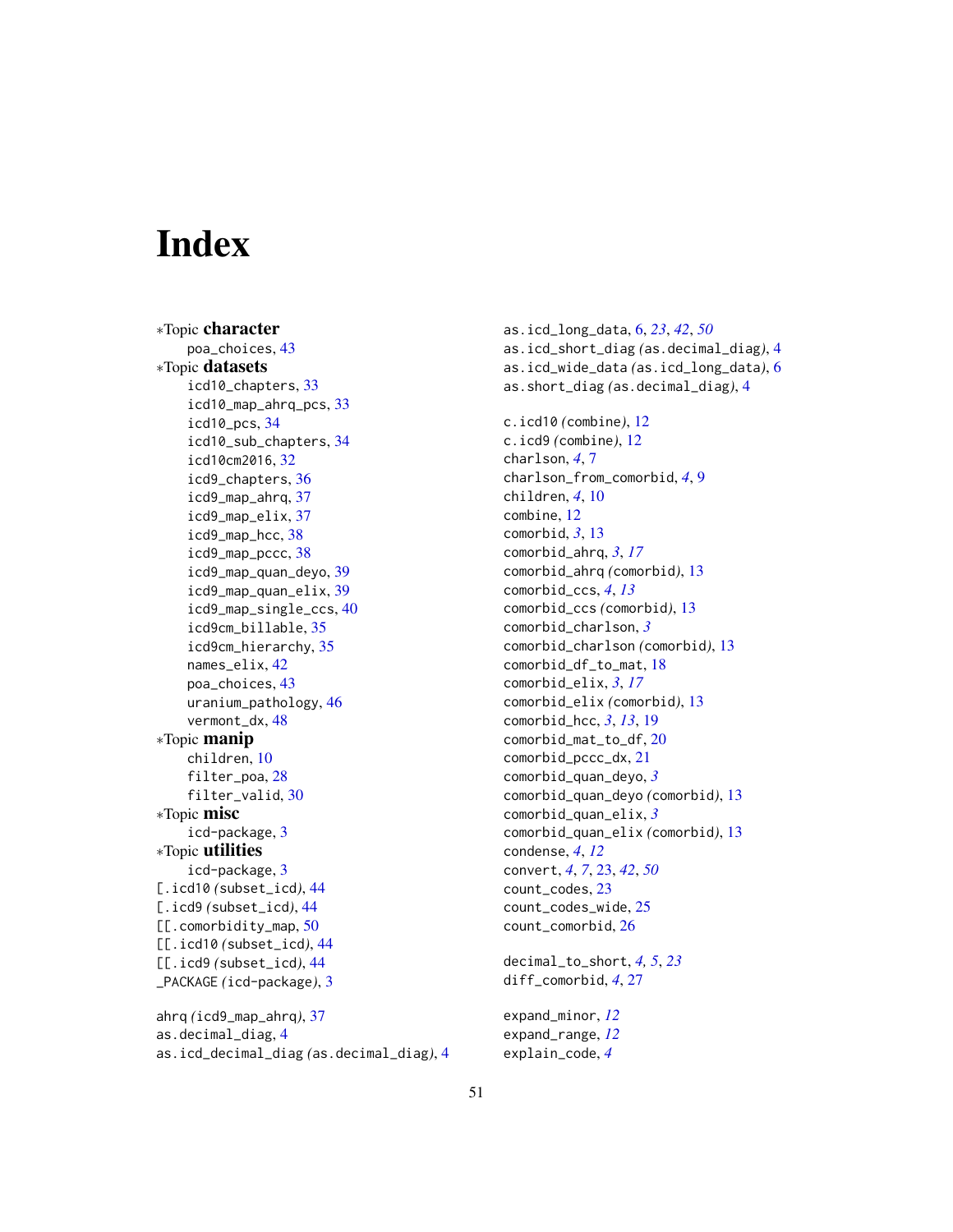# Index

∗Topic **character**
- poa_choices, 43

∗Topic **datasets**
- icd10_chapters, 33
- icd10_map_ahrq_pcs, 33
- icd10_pcs, 34
- icd10_sub_chapters, 34
- icd10cm2016, 32
- icd9_chapters, 36
- icd9_map_ahrq, 37
- icd9_map_elix, 37
- icd9_map_hcc, 38
- icd9_map_pccc, 38
- icd9_map_quan_deyo, 39
- icd9_map_quan_elix, 39
- icd9_map_single_ccs, 40
- icd9cm_billable, 35
- icd9cm_hierarchy, 35
- names_elix, 42
- poa_choices, 43
- uranium_pathology, 46
- vermont_dx, 48

∗Topic **manip**
- children, 10
- filter_poa, 28
- filter_valid, 30

∗Topic **misc**
- icd-package, 3

∗Topic **utilities**
- icd-package, 3

[.icd10 *(subset_icd)*, 44
[.icd9 *(subset_icd)*, 44
[[.comorbidity_map, 50
[[.icd10 *(subset_icd)*, 44
[[.icd9 *(subset_icd)*, 44
_PACKAGE *(icd-package)*, 3

ahrq *(icd9_map_ahrq)*, 37
as.decimal_diag, 4
as.icd_decimal_diag *(as.decimal_diag)*, 4
as.icd_long_data, 6, *23*, *42*, *50*
as.icd_short_diag *(as.decimal_diag)*, 4
as.icd_wide_data *(as.icd_long_data)*, 6
as.short_diag *(as.decimal_diag)*, 4

c.icd10 *(combine)*, 12
c.icd9 *(combine)*, 12
charlson, *4*, 7
charlson_from_comorbid, *4*, 9
children, *4*, 10
combine, 12
comorbid, *3*, 13
comorbid_ahrq, *3*, *17*
comorbid_ahrq *(comorbid)*, 13
comorbid_ccs, *4*, *13*
comorbid_ccs *(comorbid)*, 13
comorbid_charlson, *3*
comorbid_charlson *(comorbid)*, 13
comorbid_df_to_mat, 18
comorbid_elix, *3*, *17*
comorbid_elix *(comorbid)*, 13
comorbid_hcc, *3*, *13*, 19
comorbid_mat_to_df, 20
comorbid_pccc_dx, 21
comorbid_quan_deyo, *3*
comorbid_quan_deyo *(comorbid)*, 13
comorbid_quan_elix, *3*
comorbid_quan_elix *(comorbid)*, 13
condense, *4*, *12*
convert, *4*, *7*, 23, *42*, *50*
count_codes, 23
count_codes_wide, 25
count_comorbid, 26

decimal_to_short, *4*, *5*, *23*
diff_comorbid, *4*, 27

expand_minor, *12*
expand_range, *12*
explain_code, *4*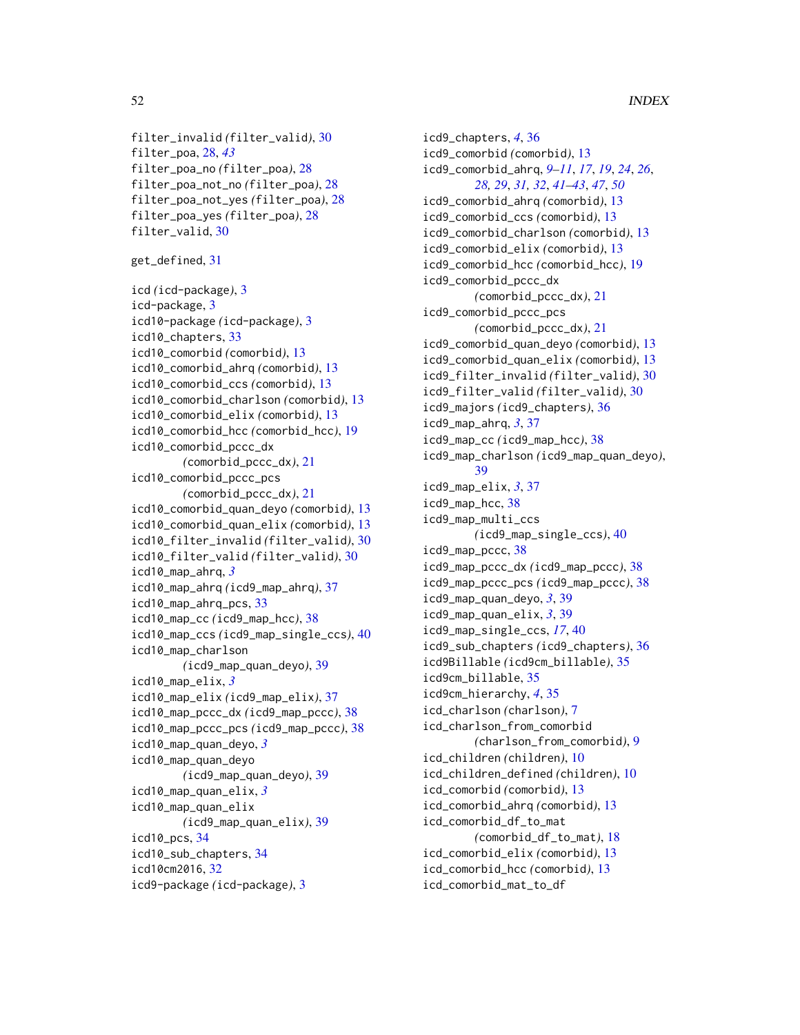filter_invalid *(filter_valid)*, 30
filter_poa, 28, *43*
filter_poa_no *(filter_poa)*, 28
filter_poa_not_no *(filter_poa)*, 28
filter_poa_not_yes *(filter_poa)*, 28
filter_poa_yes *(filter_poa)*, 28
filter_valid, 30

get_defined, 31

icd *(icd-package)*, 3
icd-package, 3
icd10-package *(icd-package)*, 3
icd10_chapters, 33
icd10_comorbid *(comorbid)*, 13
icd10_comorbid_ahrq *(comorbid)*, 13
icd10_comorbid_ccs *(comorbid)*, 13
icd10_comorbid_charlson *(comorbid)*, 13
icd10_comorbid_elix *(comorbid)*, 13
icd10_comorbid_hcc *(comorbid_hcc)*, 19
icd10_comorbid_pccc_dx *(comorbid_pccc_dx)*, 21
icd10_comorbid_pccc_pcs *(comorbid_pccc_dx)*, 21
icd10_comorbid_quan_deyo *(comorbid)*, 13
icd10_comorbid_quan_elix *(comorbid)*, 13
icd10_filter_invalid *(filter_valid)*, 30
icd10_filter_valid *(filter_valid)*, 30
icd10_map_ahrq, *3*
icd10_map_ahrq *(icd9_map_ahrq)*, 37
icd10_map_ahrq_pcs, 33
icd10_map_cc *(icd9_map_hcc)*, 38
icd10_map_ccs *(icd9_map_single_ccs)*, 40
icd10_map_charlson *(icd9_map_quan_deyo)*, 39
icd10_map_elix, *3*
icd10_map_elix *(icd9_map_elix)*, 37
icd10_map_pccc_dx *(icd9_map_pccc)*, 38
icd10_map_pccc_pcs *(icd9_map_pccc)*, 38
icd10_map_quan_deyo, *3*
icd10_map_quan_deyo *(icd9_map_quan_deyo)*, 39
icd10_map_quan_elix, *3*
icd10_map_quan_elix *(icd9_map_quan_elix)*, 39
icd10_pcs, 34
icd10_sub_chapters, 34
icd10cm2016, 32
icd9-package *(icd-package)*, 3
icd9_chapters, *4*, 36
icd9_comorbid *(comorbid)*, 13
icd9_comorbid_ahrq, *9–11*, *17*, *19*, *24*, *26*, *28*, *29*, *31*, *32*, *41–43*, *47*, *50*
icd9_comorbid_ahrq *(comorbid)*, 13
icd9_comorbid_ccs *(comorbid)*, 13
icd9_comorbid_charlson *(comorbid)*, 13
icd9_comorbid_elix *(comorbid)*, 13
icd9_comorbid_hcc *(comorbid_hcc)*, 19
icd9_comorbid_pccc_dx *(comorbid_pccc_dx)*, 21
icd9_comorbid_pccc_pcs *(comorbid_pccc_dx)*, 21
icd9_comorbid_quan_deyo *(comorbid)*, 13
icd9_comorbid_quan_elix *(comorbid)*, 13
icd9_filter_invalid *(filter_valid)*, 30
icd9_filter_valid *(filter_valid)*, 30
icd9_majors *(icd9_chapters)*, 36
icd9_map_ahrq, *3*, 37
icd9_map_cc *(icd9_map_hcc)*, 38
icd9_map_charlson *(icd9_map_quan_deyo)*, 39
icd9_map_elix, *3*, 37
icd9_map_hcc, 38
icd9_map_multi_ccs *(icd9_map_single_ccs)*, 40
icd9_map_pccc, 38
icd9_map_pccc_dx *(icd9_map_pccc)*, 38
icd9_map_pccc_pcs *(icd9_map_pccc)*, 38
icd9_map_quan_deyo, *3*, 39
icd9_map_quan_elix, *3*, 39
icd9_map_single_ccs, *17*, 40
icd9_sub_chapters *(icd9_chapters)*, 36
icd9Billable *(icd9cm_billable)*, 35
icd9cm_billable, 35
icd9cm_hierarchy, *4*, 35
icd_charlson *(charlson)*, 7
icd_charlson_from_comorbid *(charlson_from_comorbid)*, 9
icd_children *(children)*, 10
icd_children_defined *(children)*, 10
icd_comorbid *(comorbid)*, 13
icd_comorbid_ahrq *(comorbid)*, 13
icd_comorbid_df_to_mat *(comorbid_df_to_mat)*, 18
icd_comorbid_elix *(comorbid)*, 13
icd_comorbid_hcc *(comorbid)*, 13
icd_comorbid_mat_to_df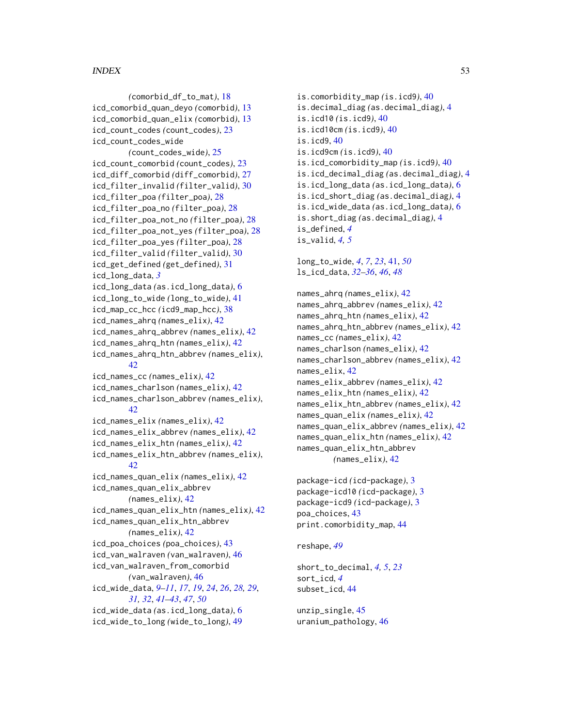(comorbid_df_to_mat), 18
icd_comorbid_quan_deyo (comorbid), 13
icd_comorbid_quan_elix (comorbid), 13
icd_count_codes (count_codes), 23
icd_count_codes_wide
(count_codes_wide), 25
icd_count_comorbid (count_codes), 23
icd_diff_comorbid (diff_comorbid), 27
icd_filter_invalid (filter_valid), 30
icd_filter_poa (filter_poa), 28
icd_filter_poa_no (filter_poa), 28
icd_filter_poa_not_no (filter_poa), 28
icd_filter_poa_not_yes (filter_poa), 28
icd_filter_poa_yes (filter_poa), 28
icd_filter_valid (filter_valid), 30
icd_get_defined (get_defined), 31
icd_long_data, *3*
icd_long_data (as.icd_long_data), 6
icd_long_to_wide (long_to_wide), 41
icd_map_cc_hcc (icd9_map_hcc), 38
icd_names_ahrq (names_elix), 42
icd_names_ahrq_abbrev (names_elix), 42
icd_names_ahrq_htn (names_elix), 42
icd_names_ahrq_htn_abbrev (names_elix), 42
icd_names_cc (names_elix), 42
icd_names_charlson (names_elix), 42
icd_names_charlson_abbrev (names_elix), 42
icd_names_elix (names_elix), 42
icd_names_elix_abbrev (names_elix), 42
icd_names_elix_htn (names_elix), 42
icd_names_elix_htn_abbrev (names_elix), 42
icd_names_quan_elix (names_elix), 42
icd_names_quan_elix_abbrev
(names_elix), 42
icd_names_quan_elix_htn (names_elix), 42
icd_names_quan_elix_htn_abbrev
(names_elix), 42
icd_poa_choices (poa_choices), 43
icd_van_walraven (van_walraven), 46
icd_van_walraven_from_comorbid
(van_walraven), 46
icd_wide_data, *9–11*, *17*, *19*, *24*, *26*, *28, 29*, *31, 32*, *41–43*, *47*, *50*
icd_wide_data (as.icd_long_data), 6
icd_wide_to_long (wide_to_long), 49

is.comorbidity_map (is.icd9), 40
is.decimal_diag (as.decimal_diag), 4
is.icd10 (is.icd9), 40
is.icd10cm (is.icd9), 40
is.icd9, 40
is.icd9cm (is.icd9), 40
is.icd_comorbidity_map (is.icd9), 40
is.icd_decimal_diag (as.decimal_diag), 4
is.icd_long_data (as.icd_long_data), 6
is.icd_short_diag (as.decimal_diag), 4
is.icd_wide_data (as.icd_long_data), 6
is.short_diag (as.decimal_diag), 4
is_defined, *4*
is_valid, *4, 5*

long_to_wide, *4*, *7*, *23*, 41, *50*
ls_icd_data, *32–36*, *46*, *48*

names_ahrq (names_elix), 42
names_ahrq_abbrev (names_elix), 42
names_ahrq_htn (names_elix), 42
names_ahrq_htn_abbrev (names_elix), 42
names_cc (names_elix), 42
names_charlson (names_elix), 42
names_charlson_abbrev (names_elix), 42
names_elix, 42
names_elix_abbrev (names_elix), 42
names_elix_htn (names_elix), 42
names_elix_htn_abbrev (names_elix), 42
names_quan_elix (names_elix), 42
names_quan_elix_abbrev (names_elix), 42
names_quan_elix_htn (names_elix), 42
names_quan_elix_htn_abbrev
(names_elix), 42

package-icd (icd-package), 3
package-icd10 (icd-package), 3
package-icd9 (icd-package), 3
poa_choices, 43
print.comorbidity_map, 44

reshape, *49*

short_to_decimal, *4, 5*, *23*
sort_icd, *4*
subset_icd, 44

unzip_single, 45
uranium_pathology, 46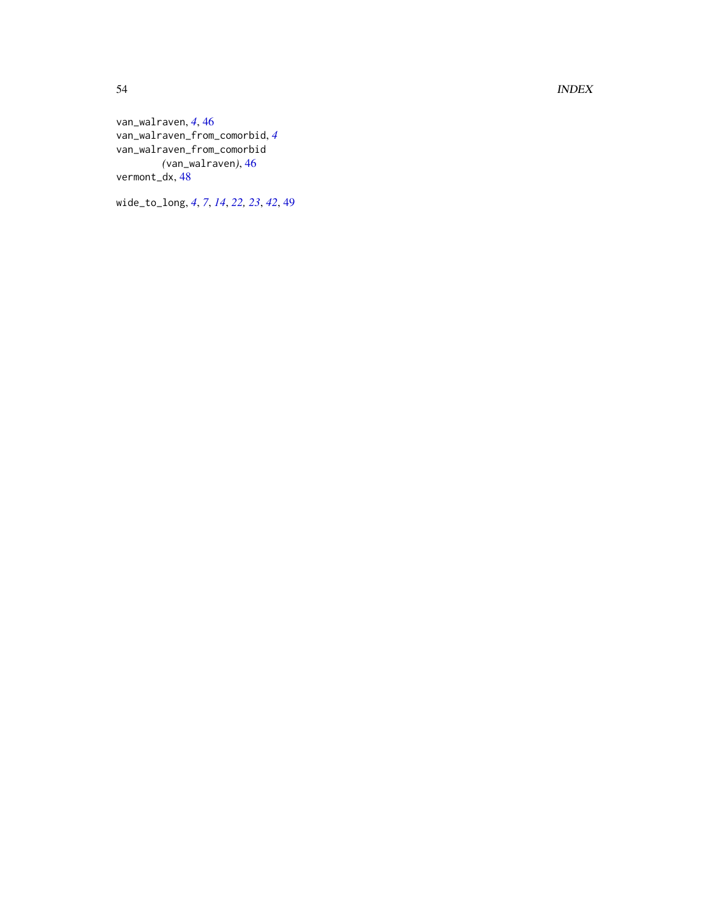van_walraven, *4*, 46
van_walraven_from_comorbid, *4*
van_walraven_from_comorbid
        (van_walraven), 46
vermont_dx, 48

wide_to_long, *4*, *7*, *14*, *22, 23*, *42*, 49